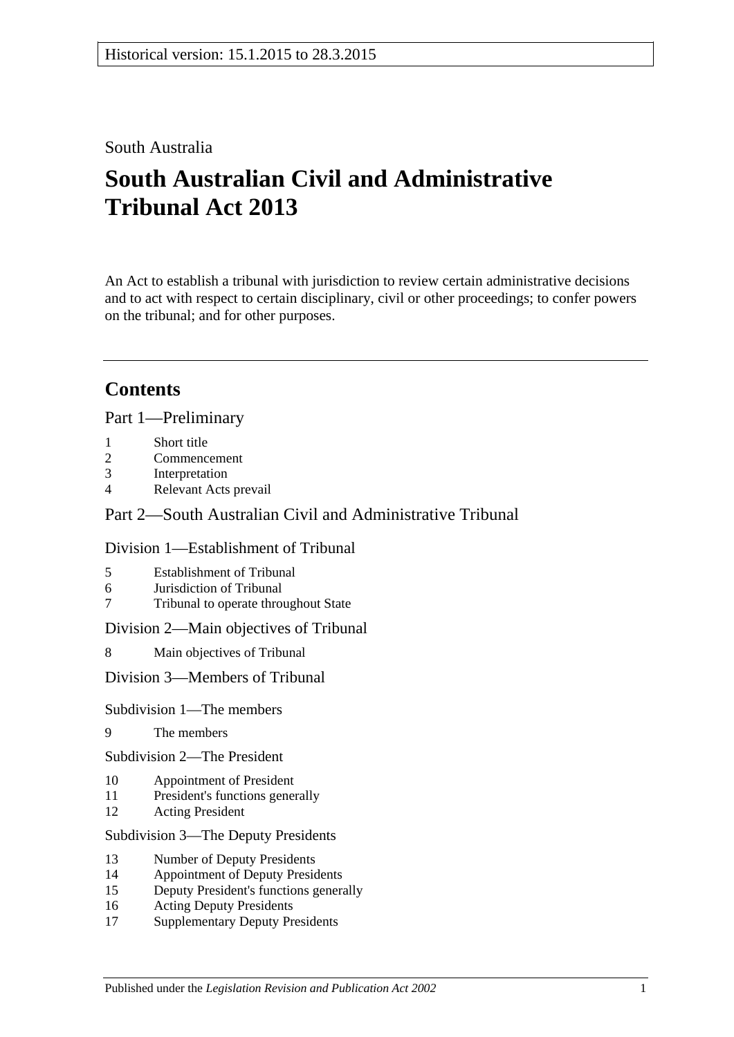Historical version: 15.1.2015 to 28.3.2015

South Australia

# South Australian Civil and Administrative Tribunal Act 2013

An Act to establish a tribunal with jurisdiction to review certain administrative decisions and to act with respect to certain disciplinary, civil or other proceedings; to confer powers on the tribunal; and for other purposes.

## Contents

### Part 1—Preliminary

1 Short title
2 Commencement
3 Interpretation
4 Relevant Acts prevail

### Part 2—South Australian Civil and Administrative Tribunal

#### Division 1—Establishment of Tribunal

5 Establishment of Tribunal
6 Jurisdiction of Tribunal
7 Tribunal to operate throughout State

#### Division 2—Main objectives of Tribunal

8 Main objectives of Tribunal

#### Division 3—Members of Tribunal

Subdivision 1—The members

9 The members

Subdivision 2—The President

10 Appointment of President
11 President's functions generally
12 Acting President

Subdivision 3—The Deputy Presidents

13 Number of Deputy Presidents
14 Appointment of Deputy Presidents
15 Deputy President's functions generally
16 Acting Deputy Presidents
17 Supplementary Deputy Presidents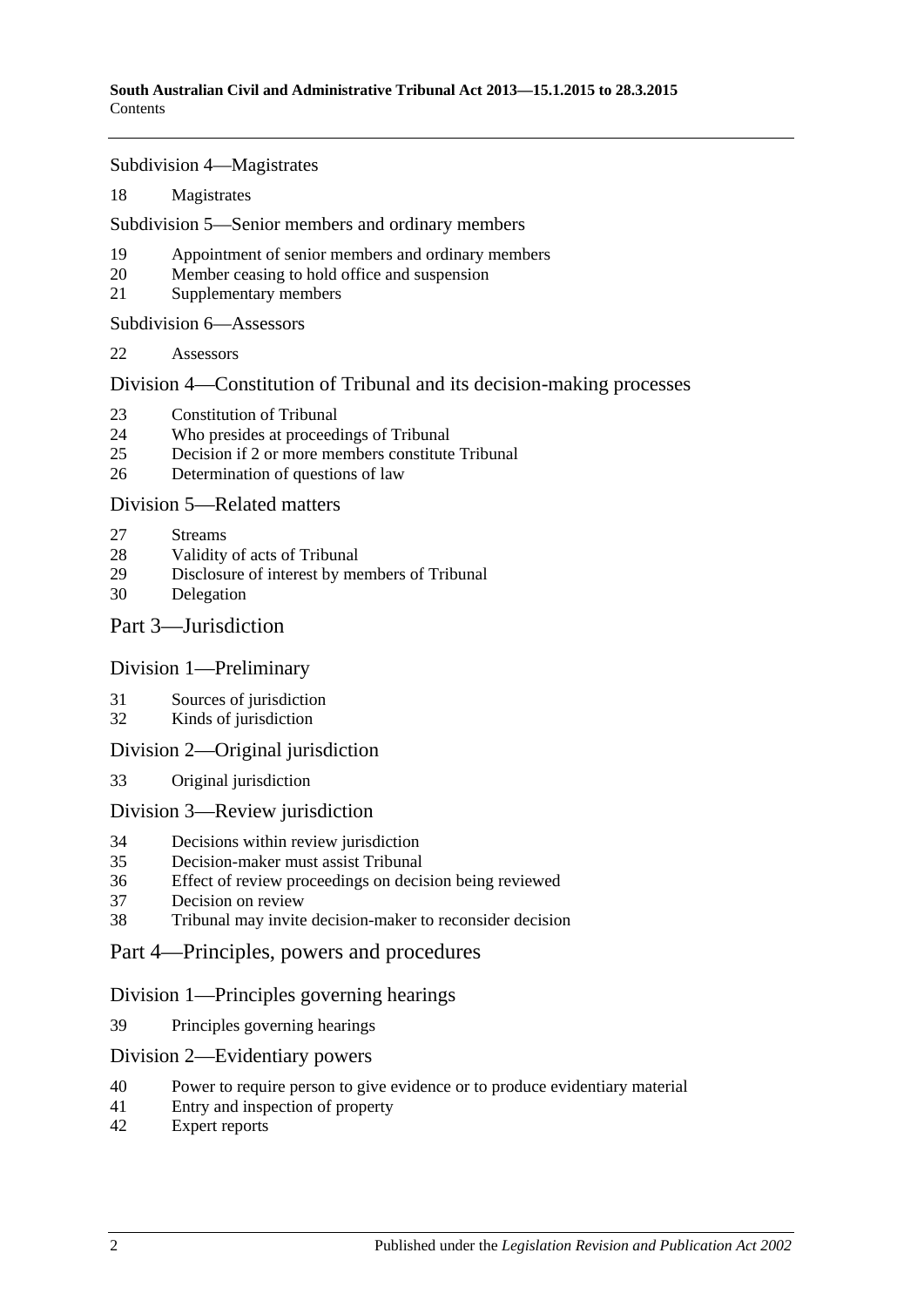Subdivision 4—Magistrates

18 Magistrates

Subdivision 5—Senior members and ordinary members

19 Appointment of senior members and ordinary members
20 Member ceasing to hold office and suspension
21 Supplementary members

Subdivision 6—Assessors

22 Assessors

Division 4—Constitution of Tribunal and its decision-making processes

23 Constitution of Tribunal
24 Who presides at proceedings of Tribunal
25 Decision if 2 or more members constitute Tribunal
26 Determination of questions of law

Division 5—Related matters

27 Streams
28 Validity of acts of Tribunal
29 Disclosure of interest by members of Tribunal
30 Delegation

Part 3—Jurisdiction

Division 1—Preliminary

31 Sources of jurisdiction
32 Kinds of jurisdiction

Division 2—Original jurisdiction

33 Original jurisdiction

Division 3—Review jurisdiction

34 Decisions within review jurisdiction
35 Decision-maker must assist Tribunal
36 Effect of review proceedings on decision being reviewed
37 Decision on review
38 Tribunal may invite decision-maker to reconsider decision

Part 4—Principles, powers and procedures

Division 1—Principles governing hearings

39 Principles governing hearings

Division 2—Evidentiary powers

40 Power to require person to give evidence or to produce evidentiary material
41 Entry and inspection of property
42 Expert reports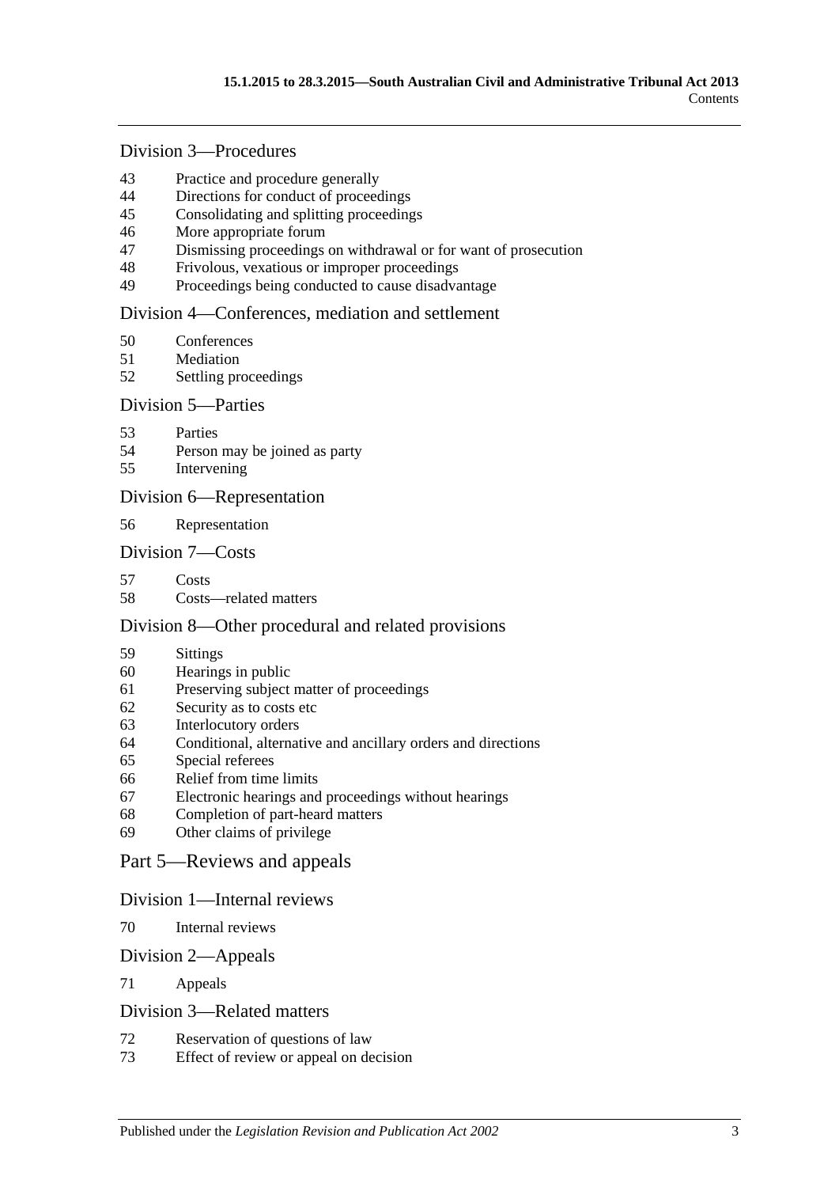### Division 3—Procedures

43 Practice and procedure generally
44 Directions for conduct of proceedings
45 Consolidating and splitting proceedings
46 More appropriate forum
47 Dismissing proceedings on withdrawal or for want of prosecution
48 Frivolous, vexatious or improper proceedings
49 Proceedings being conducted to cause disadvantage

### Division 4—Conferences, mediation and settlement

50 Conferences
51 Mediation
52 Settling proceedings

### Division 5—Parties

53 Parties
54 Person may be joined as party
55 Intervening

### Division 6—Representation

56 Representation

### Division 7—Costs

57 Costs
58 Costs—related matters

### Division 8—Other procedural and related provisions

59 Sittings
60 Hearings in public
61 Preserving subject matter of proceedings
62 Security as to costs etc
63 Interlocutory orders
64 Conditional, alternative and ancillary orders and directions
65 Special referees
66 Relief from time limits
67 Electronic hearings and proceedings without hearings
68 Completion of part-heard matters
69 Other claims of privilege

## Part 5—Reviews and appeals

### Division 1—Internal reviews

70 Internal reviews

### Division 2—Appeals

71 Appeals

### Division 3—Related matters

72 Reservation of questions of law
73 Effect of review or appeal on decision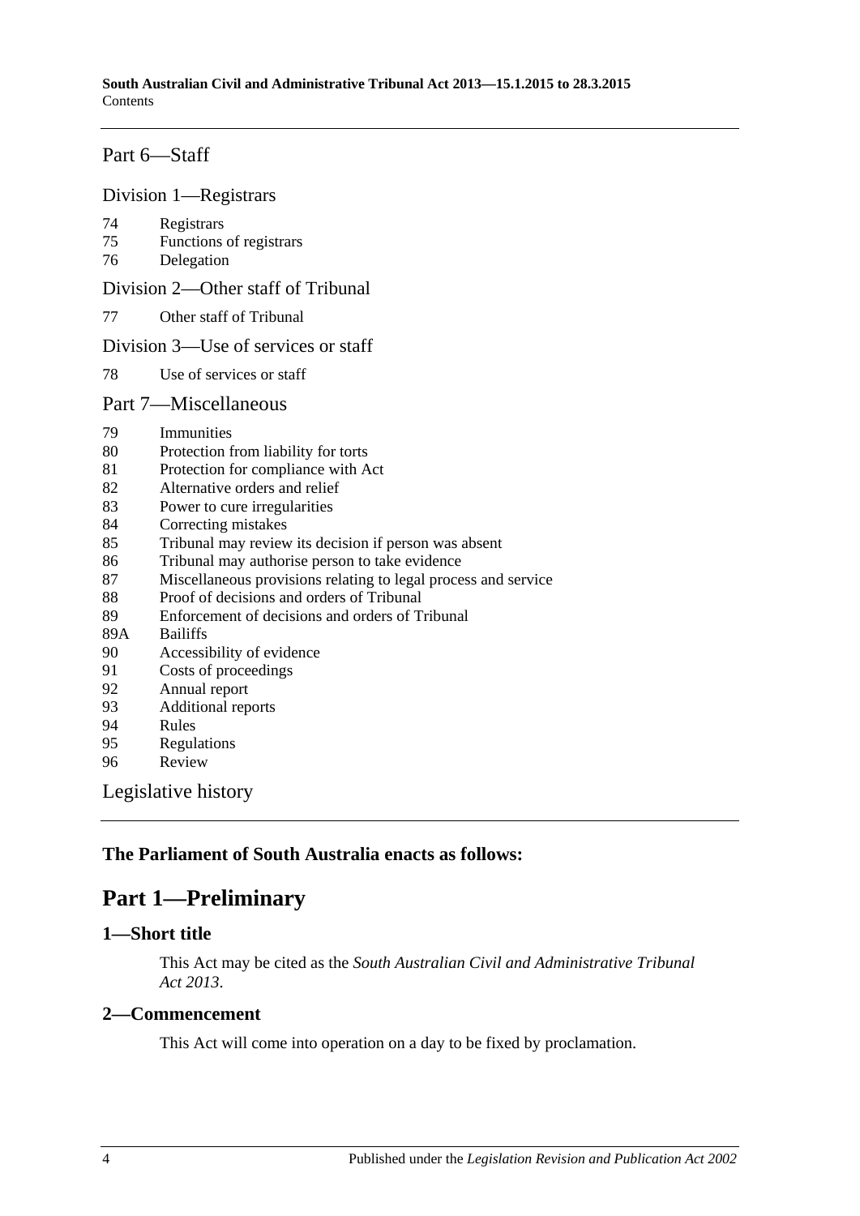Part 6—Staff

Division 1—Registrars

74 Registrars
75 Functions of registrars
76 Delegation

Division 2—Other staff of Tribunal

77 Other staff of Tribunal

Division 3—Use of services or staff

78 Use of services or staff

Part 7—Miscellaneous

79 Immunities
80 Protection from liability for torts
81 Protection for compliance with Act
82 Alternative orders and relief
83 Power to cure irregularities
84 Correcting mistakes
85 Tribunal may review its decision if person was absent
86 Tribunal may authorise person to take evidence
87 Miscellaneous provisions relating to legal process and service
88 Proof of decisions and orders of Tribunal
89 Enforcement of decisions and orders of Tribunal
89A Bailiffs
90 Accessibility of evidence
91 Costs of proceedings
92 Annual report
93 Additional reports
94 Rules
95 Regulations
96 Review

Legislative history

**The Parliament of South Australia enacts as follows:**

# Part 1—Preliminary

## 1—Short title

This Act may be cited as the *South Australian Civil and Administrative Tribunal Act 2013*.

## 2—Commencement

This Act will come into operation on a day to be fixed by proclamation.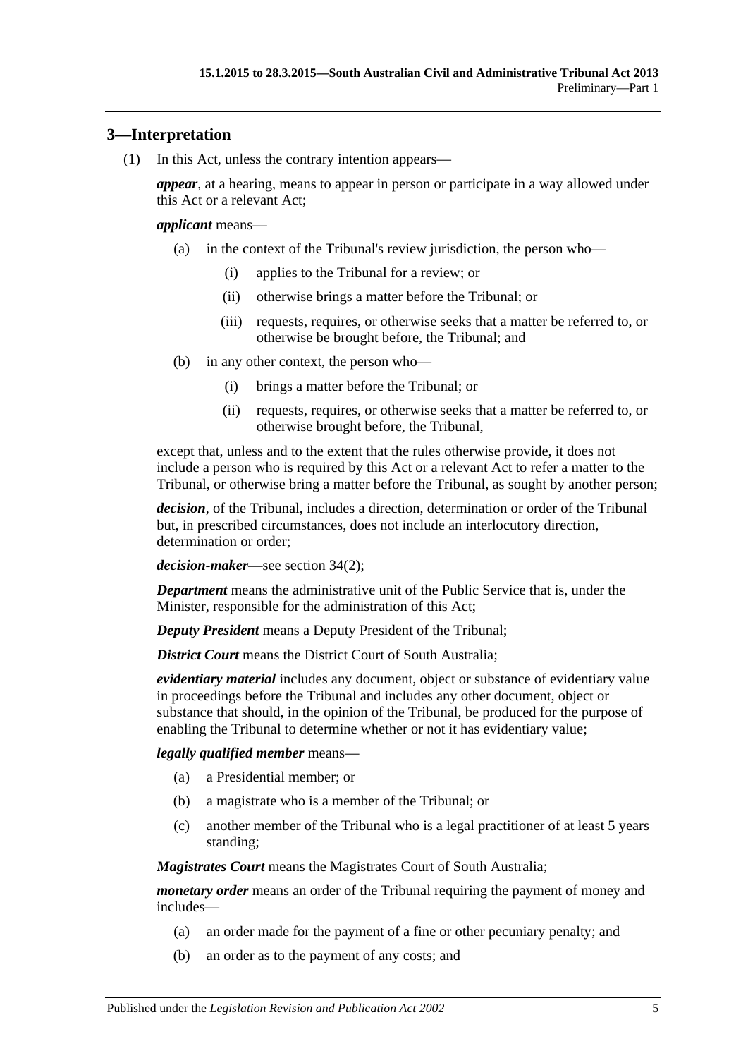## 3—Interpretation

(1) In this Act, unless the contrary intention appears—

***appear***, at a hearing, means to appear in person or participate in a way allowed under this Act or a relevant Act;

***applicant*** means—

- (a) in the context of the Tribunal's review jurisdiction, the person who—
  - (i) applies to the Tribunal for a review; or
  - (ii) otherwise brings a matter before the Tribunal; or
  - (iii) requests, requires, or otherwise seeks that a matter be referred to, or otherwise be brought before, the Tribunal; and
- (b) in any other context, the person who—
  - (i) brings a matter before the Tribunal; or
  - (ii) requests, requires, or otherwise seeks that a matter be referred to, or otherwise brought before, the Tribunal,

except that, unless and to the extent that the rules otherwise provide, it does not include a person who is required by this Act or a relevant Act to refer a matter to the Tribunal, or otherwise bring a matter before the Tribunal, as sought by another person;

***decision***, of the Tribunal, includes a direction, determination or order of the Tribunal but, in prescribed circumstances, does not include an interlocutory direction, determination or order;

***decision-maker***—see section 34(2);

***Department*** means the administrative unit of the Public Service that is, under the Minister, responsible for the administration of this Act;

***Deputy President*** means a Deputy President of the Tribunal;

***District Court*** means the District Court of South Australia;

***evidentiary material*** includes any document, object or substance of evidentiary value in proceedings before the Tribunal and includes any other document, object or substance that should, in the opinion of the Tribunal, be produced for the purpose of enabling the Tribunal to determine whether or not it has evidentiary value;

***legally qualified member*** means—

- (a) a Presidential member; or
- (b) a magistrate who is a member of the Tribunal; or
- (c) another member of the Tribunal who is a legal practitioner of at least 5 years standing;

***Magistrates Court*** means the Magistrates Court of South Australia;

***monetary order*** means an order of the Tribunal requiring the payment of money and includes—

- (a) an order made for the payment of a fine or other pecuniary penalty; and
- (b) an order as to the payment of any costs; and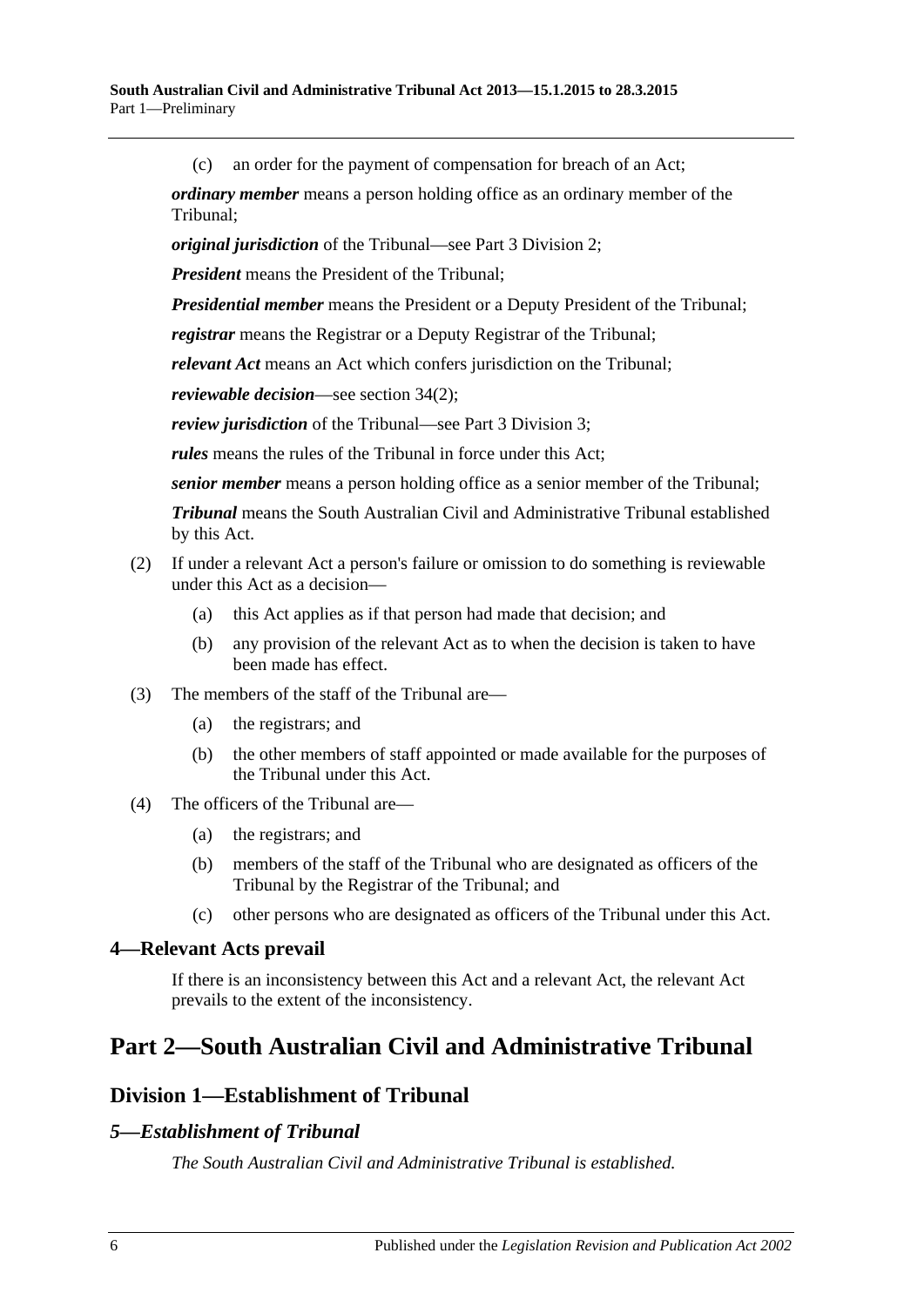(c) an order for the payment of compensation for breach of an Act;

***ordinary member*** means a person holding office as an ordinary member of the Tribunal;

***original jurisdiction*** of the Tribunal—see Part 3 Division 2;

***President*** means the President of the Tribunal;

***Presidential member*** means the President or a Deputy President of the Tribunal;

***registrar*** means the Registrar or a Deputy Registrar of the Tribunal;

***relevant Act*** means an Act which confers jurisdiction on the Tribunal;

***reviewable decision***—see section 34(2);

***review jurisdiction*** of the Tribunal—see Part 3 Division 3;

***rules*** means the rules of the Tribunal in force under this Act;

***senior member*** means a person holding office as a senior member of the Tribunal;

***Tribunal*** means the South Australian Civil and Administrative Tribunal established by this Act.

(2) If under a relevant Act a person's failure or omission to do something is reviewable under this Act as a decision—

(a) this Act applies as if that person had made that decision; and

(b) any provision of the relevant Act as to when the decision is taken to have been made has effect.

(3) The members of the staff of the Tribunal are—

(a) the registrars; and

(b) the other members of staff appointed or made available for the purposes of the Tribunal under this Act.

(4) The officers of the Tribunal are—

(a) the registrars; and

(b) members of the staff of the Tribunal who are designated as officers of the Tribunal by the Registrar of the Tribunal; and

(c) other persons who are designated as officers of the Tribunal under this Act.

### 4—Relevant Acts prevail

If there is an inconsistency between this Act and a relevant Act, the relevant Act prevails to the extent of the inconsistency.

# Part 2—South Australian Civil and Administrative Tribunal

## Division 1—Establishment of Tribunal

### *5—Establishment of Tribunal*

*The South Australian Civil and Administrative Tribunal is established.*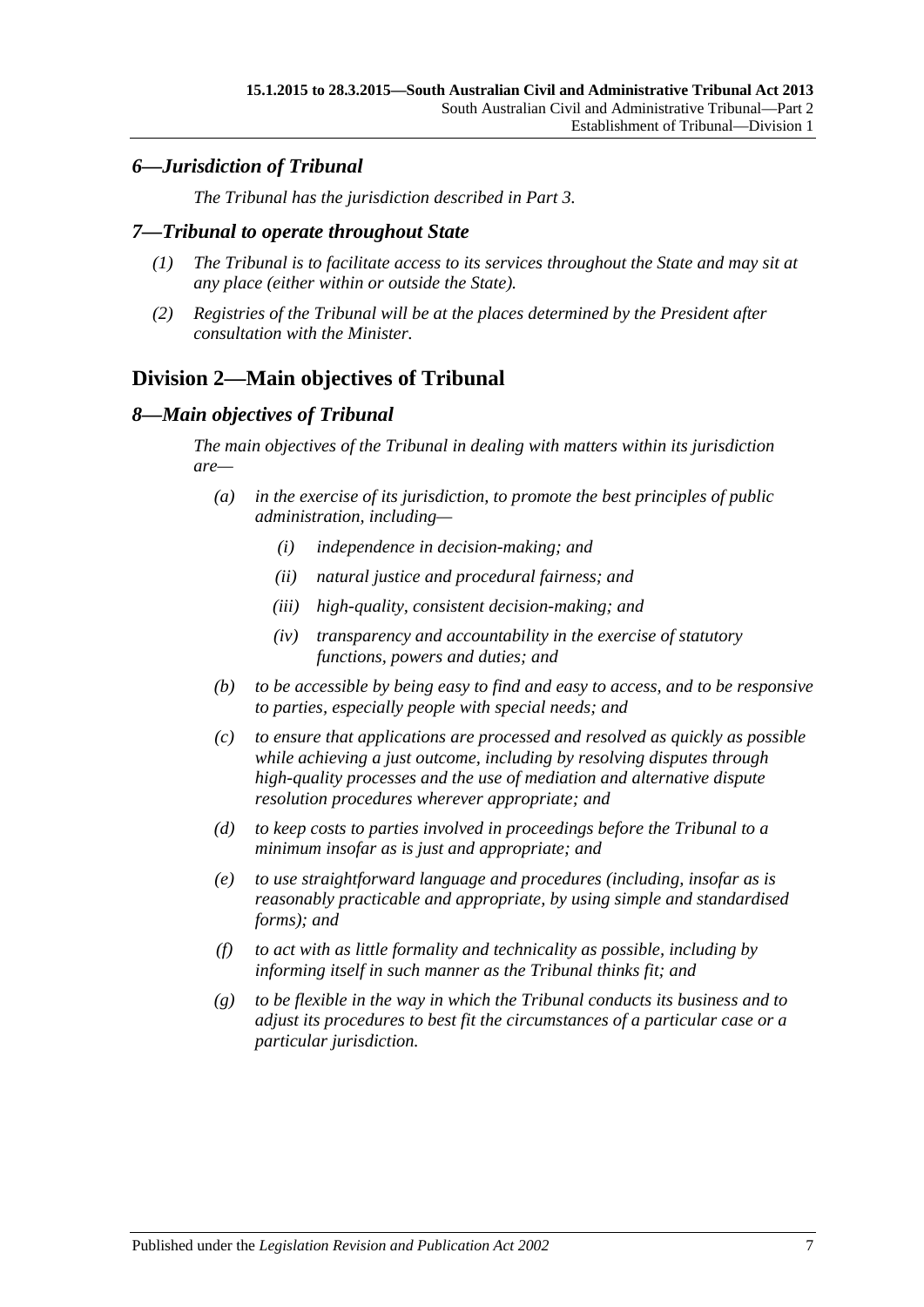### *6—Jurisdiction of Tribunal*

*The Tribunal has the jurisdiction described in Part 3.*

### *7—Tribunal to operate throughout State*

*(1) The Tribunal is to facilitate access to its services throughout the State and may sit at any place (either within or outside the State).*

*(2) Registries of the Tribunal will be at the places determined by the President after consultation with the Minister.*

## Division 2—Main objectives of Tribunal

### *8—Main objectives of Tribunal*

*The main objectives of the Tribunal in dealing with matters within its jurisdiction are—*

*(a) in the exercise of its jurisdiction, to promote the best principles of public administration, including—*

*(i) independence in decision-making; and*

*(ii) natural justice and procedural fairness; and*

*(iii) high-quality, consistent decision-making; and*

*(iv) transparency and accountability in the exercise of statutory functions, powers and duties; and*

*(b) to be accessible by being easy to find and easy to access, and to be responsive to parties, especially people with special needs; and*

*(c) to ensure that applications are processed and resolved as quickly as possible while achieving a just outcome, including by resolving disputes through high-quality processes and the use of mediation and alternative dispute resolution procedures wherever appropriate; and*

*(d) to keep costs to parties involved in proceedings before the Tribunal to a minimum insofar as is just and appropriate; and*

*(e) to use straightforward language and procedures (including, insofar as is reasonably practicable and appropriate, by using simple and standardised forms); and*

*(f) to act with as little formality and technicality as possible, including by informing itself in such manner as the Tribunal thinks fit; and*

*(g) to be flexible in the way in which the Tribunal conducts its business and to adjust its procedures to best fit the circumstances of a particular case or a particular jurisdiction.*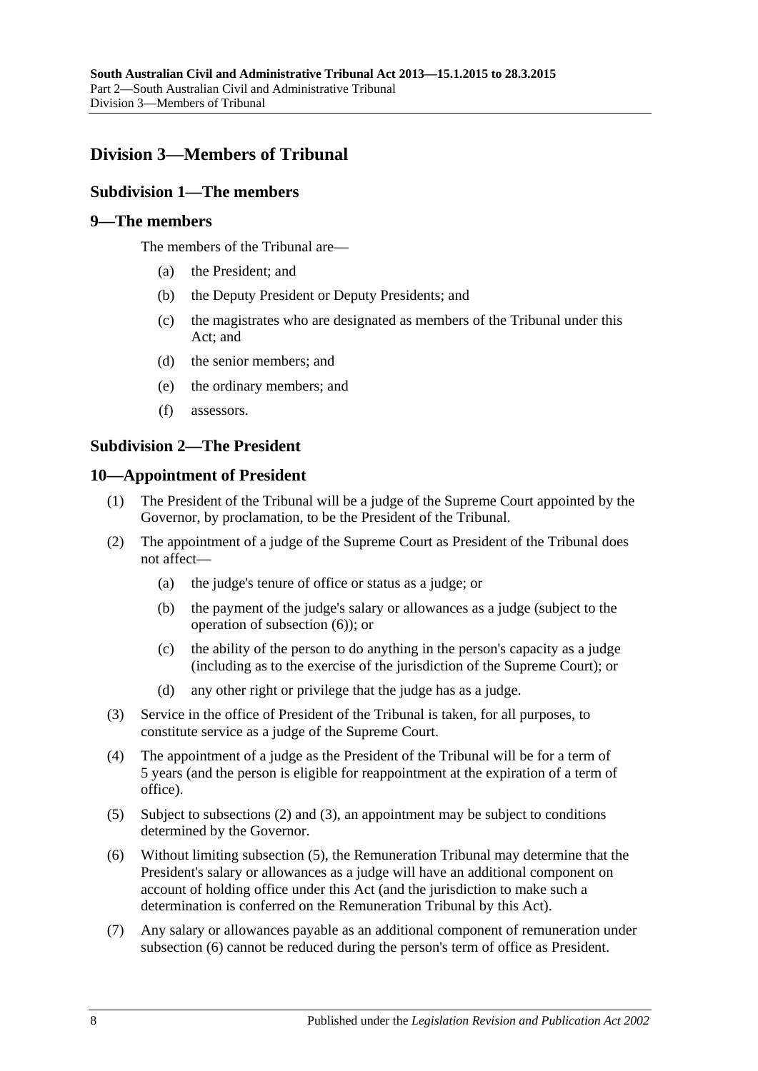## Division 3—Members of Tribunal

### Subdivision 1—The members

### 9—The members

The members of the Tribunal are—

(a) the President; and

(b) the Deputy President or Deputy Presidents; and

(c) the magistrates who are designated as members of the Tribunal under this Act; and

(d) the senior members; and

(e) the ordinary members; and

(f) assessors.

### Subdivision 2—The President

### 10—Appointment of President

(1) The President of the Tribunal will be a judge of the Supreme Court appointed by the Governor, by proclamation, to be the President of the Tribunal.

(2) The appointment of a judge of the Supreme Court as President of the Tribunal does not affect—

(a) the judge's tenure of office or status as a judge; or

(b) the payment of the judge's salary or allowances as a judge (subject to the operation of subsection (6)); or

(c) the ability of the person to do anything in the person's capacity as a judge (including as to the exercise of the jurisdiction of the Supreme Court); or

(d) any other right or privilege that the judge has as a judge.

(3) Service in the office of President of the Tribunal is taken, for all purposes, to constitute service as a judge of the Supreme Court.

(4) The appointment of a judge as the President of the Tribunal will be for a term of 5 years (and the person is eligible for reappointment at the expiration of a term of office).

(5) Subject to subsections (2) and (3), an appointment may be subject to conditions determined by the Governor.

(6) Without limiting subsection (5), the Remuneration Tribunal may determine that the President's salary or allowances as a judge will have an additional component on account of holding office under this Act (and the jurisdiction to make such a determination is conferred on the Remuneration Tribunal by this Act).

(7) Any salary or allowances payable as an additional component of remuneration under subsection (6) cannot be reduced during the person's term of office as President.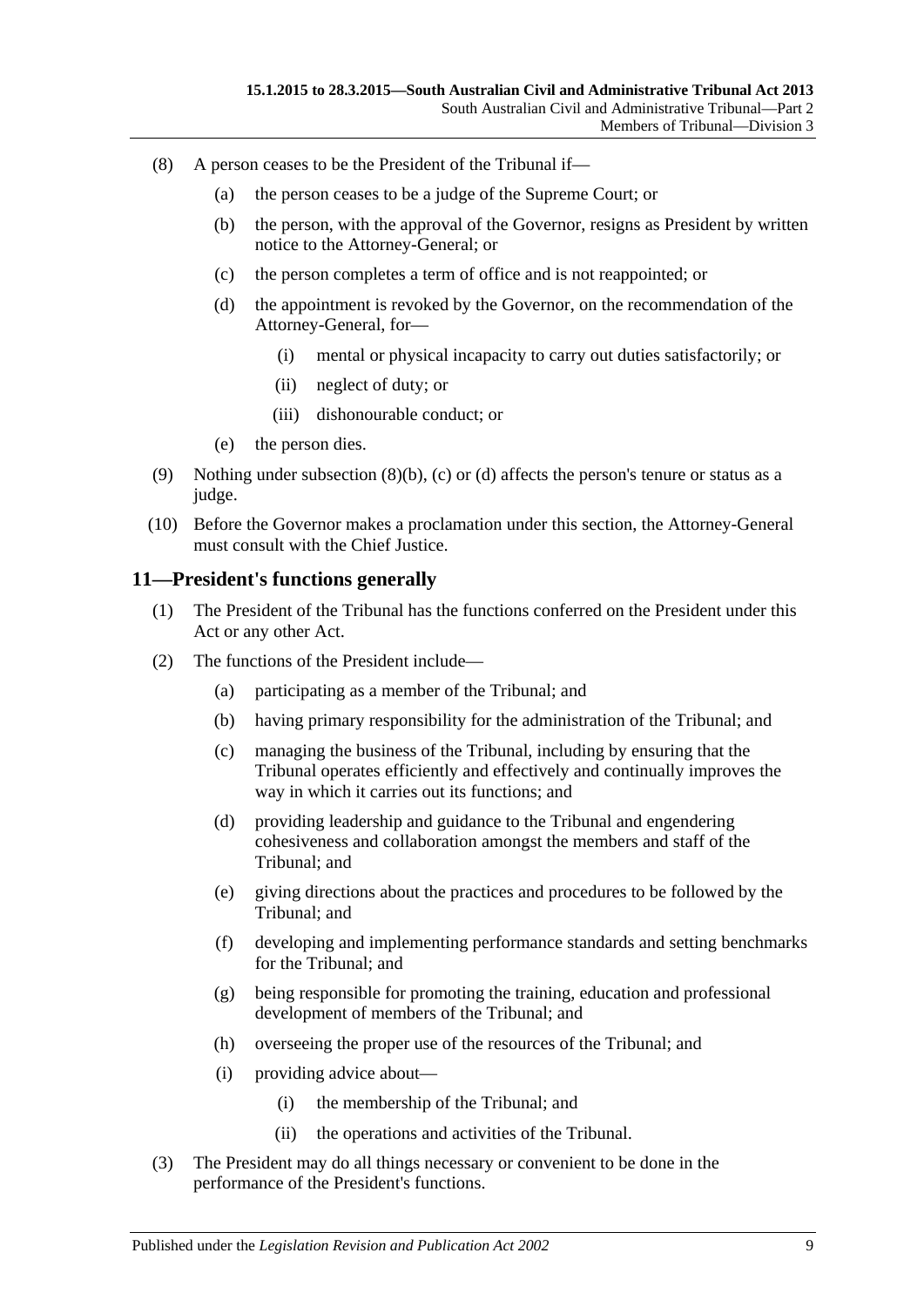(8) A person ceases to be the President of the Tribunal if—

   (a) the person ceases to be a judge of the Supreme Court; or

   (b) the person, with the approval of the Governor, resigns as President by written notice to the Attorney-General; or

   (c) the person completes a term of office and is not reappointed; or

   (d) the appointment is revoked by the Governor, on the recommendation of the Attorney-General, for—

      (i) mental or physical incapacity to carry out duties satisfactorily; or

      (ii) neglect of duty; or

      (iii) dishonourable conduct; or

   (e) the person dies.

(9) Nothing under subsection (8)(b), (c) or (d) affects the person's tenure or status as a judge.

(10) Before the Governor makes a proclamation under this section, the Attorney-General must consult with the Chief Justice.

## 11—President's functions generally

(1) The President of the Tribunal has the functions conferred on the President under this Act or any other Act.

(2) The functions of the President include—

   (a) participating as a member of the Tribunal; and

   (b) having primary responsibility for the administration of the Tribunal; and

   (c) managing the business of the Tribunal, including by ensuring that the Tribunal operates efficiently and effectively and continually improves the way in which it carries out its functions; and

   (d) providing leadership and guidance to the Tribunal and engendering cohesiveness and collaboration amongst the members and staff of the Tribunal; and

   (e) giving directions about the practices and procedures to be followed by the Tribunal; and

   (f) developing and implementing performance standards and setting benchmarks for the Tribunal; and

   (g) being responsible for promoting the training, education and professional development of members of the Tribunal; and

   (h) overseeing the proper use of the resources of the Tribunal; and

   (i) providing advice about—

      (i) the membership of the Tribunal; and

      (ii) the operations and activities of the Tribunal.

(3) The President may do all things necessary or convenient to be done in the performance of the President's functions.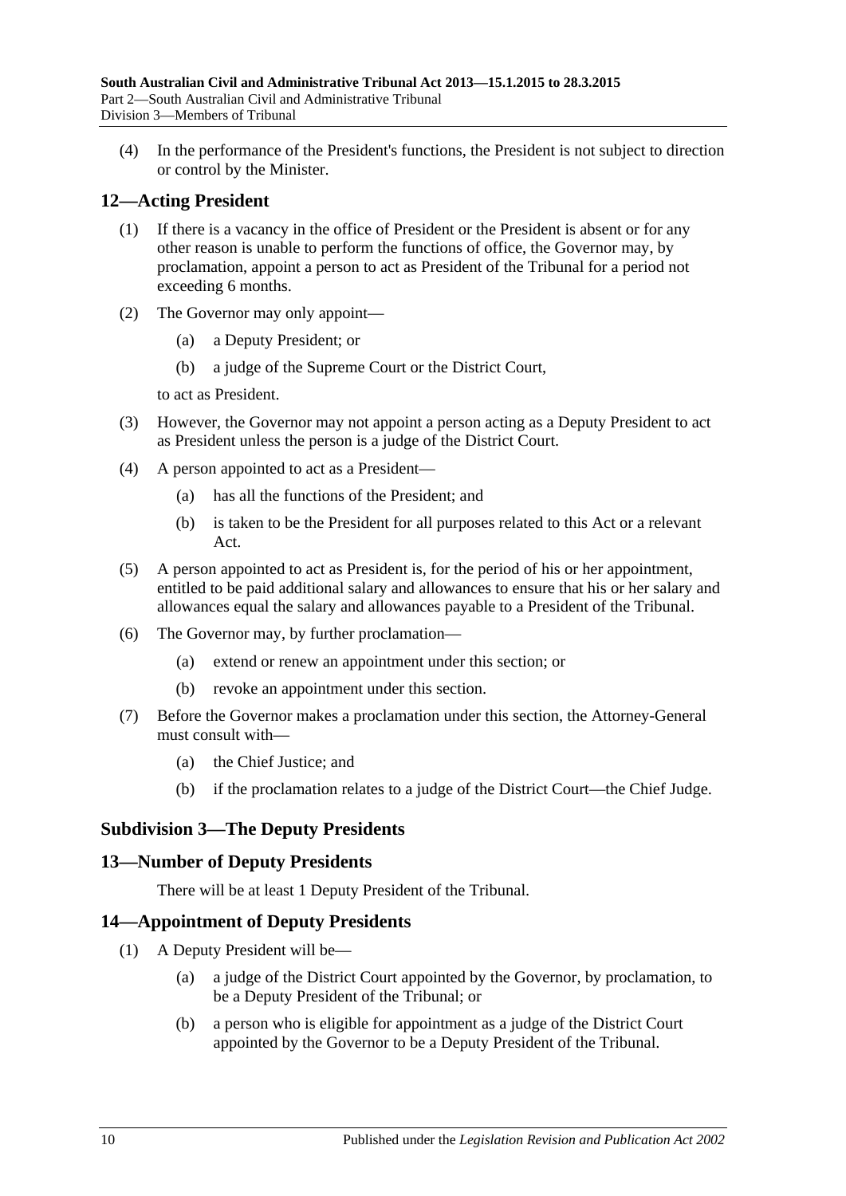(4) In the performance of the President's functions, the President is not subject to direction or control by the Minister.

## 12—Acting President

(1) If there is a vacancy in the office of President or the President is absent or for any other reason is unable to perform the functions of office, the Governor may, by proclamation, appoint a person to act as President of the Tribunal for a period not exceeding 6 months.

(2) The Governor may only appoint—

- (a) a Deputy President; or
- (b) a judge of the Supreme Court or the District Court,

to act as President.

(3) However, the Governor may not appoint a person acting as a Deputy President to act as President unless the person is a judge of the District Court.

(4) A person appointed to act as a President—

- (a) has all the functions of the President; and
- (b) is taken to be the President for all purposes related to this Act or a relevant Act.

(5) A person appointed to act as President is, for the period of his or her appointment, entitled to be paid additional salary and allowances to ensure that his or her salary and allowances equal the salary and allowances payable to a President of the Tribunal.

(6) The Governor may, by further proclamation—

- (a) extend or renew an appointment under this section; or
- (b) revoke an appointment under this section.

(7) Before the Governor makes a proclamation under this section, the Attorney-General must consult with—

- (a) the Chief Justice; and
- (b) if the proclamation relates to a judge of the District Court—the Chief Judge.

### Subdivision 3—The Deputy Presidents

## 13—Number of Deputy Presidents

There will be at least 1 Deputy President of the Tribunal.

## 14—Appointment of Deputy Presidents

(1) A Deputy President will be—

- (a) a judge of the District Court appointed by the Governor, by proclamation, to be a Deputy President of the Tribunal; or
- (b) a person who is eligible for appointment as a judge of the District Court appointed by the Governor to be a Deputy President of the Tribunal.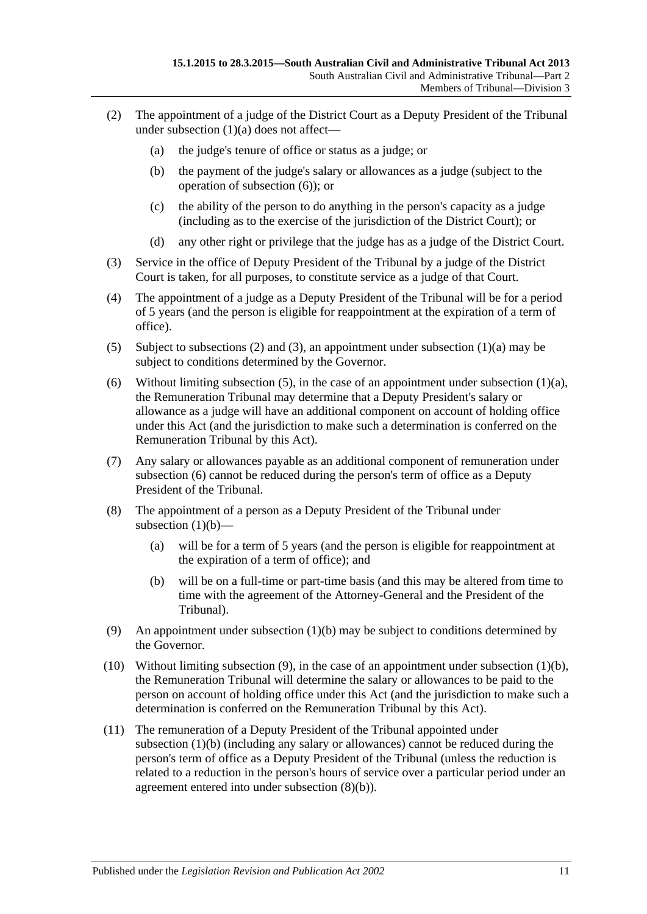(2) The appointment of a judge of the District Court as a Deputy President of the Tribunal under subsection (1)(a) does not affect—

  (a) the judge's tenure of office or status as a judge; or

  (b) the payment of the judge's salary or allowances as a judge (subject to the operation of subsection (6)); or

  (c) the ability of the person to do anything in the person's capacity as a judge (including as to the exercise of the jurisdiction of the District Court); or

  (d) any other right or privilege that the judge has as a judge of the District Court.

(3) Service in the office of Deputy President of the Tribunal by a judge of the District Court is taken, for all purposes, to constitute service as a judge of that Court.

(4) The appointment of a judge as a Deputy President of the Tribunal will be for a period of 5 years (and the person is eligible for reappointment at the expiration of a term of office).

(5) Subject to subsections (2) and (3), an appointment under subsection (1)(a) may be subject to conditions determined by the Governor.

(6) Without limiting subsection (5), in the case of an appointment under subsection (1)(a), the Remuneration Tribunal may determine that a Deputy President's salary or allowance as a judge will have an additional component on account of holding office under this Act (and the jurisdiction to make such a determination is conferred on the Remuneration Tribunal by this Act).

(7) Any salary or allowances payable as an additional component of remuneration under subsection (6) cannot be reduced during the person's term of office as a Deputy President of the Tribunal.

(8) The appointment of a person as a Deputy President of the Tribunal under subsection (1)(b)—

  (a) will be for a term of 5 years (and the person is eligible for reappointment at the expiration of a term of office); and

  (b) will be on a full-time or part-time basis (and this may be altered from time to time with the agreement of the Attorney-General and the President of the Tribunal).

(9) An appointment under subsection (1)(b) may be subject to conditions determined by the Governor.

(10) Without limiting subsection (9), in the case of an appointment under subsection (1)(b), the Remuneration Tribunal will determine the salary or allowances to be paid to the person on account of holding office under this Act (and the jurisdiction to make such a determination is conferred on the Remuneration Tribunal by this Act).

(11) The remuneration of a Deputy President of the Tribunal appointed under subsection (1)(b) (including any salary or allowances) cannot be reduced during the person's term of office as a Deputy President of the Tribunal (unless the reduction is related to a reduction in the person's hours of service over a particular period under an agreement entered into under subsection (8)(b)).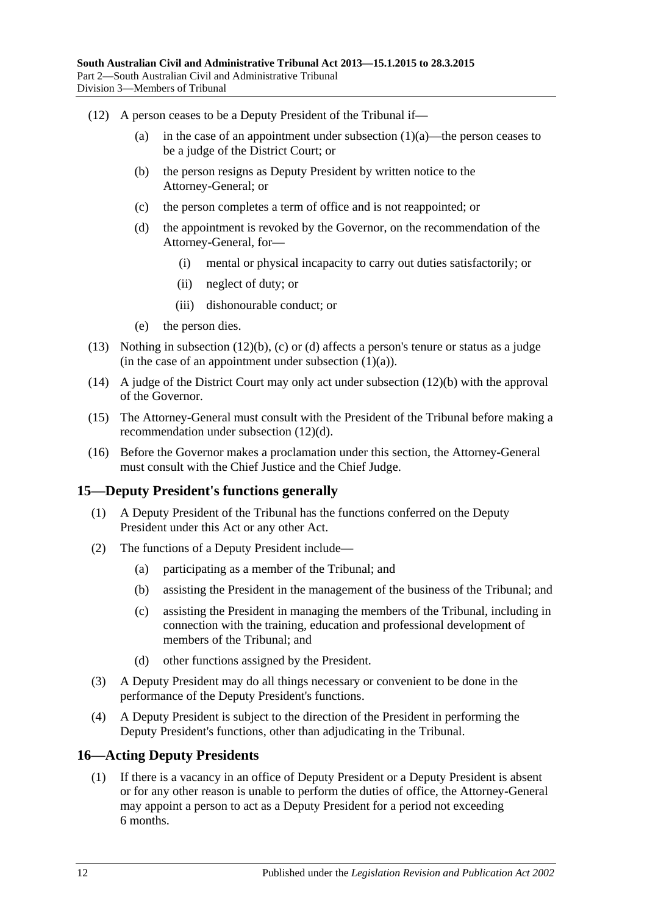(12) A person ceases to be a Deputy President of the Tribunal if—

  (a) in the case of an appointment under subsection (1)(a)—the person ceases to be a judge of the District Court; or

  (b) the person resigns as Deputy President by written notice to the Attorney-General; or

  (c) the person completes a term of office and is not reappointed; or

  (d) the appointment is revoked by the Governor, on the recommendation of the Attorney-General, for—

    (i) mental or physical incapacity to carry out duties satisfactorily; or

    (ii) neglect of duty; or

    (iii) dishonourable conduct; or

  (e) the person dies.

(13) Nothing in subsection (12)(b), (c) or (d) affects a person's tenure or status as a judge (in the case of an appointment under subsection (1)(a)).

(14) A judge of the District Court may only act under subsection (12)(b) with the approval of the Governor.

(15) The Attorney-General must consult with the President of the Tribunal before making a recommendation under subsection (12)(d).

(16) Before the Governor makes a proclamation under this section, the Attorney-General must consult with the Chief Justice and the Chief Judge.

## 15—Deputy President's functions generally

(1) A Deputy President of the Tribunal has the functions conferred on the Deputy President under this Act or any other Act.

(2) The functions of a Deputy President include—

  (a) participating as a member of the Tribunal; and

  (b) assisting the President in the management of the business of the Tribunal; and

  (c) assisting the President in managing the members of the Tribunal, including in connection with the training, education and professional development of members of the Tribunal; and

  (d) other functions assigned by the President.

(3) A Deputy President may do all things necessary or convenient to be done in the performance of the Deputy President's functions.

(4) A Deputy President is subject to the direction of the President in performing the Deputy President's functions, other than adjudicating in the Tribunal.

## 16—Acting Deputy Presidents

(1) If there is a vacancy in an office of Deputy President or a Deputy President is absent or for any other reason is unable to perform the duties of office, the Attorney-General may appoint a person to act as a Deputy President for a period not exceeding 6 months.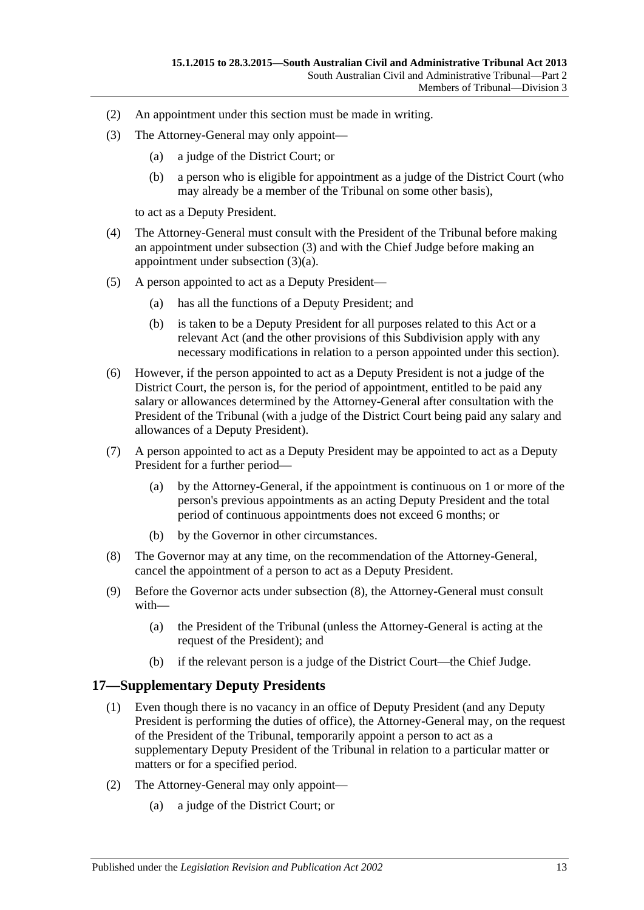(2) An appointment under this section must be made in writing.

(3) The Attorney-General may only appoint—

  (a) a judge of the District Court; or

  (b) a person who is eligible for appointment as a judge of the District Court (who may already be a member of the Tribunal on some other basis),

to act as a Deputy President.

(4) The Attorney-General must consult with the President of the Tribunal before making an appointment under subsection (3) and with the Chief Judge before making an appointment under subsection (3)(a).

(5) A person appointed to act as a Deputy President—

  (a) has all the functions of a Deputy President; and

  (b) is taken to be a Deputy President for all purposes related to this Act or a relevant Act (and the other provisions of this Subdivision apply with any necessary modifications in relation to a person appointed under this section).

(6) However, if the person appointed to act as a Deputy President is not a judge of the District Court, the person is, for the period of appointment, entitled to be paid any salary or allowances determined by the Attorney-General after consultation with the President of the Tribunal (with a judge of the District Court being paid any salary and allowances of a Deputy President).

(7) A person appointed to act as a Deputy President may be appointed to act as a Deputy President for a further period—

  (a) by the Attorney-General, if the appointment is continuous on 1 or more of the person's previous appointments as an acting Deputy President and the total period of continuous appointments does not exceed 6 months; or

  (b) by the Governor in other circumstances.

(8) The Governor may at any time, on the recommendation of the Attorney-General, cancel the appointment of a person to act as a Deputy President.

(9) Before the Governor acts under subsection (8), the Attorney-General must consult with—

  (a) the President of the Tribunal (unless the Attorney-General is acting at the request of the President); and

  (b) if the relevant person is a judge of the District Court—the Chief Judge.

## 17—Supplementary Deputy Presidents

(1) Even though there is no vacancy in an office of Deputy President (and any Deputy President is performing the duties of office), the Attorney-General may, on the request of the President of the Tribunal, temporarily appoint a person to act as a supplementary Deputy President of the Tribunal in relation to a particular matter or matters or for a specified period.

(2) The Attorney-General may only appoint—

  (a) a judge of the District Court; or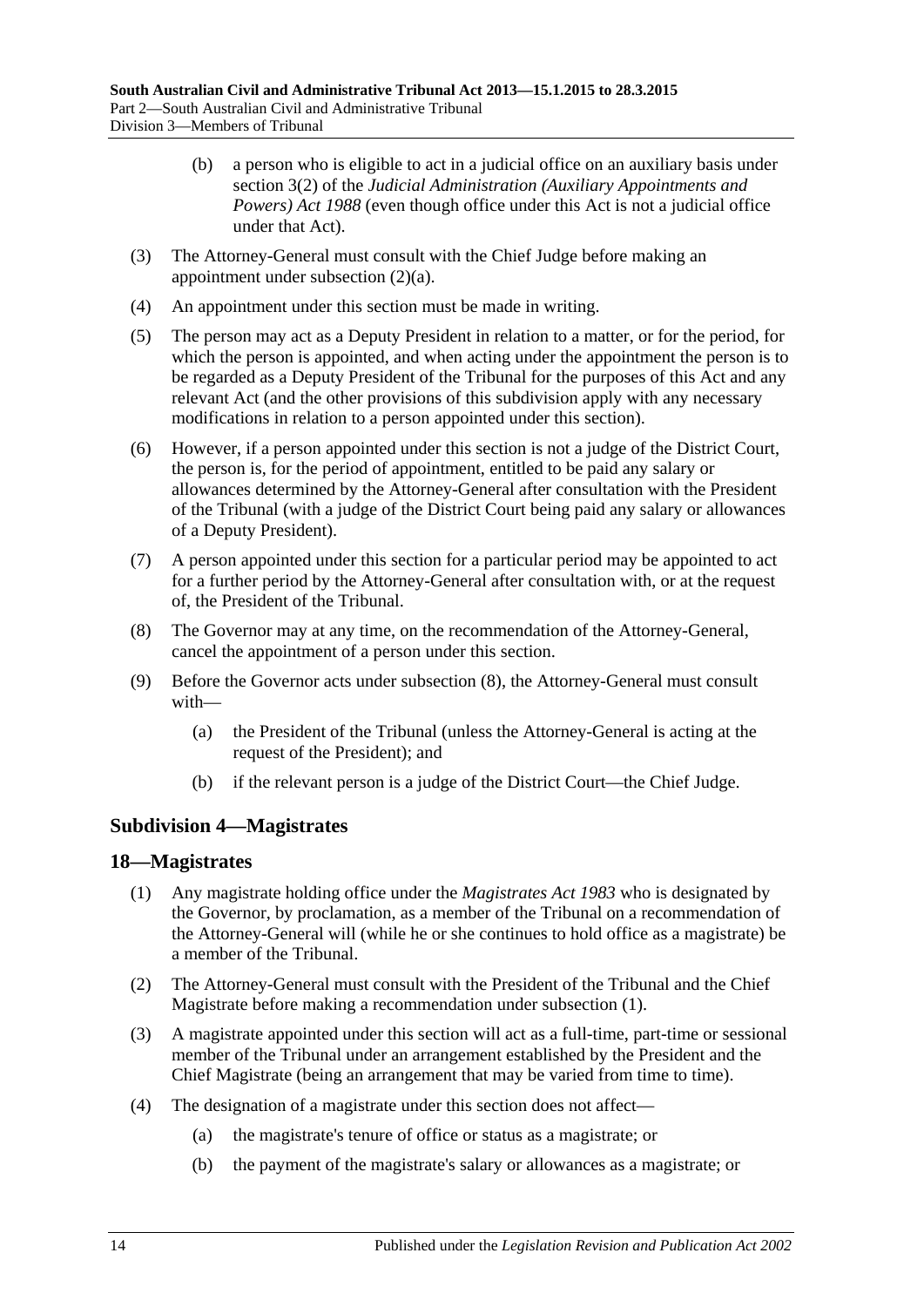(b) a person who is eligible to act in a judicial office on an auxiliary basis under section 3(2) of the *Judicial Administration (Auxiliary Appointments and Powers) Act 1988* (even though office under this Act is not a judicial office under that Act).

(3) The Attorney-General must consult with the Chief Judge before making an appointment under subsection (2)(a).

(4) An appointment under this section must be made in writing.

(5) The person may act as a Deputy President in relation to a matter, or for the period, for which the person is appointed, and when acting under the appointment the person is to be regarded as a Deputy President of the Tribunal for the purposes of this Act and any relevant Act (and the other provisions of this subdivision apply with any necessary modifications in relation to a person appointed under this section).

(6) However, if a person appointed under this section is not a judge of the District Court, the person is, for the period of appointment, entitled to be paid any salary or allowances determined by the Attorney-General after consultation with the President of the Tribunal (with a judge of the District Court being paid any salary or allowances of a Deputy President).

(7) A person appointed under this section for a particular period may be appointed to act for a further period by the Attorney-General after consultation with, or at the request of, the President of the Tribunal.

(8) The Governor may at any time, on the recommendation of the Attorney-General, cancel the appointment of a person under this section.

(9) Before the Governor acts under subsection (8), the Attorney-General must consult with—

(a) the President of the Tribunal (unless the Attorney-General is acting at the request of the President); and

(b) if the relevant person is a judge of the District Court—the Chief Judge.

### Subdivision 4—Magistrates

### 18—Magistrates

(1) Any magistrate holding office under the *Magistrates Act 1983* who is designated by the Governor, by proclamation, as a member of the Tribunal on a recommendation of the Attorney-General will (while he or she continues to hold office as a magistrate) be a member of the Tribunal.

(2) The Attorney-General must consult with the President of the Tribunal and the Chief Magistrate before making a recommendation under subsection (1).

(3) A magistrate appointed under this section will act as a full-time, part-time or sessional member of the Tribunal under an arrangement established by the President and the Chief Magistrate (being an arrangement that may be varied from time to time).

(4) The designation of a magistrate under this section does not affect—

(a) the magistrate's tenure of office or status as a magistrate; or

(b) the payment of the magistrate's salary or allowances as a magistrate; or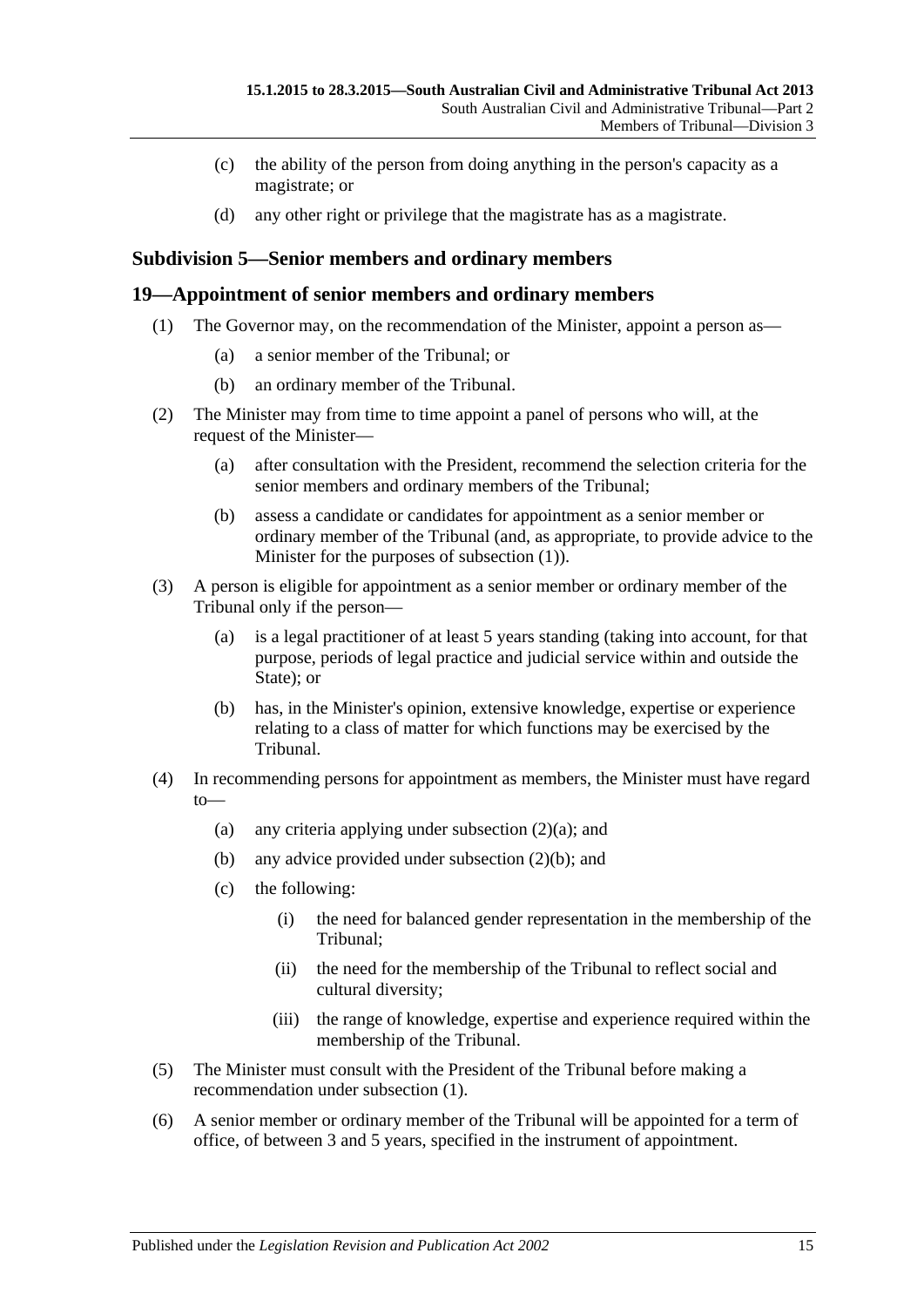(c) the ability of the person from doing anything in the person's capacity as a magistrate; or

(d) any other right or privilege that the magistrate has as a magistrate.

### Subdivision 5—Senior members and ordinary members

## 19—Appointment of senior members and ordinary members

(1) The Governor may, on the recommendation of the Minister, appoint a person as—

(a) a senior member of the Tribunal; or

(b) an ordinary member of the Tribunal.

(2) The Minister may from time to time appoint a panel of persons who will, at the request of the Minister—

(a) after consultation with the President, recommend the selection criteria for the senior members and ordinary members of the Tribunal;

(b) assess a candidate or candidates for appointment as a senior member or ordinary member of the Tribunal (and, as appropriate, to provide advice to the Minister for the purposes of subsection (1)).

(3) A person is eligible for appointment as a senior member or ordinary member of the Tribunal only if the person—

(a) is a legal practitioner of at least 5 years standing (taking into account, for that purpose, periods of legal practice and judicial service within and outside the State); or

(b) has, in the Minister's opinion, extensive knowledge, expertise or experience relating to a class of matter for which functions may be exercised by the Tribunal.

(4) In recommending persons for appointment as members, the Minister must have regard to—

(a) any criteria applying under subsection (2)(a); and

(b) any advice provided under subsection (2)(b); and

(c) the following:

(i) the need for balanced gender representation in the membership of the Tribunal;

(ii) the need for the membership of the Tribunal to reflect social and cultural diversity;

(iii) the range of knowledge, expertise and experience required within the membership of the Tribunal.

(5) The Minister must consult with the President of the Tribunal before making a recommendation under subsection (1).

(6) A senior member or ordinary member of the Tribunal will be appointed for a term of office, of between 3 and 5 years, specified in the instrument of appointment.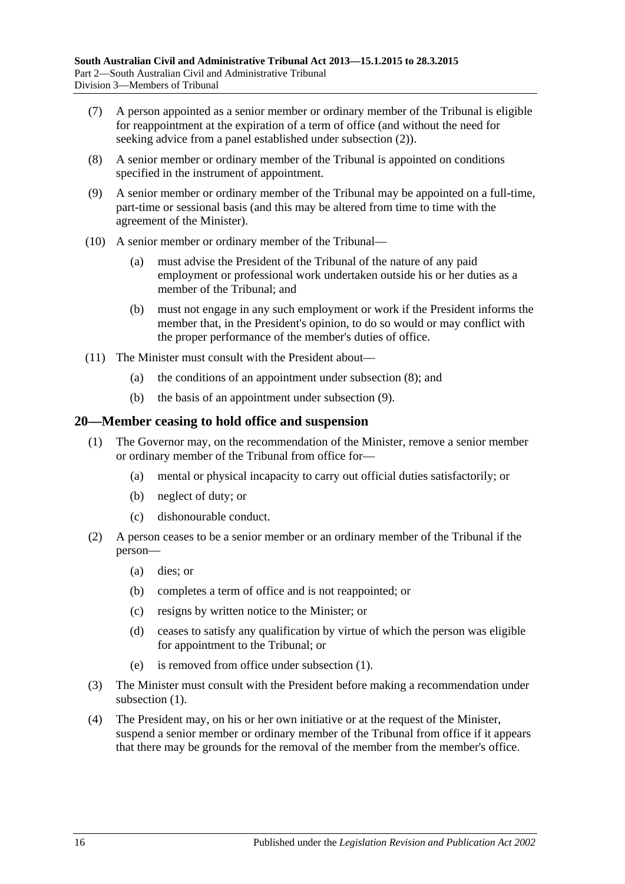(7) A person appointed as a senior member or ordinary member of the Tribunal is eligible for reappointment at the expiration of a term of office (and without the need for seeking advice from a panel established under subsection (2)).

(8) A senior member or ordinary member of the Tribunal is appointed on conditions specified in the instrument of appointment.

(9) A senior member or ordinary member of the Tribunal may be appointed on a full-time, part-time or sessional basis (and this may be altered from time to time with the agreement of the Minister).

(10) A senior member or ordinary member of the Tribunal—

  (a) must advise the President of the Tribunal of the nature of any paid employment or professional work undertaken outside his or her duties as a member of the Tribunal; and

  (b) must not engage in any such employment or work if the President informs the member that, in the President's opinion, to do so would or may conflict with the proper performance of the member's duties of office.

(11) The Minister must consult with the President about—

  (a) the conditions of an appointment under subsection (8); and

  (b) the basis of an appointment under subsection (9).

## 20—Member ceasing to hold office and suspension

(1) The Governor may, on the recommendation of the Minister, remove a senior member or ordinary member of the Tribunal from office for—

  (a) mental or physical incapacity to carry out official duties satisfactorily; or

  (b) neglect of duty; or

  (c) dishonourable conduct.

(2) A person ceases to be a senior member or an ordinary member of the Tribunal if the person—

  (a) dies; or

  (b) completes a term of office and is not reappointed; or

  (c) resigns by written notice to the Minister; or

  (d) ceases to satisfy any qualification by virtue of which the person was eligible for appointment to the Tribunal; or

  (e) is removed from office under subsection (1).

(3) The Minister must consult with the President before making a recommendation under subsection (1).

(4) The President may, on his or her own initiative or at the request of the Minister, suspend a senior member or ordinary member of the Tribunal from office if it appears that there may be grounds for the removal of the member from the member's office.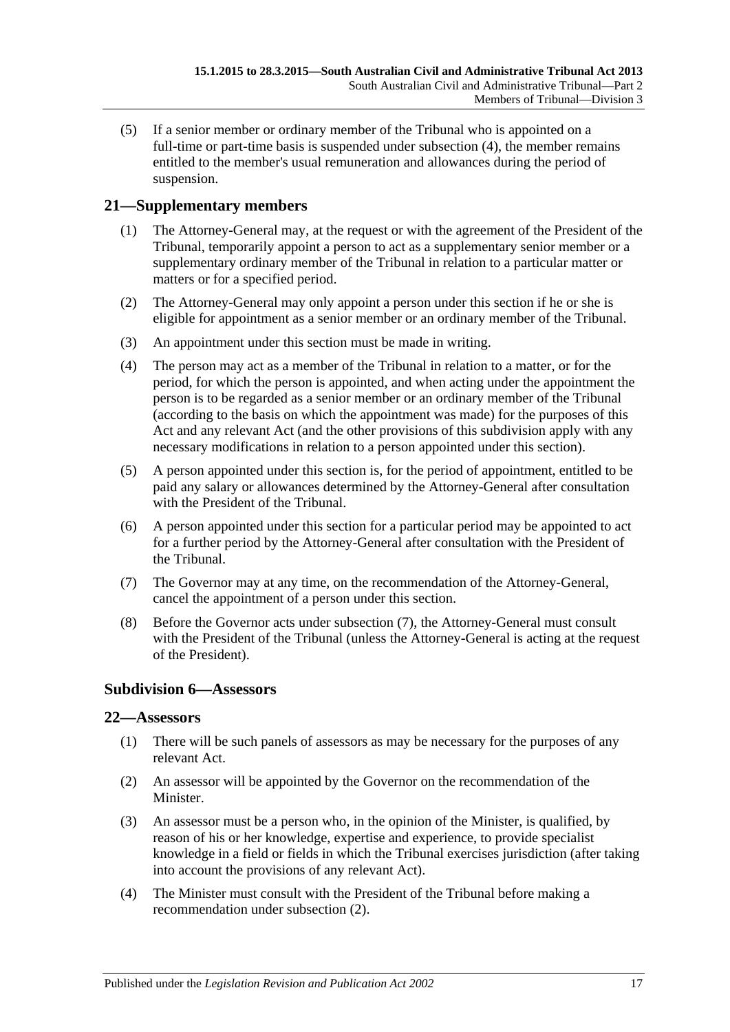(5) If a senior member or ordinary member of the Tribunal who is appointed on a full-time or part-time basis is suspended under subsection (4), the member remains entitled to the member's usual remuneration and allowances during the period of suspension.

## 21—Supplementary members

(1) The Attorney-General may, at the request or with the agreement of the President of the Tribunal, temporarily appoint a person to act as a supplementary senior member or a supplementary ordinary member of the Tribunal in relation to a particular matter or matters or for a specified period.

(2) The Attorney-General may only appoint a person under this section if he or she is eligible for appointment as a senior member or an ordinary member of the Tribunal.

(3) An appointment under this section must be made in writing.

(4) The person may act as a member of the Tribunal in relation to a matter, or for the period, for which the person is appointed, and when acting under the appointment the person is to be regarded as a senior member or an ordinary member of the Tribunal (according to the basis on which the appointment was made) for the purposes of this Act and any relevant Act (and the other provisions of this subdivision apply with any necessary modifications in relation to a person appointed under this section).

(5) A person appointed under this section is, for the period of appointment, entitled to be paid any salary or allowances determined by the Attorney-General after consultation with the President of the Tribunal.

(6) A person appointed under this section for a particular period may be appointed to act for a further period by the Attorney-General after consultation with the President of the Tribunal.

(7) The Governor may at any time, on the recommendation of the Attorney-General, cancel the appointment of a person under this section.

(8) Before the Governor acts under subsection (7), the Attorney-General must consult with the President of the Tribunal (unless the Attorney-General is acting at the request of the President).

### Subdivision 6—Assessors

## 22—Assessors

(1) There will be such panels of assessors as may be necessary for the purposes of any relevant Act.

(2) An assessor will be appointed by the Governor on the recommendation of the Minister.

(3) An assessor must be a person who, in the opinion of the Minister, is qualified, by reason of his or her knowledge, expertise and experience, to provide specialist knowledge in a field or fields in which the Tribunal exercises jurisdiction (after taking into account the provisions of any relevant Act).

(4) The Minister must consult with the President of the Tribunal before making a recommendation under subsection (2).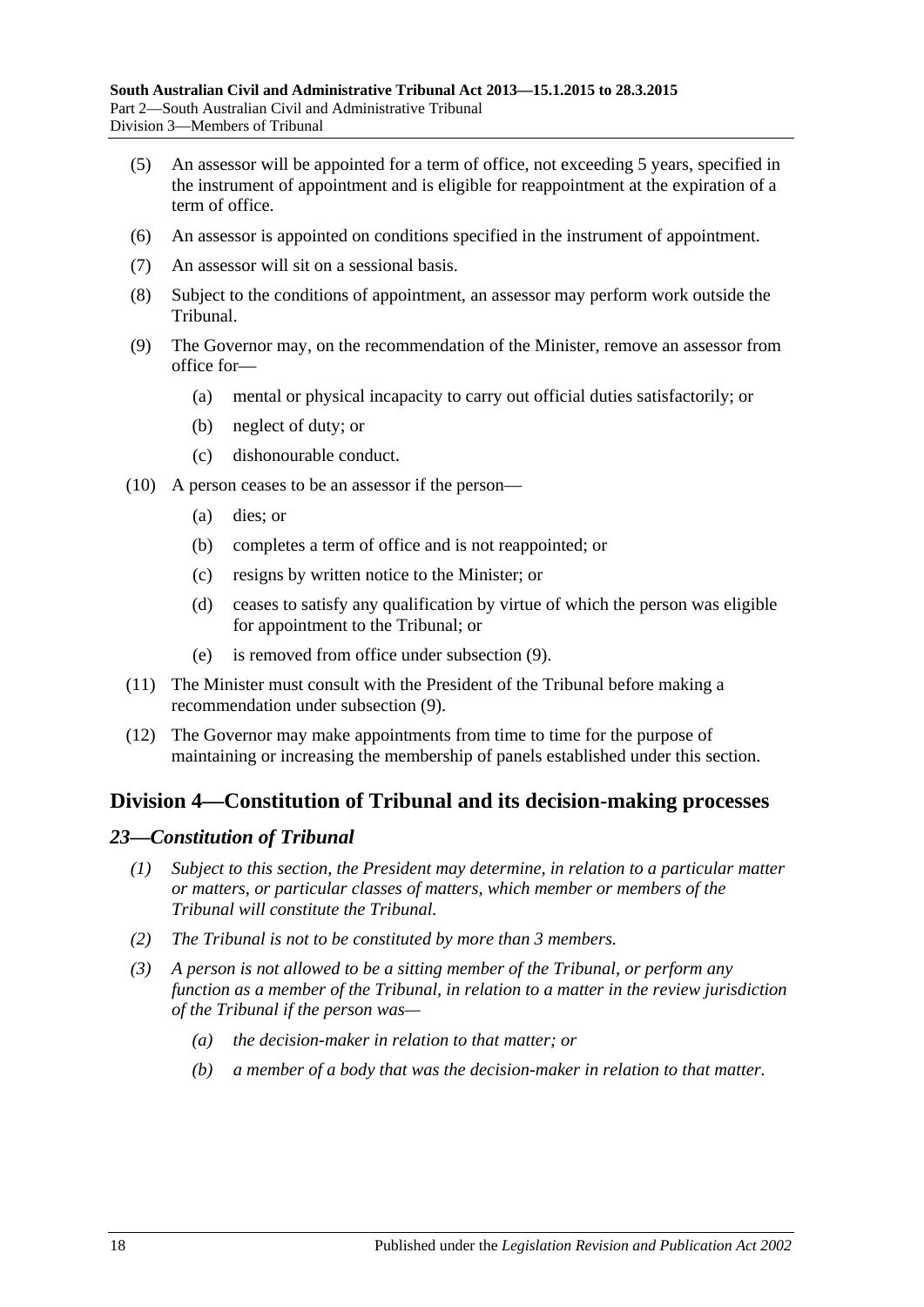(5) An assessor will be appointed for a term of office, not exceeding 5 years, specified in the instrument of appointment and is eligible for reappointment at the expiration of a term of office.

(6) An assessor is appointed on conditions specified in the instrument of appointment.

(7) An assessor will sit on a sessional basis.

(8) Subject to the conditions of appointment, an assessor may perform work outside the Tribunal.

(9) The Governor may, on the recommendation of the Minister, remove an assessor from office for—

(a) mental or physical incapacity to carry out official duties satisfactorily; or

(b) neglect of duty; or

(c) dishonourable conduct.

(10) A person ceases to be an assessor if the person—

(a) dies; or

(b) completes a term of office and is not reappointed; or

(c) resigns by written notice to the Minister; or

(d) ceases to satisfy any qualification by virtue of which the person was eligible for appointment to the Tribunal; or

(e) is removed from office under subsection (9).

(11) The Minister must consult with the President of the Tribunal before making a recommendation under subsection (9).

(12) The Governor may make appointments from time to time for the purpose of maintaining or increasing the membership of panels established under this section.

## Division 4—Constitution of Tribunal and its decision-making processes

### *23—Constitution of Tribunal*

*(1) Subject to this section, the President may determine, in relation to a particular matter or matters, or particular classes of matters, which member or members of the Tribunal will constitute the Tribunal.*

*(2) The Tribunal is not to be constituted by more than 3 members.*

*(3) A person is not allowed to be a sitting member of the Tribunal, or perform any function as a member of the Tribunal, in relation to a matter in the review jurisdiction of the Tribunal if the person was—*

*(a) the decision-maker in relation to that matter; or*

*(b) a member of a body that was the decision-maker in relation to that matter.*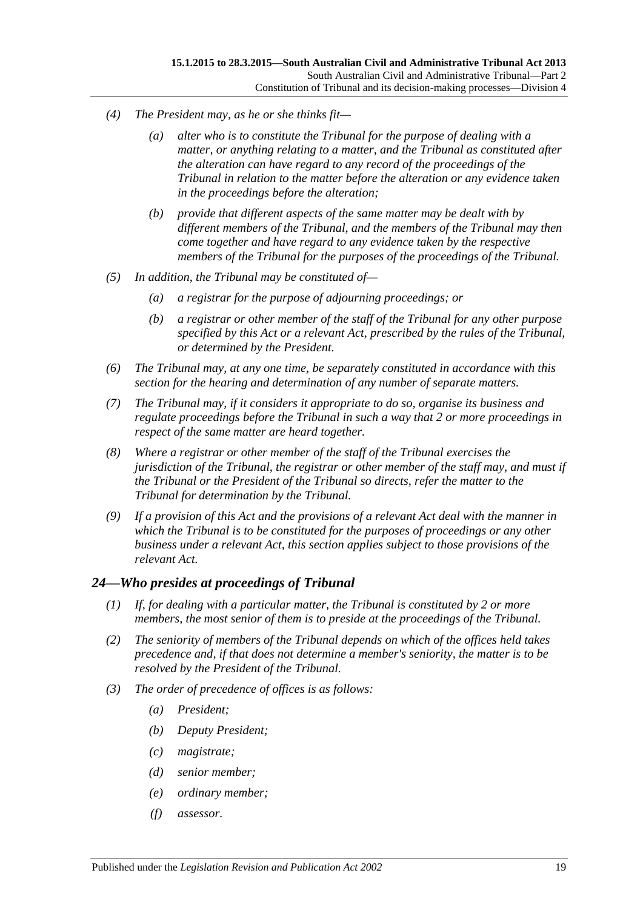*(4) The President may, as he or she thinks fit—*

*(a) alter who is to constitute the Tribunal for the purpose of dealing with a matter, or anything relating to a matter, and the Tribunal as constituted after the alteration can have regard to any record of the proceedings of the Tribunal in relation to the matter before the alteration or any evidence taken in the proceedings before the alteration;*

*(b) provide that different aspects of the same matter may be dealt with by different members of the Tribunal, and the members of the Tribunal may then come together and have regard to any evidence taken by the respective members of the Tribunal for the purposes of the proceedings of the Tribunal.*

*(5) In addition, the Tribunal may be constituted of—*

*(a) a registrar for the purpose of adjourning proceedings; or*

*(b) a registrar or other member of the staff of the Tribunal for any other purpose specified by this Act or a relevant Act, prescribed by the rules of the Tribunal, or determined by the President.*

*(6) The Tribunal may, at any one time, be separately constituted in accordance with this section for the hearing and determination of any number of separate matters.*

*(7) The Tribunal may, if it considers it appropriate to do so, organise its business and regulate proceedings before the Tribunal in such a way that 2 or more proceedings in respect of the same matter are heard together.*

*(8) Where a registrar or other member of the staff of the Tribunal exercises the jurisdiction of the Tribunal, the registrar or other member of the staff may, and must if the Tribunal or the President of the Tribunal so directs, refer the matter to the Tribunal for determination by the Tribunal.*

*(9) If a provision of this Act and the provisions of a relevant Act deal with the manner in which the Tribunal is to be constituted for the purposes of proceedings or any other business under a relevant Act, this section applies subject to those provisions of the relevant Act.*

## *24—Who presides at proceedings of Tribunal*

*(1) If, for dealing with a particular matter, the Tribunal is constituted by 2 or more members, the most senior of them is to preside at the proceedings of the Tribunal.*

*(2) The seniority of members of the Tribunal depends on which of the offices held takes precedence and, if that does not determine a member's seniority, the matter is to be resolved by the President of the Tribunal.*

*(3) The order of precedence of offices is as follows:*

*(a) President;*

*(b) Deputy President;*

*(c) magistrate;*

*(d) senior member;*

*(e) ordinary member;*

*(f) assessor.*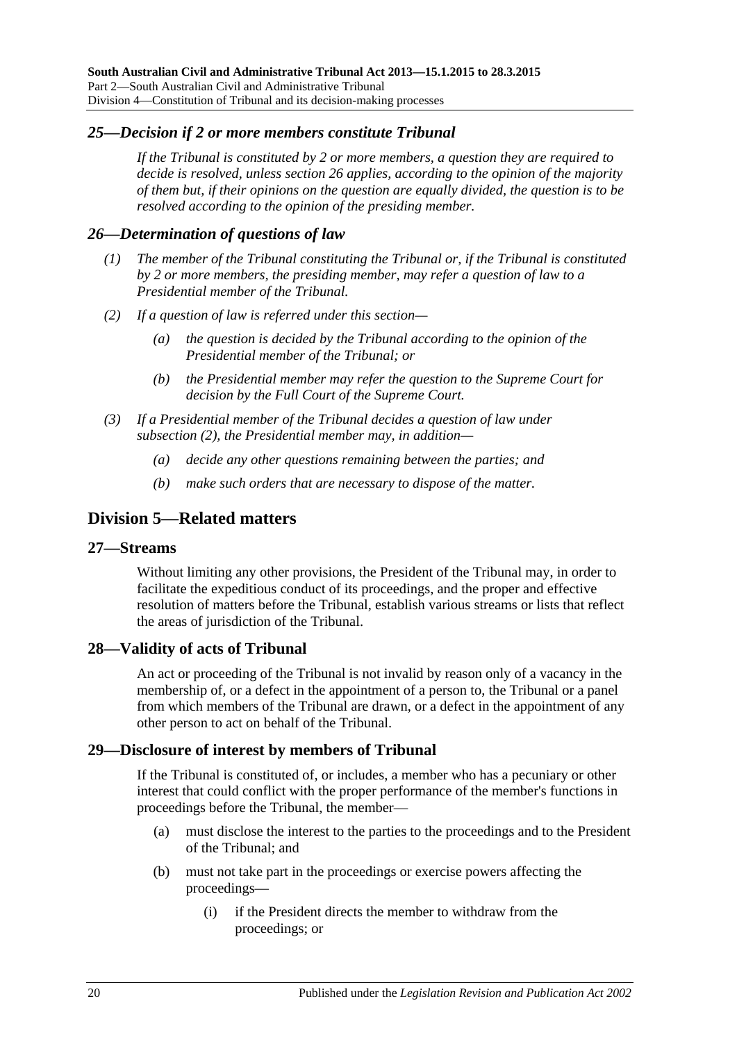### *25—Decision if 2 or more members constitute Tribunal*

*If the Tribunal is constituted by 2 or more members, a question they are required to decide is resolved, unless section 26 applies, according to the opinion of the majority of them but, if their opinions on the question are equally divided, the question is to be resolved according to the opinion of the presiding member.*

### *26—Determination of questions of law*

*(1) The member of the Tribunal constituting the Tribunal or, if the Tribunal is constituted by 2 or more members, the presiding member, may refer a question of law to a Presidential member of the Tribunal.*

*(2) If a question of law is referred under this section—*

*(a) the question is decided by the Tribunal according to the opinion of the Presidential member of the Tribunal; or*

*(b) the Presidential member may refer the question to the Supreme Court for decision by the Full Court of the Supreme Court.*

*(3) If a Presidential member of the Tribunal decides a question of law under subsection (2), the Presidential member may, in addition—*

*(a) decide any other questions remaining between the parties; and*

*(b) make such orders that are necessary to dispose of the matter.*

## Division 5—Related matters

### 27—Streams

Without limiting any other provisions, the President of the Tribunal may, in order to facilitate the expeditious conduct of its proceedings, and the proper and effective resolution of matters before the Tribunal, establish various streams or lists that reflect the areas of jurisdiction of the Tribunal.

### 28—Validity of acts of Tribunal

An act or proceeding of the Tribunal is not invalid by reason only of a vacancy in the membership of, or a defect in the appointment of a person to, the Tribunal or a panel from which members of the Tribunal are drawn, or a defect in the appointment of any other person to act on behalf of the Tribunal.

### 29—Disclosure of interest by members of Tribunal

If the Tribunal is constituted of, or includes, a member who has a pecuniary or other interest that could conflict with the proper performance of the member's functions in proceedings before the Tribunal, the member—

(a) must disclose the interest to the parties to the proceedings and to the President of the Tribunal; and

(b) must not take part in the proceedings or exercise powers affecting the proceedings—

(i) if the President directs the member to withdraw from the proceedings; or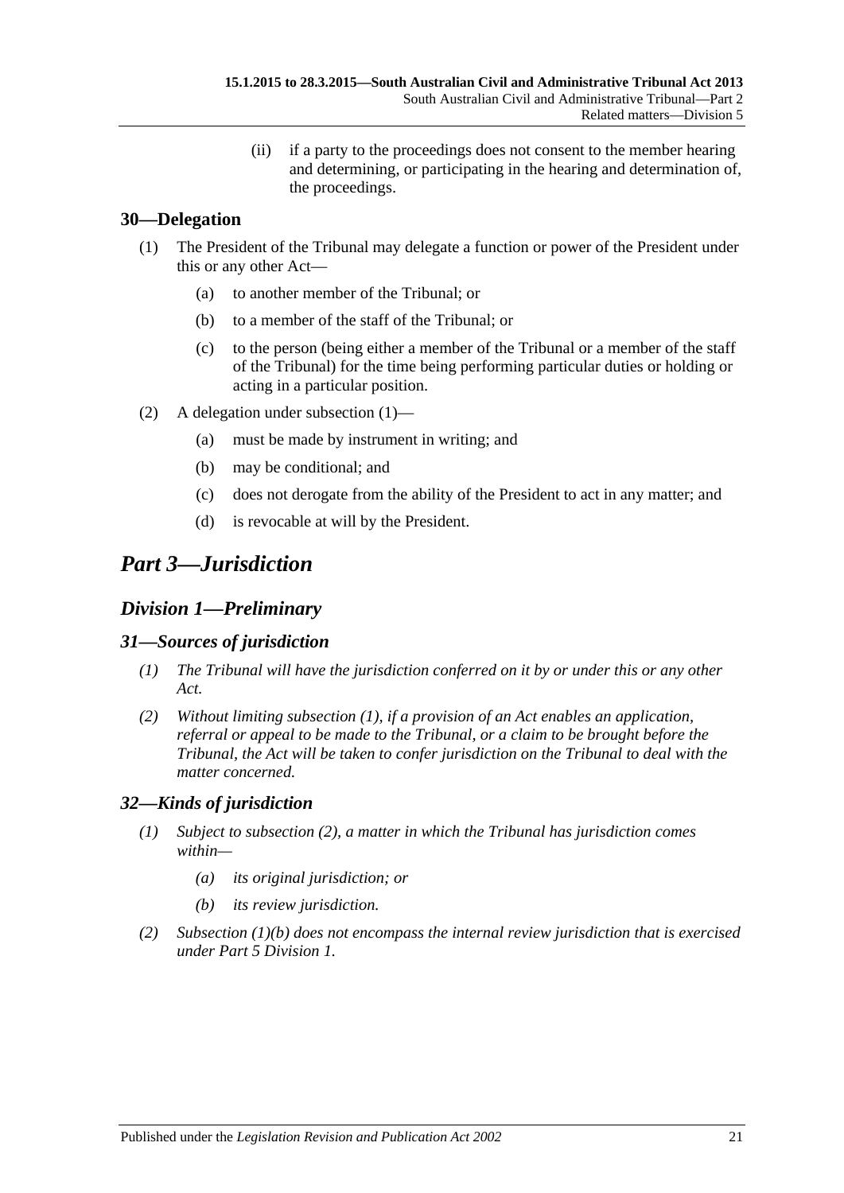(ii) if a party to the proceedings does not consent to the member hearing and determining, or participating in the hearing and determination of, the proceedings.

## 30—Delegation

(1) The President of the Tribunal may delegate a function or power of the President under this or any other Act—

(a) to another member of the Tribunal; or

(b) to a member of the staff of the Tribunal; or

(c) to the person (being either a member of the Tribunal or a member of the staff of the Tribunal) for the time being performing particular duties or holding or acting in a particular position.

(2) A delegation under subsection (1)—

(a) must be made by instrument in writing; and

(b) may be conditional; and

(c) does not derogate from the ability of the President to act in any matter; and

(d) is revocable at will by the President.

# *Part 3—Jurisdiction*

## *Division 1—Preliminary*

### *31—Sources of jurisdiction*

*(1) The Tribunal will have the jurisdiction conferred on it by or under this or any other Act.*

*(2) Without limiting subsection (1), if a provision of an Act enables an application, referral or appeal to be made to the Tribunal, or a claim to be brought before the Tribunal, the Act will be taken to confer jurisdiction on the Tribunal to deal with the matter concerned.*

### *32—Kinds of jurisdiction*

*(1) Subject to subsection (2), a matter in which the Tribunal has jurisdiction comes within—*

*(a) its original jurisdiction; or*

*(b) its review jurisdiction.*

*(2) Subsection (1)(b) does not encompass the internal review jurisdiction that is exercised under Part 5 Division 1.*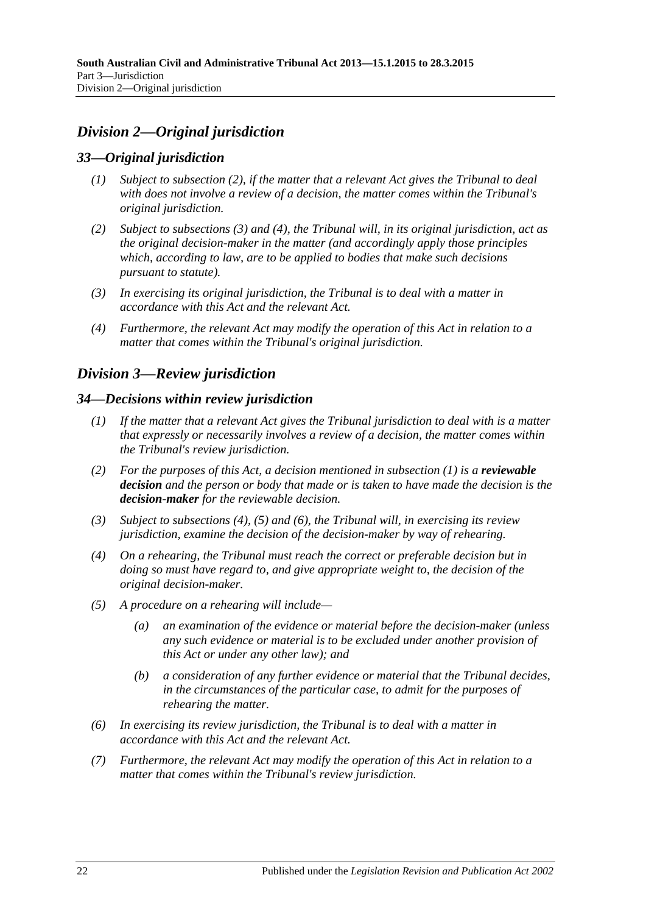## *Division 2—Original jurisdiction*

### *33—Original jurisdiction*

*(1) Subject to subsection (2), if the matter that a relevant Act gives the Tribunal to deal with does not involve a review of a decision, the matter comes within the Tribunal's original jurisdiction.*

*(2) Subject to subsections (3) and (4), the Tribunal will, in its original jurisdiction, act as the original decision-maker in the matter (and accordingly apply those principles which, according to law, are to be applied to bodies that make such decisions pursuant to statute).*

*(3) In exercising its original jurisdiction, the Tribunal is to deal with a matter in accordance with this Act and the relevant Act.*

*(4) Furthermore, the relevant Act may modify the operation of this Act in relation to a matter that comes within the Tribunal's original jurisdiction.*

## *Division 3—Review jurisdiction*

### *34—Decisions within review jurisdiction*

*(1) If the matter that a relevant Act gives the Tribunal jurisdiction to deal with is a matter that expressly or necessarily involves a review of a decision, the matter comes within the Tribunal's review jurisdiction.*

*(2) For the purposes of this Act, a decision mentioned in subsection (1) is a* ***reviewable decision*** *and the person or body that made or is taken to have made the decision is the* ***decision-maker*** *for the reviewable decision.*

*(3) Subject to subsections (4), (5) and (6), the Tribunal will, in exercising its review jurisdiction, examine the decision of the decision-maker by way of rehearing.*

*(4) On a rehearing, the Tribunal must reach the correct or preferable decision but in doing so must have regard to, and give appropriate weight to, the decision of the original decision-maker.*

*(5) A procedure on a rehearing will include—*

*(a) an examination of the evidence or material before the decision-maker (unless any such evidence or material is to be excluded under another provision of this Act or under any other law); and*

*(b) a consideration of any further evidence or material that the Tribunal decides, in the circumstances of the particular case, to admit for the purposes of rehearing the matter.*

*(6) In exercising its review jurisdiction, the Tribunal is to deal with a matter in accordance with this Act and the relevant Act.*

*(7) Furthermore, the relevant Act may modify the operation of this Act in relation to a matter that comes within the Tribunal's review jurisdiction.*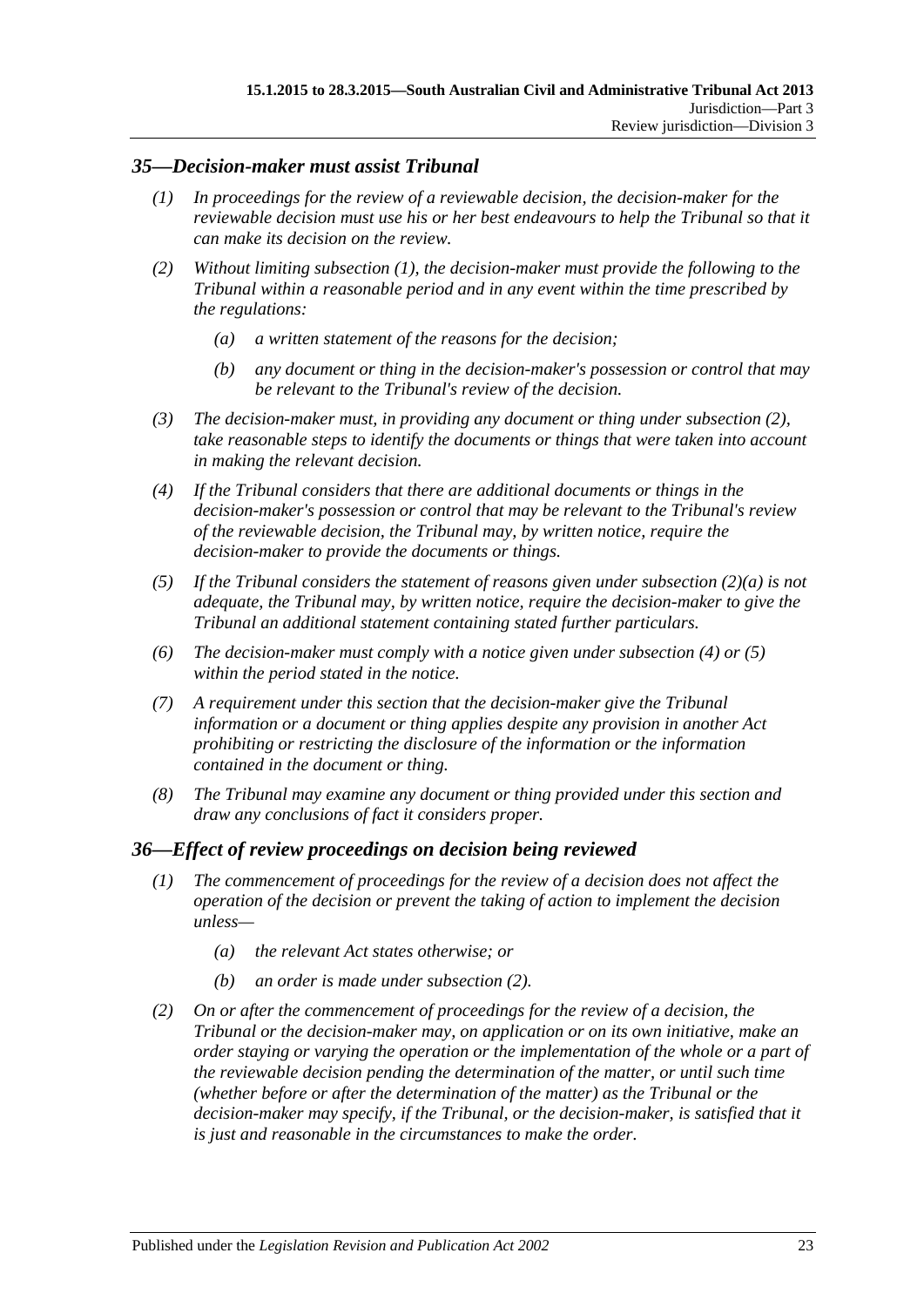## *35—Decision-maker must assist Tribunal*

*(1) In proceedings for the review of a reviewable decision, the decision-maker for the reviewable decision must use his or her best endeavours to help the Tribunal so that it can make its decision on the review.*

*(2) Without limiting subsection (1), the decision-maker must provide the following to the Tribunal within a reasonable period and in any event within the time prescribed by the regulations:*

*(a) a written statement of the reasons for the decision;*

*(b) any document or thing in the decision-maker's possession or control that may be relevant to the Tribunal's review of the decision.*

*(3) The decision-maker must, in providing any document or thing under subsection (2), take reasonable steps to identify the documents or things that were taken into account in making the relevant decision.*

*(4) If the Tribunal considers that there are additional documents or things in the decision-maker's possession or control that may be relevant to the Tribunal's review of the reviewable decision, the Tribunal may, by written notice, require the decision-maker to provide the documents or things.*

*(5) If the Tribunal considers the statement of reasons given under subsection (2)(a) is not adequate, the Tribunal may, by written notice, require the decision-maker to give the Tribunal an additional statement containing stated further particulars.*

*(6) The decision-maker must comply with a notice given under subsection (4) or (5) within the period stated in the notice.*

*(7) A requirement under this section that the decision-maker give the Tribunal information or a document or thing applies despite any provision in another Act prohibiting or restricting the disclosure of the information or the information contained in the document or thing.*

*(8) The Tribunal may examine any document or thing provided under this section and draw any conclusions of fact it considers proper.*

## *36—Effect of review proceedings on decision being reviewed*

*(1) The commencement of proceedings for the review of a decision does not affect the operation of the decision or prevent the taking of action to implement the decision unless—*

*(a) the relevant Act states otherwise; or*

*(b) an order is made under subsection (2).*

*(2) On or after the commencement of proceedings for the review of a decision, the Tribunal or the decision-maker may, on application or on its own initiative, make an order staying or varying the operation or the implementation of the whole or a part of the reviewable decision pending the determination of the matter, or until such time (whether before or after the determination of the matter) as the Tribunal or the decision-maker may specify, if the Tribunal, or the decision-maker, is satisfied that it is just and reasonable in the circumstances to make the order.*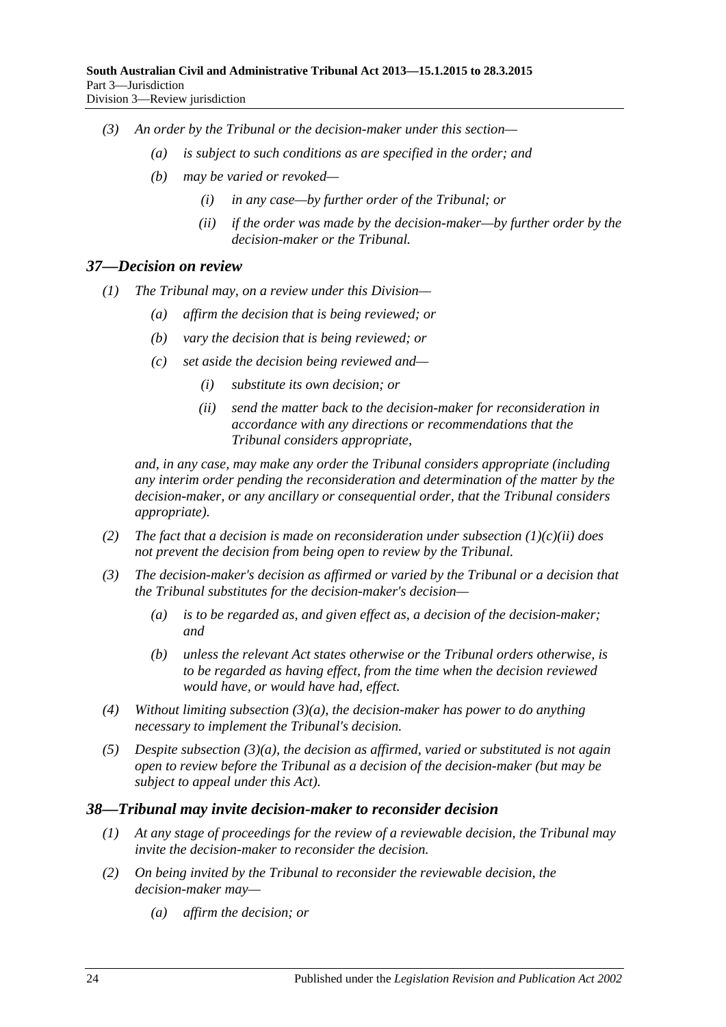*(3) An order by the Tribunal or the decision-maker under this section—*

*(a) is subject to such conditions as are specified in the order; and*

*(b) may be varied or revoked—*

*(i) in any case—by further order of the Tribunal; or*

*(ii) if the order was made by the decision-maker—by further order by the decision-maker or the Tribunal.*

### *37—Decision on review*

*(1) The Tribunal may, on a review under this Division—*

*(a) affirm the decision that is being reviewed; or*

*(b) vary the decision that is being reviewed; or*

*(c) set aside the decision being reviewed and—*

*(i) substitute its own decision; or*

*(ii) send the matter back to the decision-maker for reconsideration in accordance with any directions or recommendations that the Tribunal considers appropriate,*

*and, in any case, may make any order the Tribunal considers appropriate (including any interim order pending the reconsideration and determination of the matter by the decision-maker, or any ancillary or consequential order, that the Tribunal considers appropriate).*

*(2) The fact that a decision is made on reconsideration under subsection (1)(c)(ii) does not prevent the decision from being open to review by the Tribunal.*

*(3) The decision-maker's decision as affirmed or varied by the Tribunal or a decision that the Tribunal substitutes for the decision-maker's decision—*

*(a) is to be regarded as, and given effect as, a decision of the decision-maker; and*

*(b) unless the relevant Act states otherwise or the Tribunal orders otherwise, is to be regarded as having effect, from the time when the decision reviewed would have, or would have had, effect.*

*(4) Without limiting subsection (3)(a), the decision-maker has power to do anything necessary to implement the Tribunal's decision.*

*(5) Despite subsection (3)(a), the decision as affirmed, varied or substituted is not again open to review before the Tribunal as a decision of the decision-maker (but may be subject to appeal under this Act).*

### *38—Tribunal may invite decision-maker to reconsider decision*

*(1) At any stage of proceedings for the review of a reviewable decision, the Tribunal may invite the decision-maker to reconsider the decision.*

*(2) On being invited by the Tribunal to reconsider the reviewable decision, the decision-maker may—*

*(a) affirm the decision; or*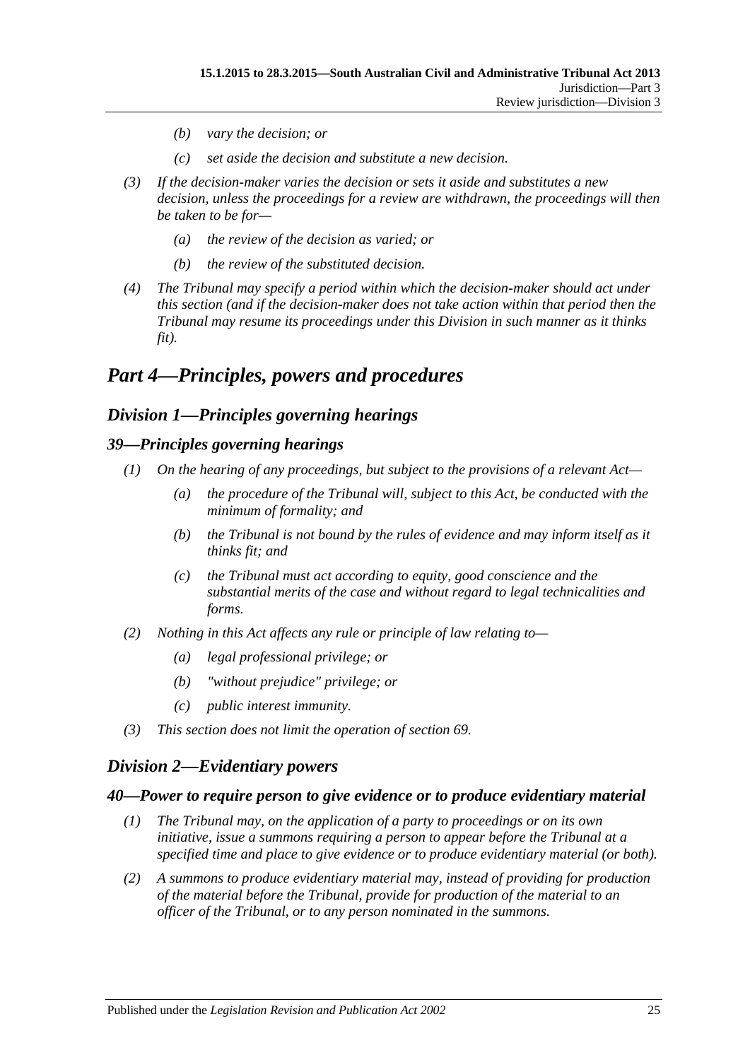- (b) vary the decision; or
- (c) set aside the decision and substitute a new decision.

(3) If the decision-maker varies the decision or sets it aside and substitutes a new decision, unless the proceedings for a review are withdrawn, the proceedings will then be taken to be for—

- (a) the review of the decision as varied; or
- (b) the review of the substituted decision.

(4) The Tribunal may specify a period within which the decision-maker should act under this section (and if the decision-maker does not take action within that period then the Tribunal may resume its proceedings under this Division in such manner as it thinks fit).

# Part 4—Principles, powers and procedures

## Division 1—Principles governing hearings

### 39—Principles governing hearings

(1) On the hearing of any proceedings, but subject to the provisions of a relevant Act—

- (a) the procedure of the Tribunal will, subject to this Act, be conducted with the minimum of formality; and
- (b) the Tribunal is not bound by the rules of evidence and may inform itself as it thinks fit; and
- (c) the Tribunal must act according to equity, good conscience and the substantial merits of the case and without regard to legal technicalities and forms.

(2) Nothing in this Act affects any rule or principle of law relating to—

- (a) legal professional privilege; or
- (b) "without prejudice" privilege; or
- (c) public interest immunity.

(3) This section does not limit the operation of section 69.

## Division 2—Evidentiary powers

### 40—Power to require person to give evidence or to produce evidentiary material

(1) The Tribunal may, on the application of a party to proceedings or on its own initiative, issue a summons requiring a person to appear before the Tribunal at a specified time and place to give evidence or to produce evidentiary material (or both).

(2) A summons to produce evidentiary material may, instead of providing for production of the material before the Tribunal, provide for production of the material to an officer of the Tribunal, or to any person nominated in the summons.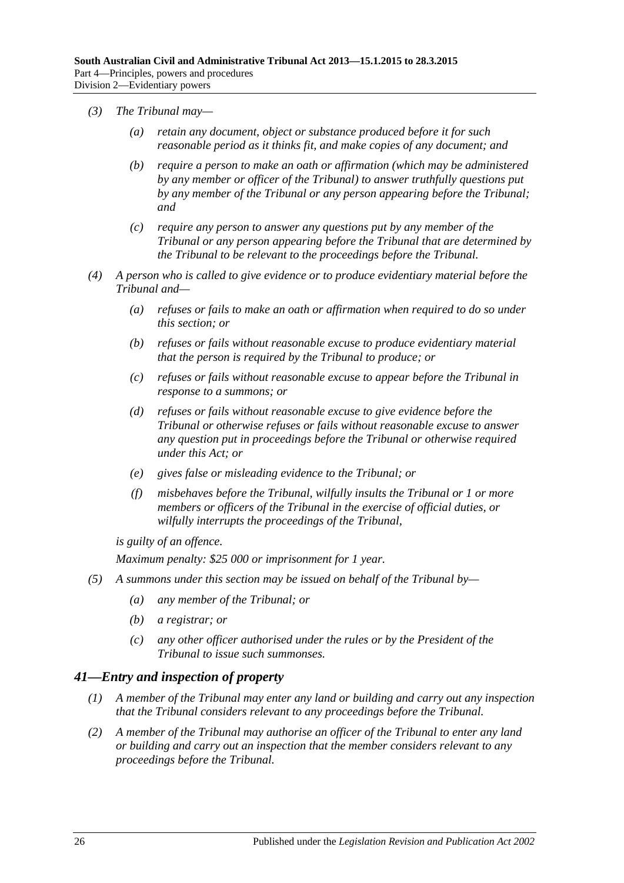(3) The Tribunal may—

(a) retain any document, object or substance produced before it for such reasonable period as it thinks fit, and make copies of any document; and

(b) require a person to make an oath or affirmation (which may be administered by any member or officer of the Tribunal) to answer truthfully questions put by any member of the Tribunal or any person appearing before the Tribunal; and

(c) require any person to answer any questions put by any member of the Tribunal or any person appearing before the Tribunal that are determined by the Tribunal to be relevant to the proceedings before the Tribunal.

(4) A person who is called to give evidence or to produce evidentiary material before the Tribunal and—

(a) refuses or fails to make an oath or affirmation when required to do so under this section; or

(b) refuses or fails without reasonable excuse to produce evidentiary material that the person is required by the Tribunal to produce; or

(c) refuses or fails without reasonable excuse to appear before the Tribunal in response to a summons; or

(d) refuses or fails without reasonable excuse to give evidence before the Tribunal or otherwise refuses or fails without reasonable excuse to answer any question put in proceedings before the Tribunal or otherwise required under this Act; or

(e) gives false or misleading evidence to the Tribunal; or

(f) misbehaves before the Tribunal, wilfully insults the Tribunal or 1 or more members or officers of the Tribunal in the exercise of official duties, or wilfully interrupts the proceedings of the Tribunal,

is guilty of an offence.

Maximum penalty: $25 000 or imprisonment for 1 year.

(5) A summons under this section may be issued on behalf of the Tribunal by—

(a) any member of the Tribunal; or

(b) a registrar; or

(c) any other officer authorised under the rules or by the President of the Tribunal to issue such summonses.

## 41—Entry and inspection of property

(1) A member of the Tribunal may enter any land or building and carry out any inspection that the Tribunal considers relevant to any proceedings before the Tribunal.

(2) A member of the Tribunal may authorise an officer of the Tribunal to enter any land or building and carry out an inspection that the member considers relevant to any proceedings before the Tribunal.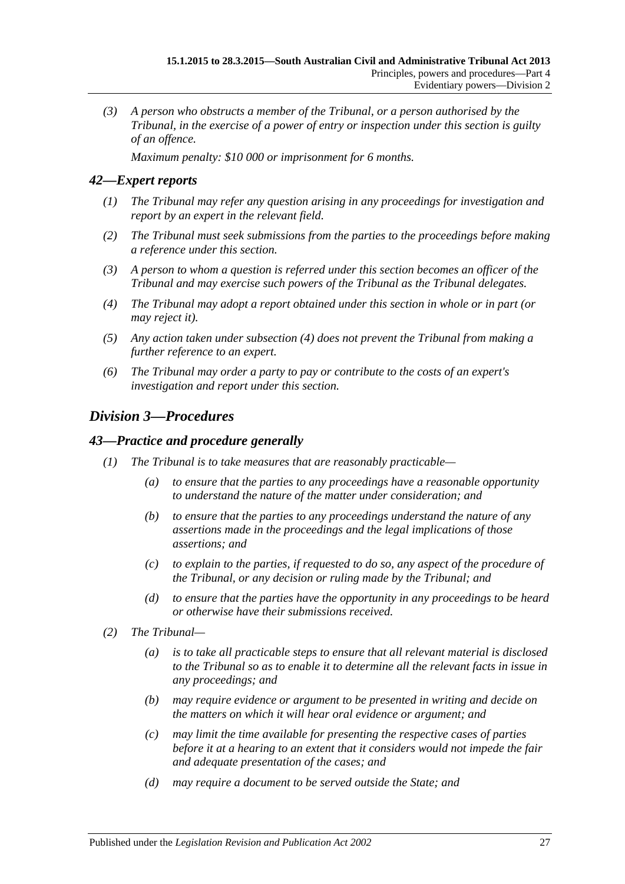*(3) A person who obstructs a member of the Tribunal, or a person authorised by the Tribunal, in the exercise of a power of entry or inspection under this section is guilty of an offence.*

*Maximum penalty: $10 000 or imprisonment for 6 months.*

## *42—Expert reports*

*(1) The Tribunal may refer any question arising in any proceedings for investigation and report by an expert in the relevant field.*

*(2) The Tribunal must seek submissions from the parties to the proceedings before making a reference under this section.*

*(3) A person to whom a question is referred under this section becomes an officer of the Tribunal and may exercise such powers of the Tribunal as the Tribunal delegates.*

*(4) The Tribunal may adopt a report obtained under this section in whole or in part (or may reject it).*

*(5) Any action taken under subsection (4) does not prevent the Tribunal from making a further reference to an expert.*

*(6) The Tribunal may order a party to pay or contribute to the costs of an expert's investigation and report under this section.*

# *Division 3—Procedures*

## *43—Practice and procedure generally*

*(1) The Tribunal is to take measures that are reasonably practicable—*

*(a) to ensure that the parties to any proceedings have a reasonable opportunity to understand the nature of the matter under consideration; and*

*(b) to ensure that the parties to any proceedings understand the nature of any assertions made in the proceedings and the legal implications of those assertions; and*

*(c) to explain to the parties, if requested to do so, any aspect of the procedure of the Tribunal, or any decision or ruling made by the Tribunal; and*

*(d) to ensure that the parties have the opportunity in any proceedings to be heard or otherwise have their submissions received.*

*(2) The Tribunal—*

*(a) is to take all practicable steps to ensure that all relevant material is disclosed to the Tribunal so as to enable it to determine all the relevant facts in issue in any proceedings; and*

*(b) may require evidence or argument to be presented in writing and decide on the matters on which it will hear oral evidence or argument; and*

*(c) may limit the time available for presenting the respective cases of parties before it at a hearing to an extent that it considers would not impede the fair and adequate presentation of the cases; and*

*(d) may require a document to be served outside the State; and*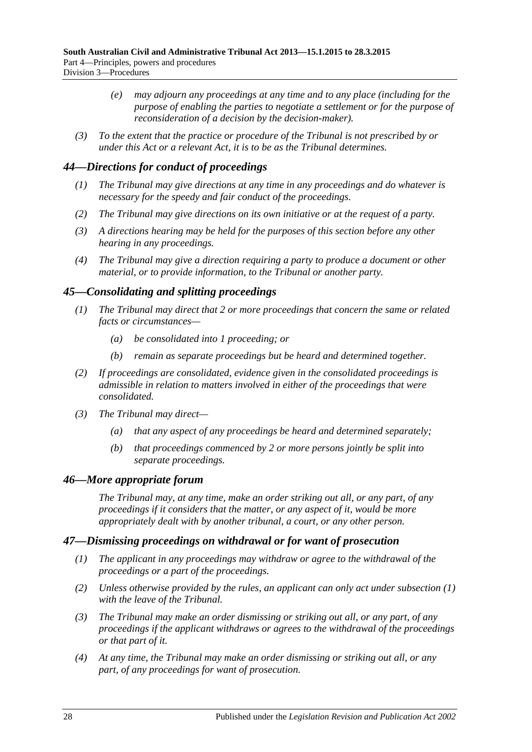*(e) may adjourn any proceedings at any time and to any place (including for the purpose of enabling the parties to negotiate a settlement or for the purpose of reconsideration of a decision by the decision-maker).*

*(3) To the extent that the practice or procedure of the Tribunal is not prescribed by or under this Act or a relevant Act, it is to be as the Tribunal determines.*

## *44—Directions for conduct of proceedings*

*(1) The Tribunal may give directions at any time in any proceedings and do whatever is necessary for the speedy and fair conduct of the proceedings.*

*(2) The Tribunal may give directions on its own initiative or at the request of a party.*

*(3) A directions hearing may be held for the purposes of this section before any other hearing in any proceedings.*

*(4) The Tribunal may give a direction requiring a party to produce a document or other material, or to provide information, to the Tribunal or another party.*

## *45—Consolidating and splitting proceedings*

*(1) The Tribunal may direct that 2 or more proceedings that concern the same or related facts or circumstances—*

*(a) be consolidated into 1 proceeding; or*

*(b) remain as separate proceedings but be heard and determined together.*

*(2) If proceedings are consolidated, evidence given in the consolidated proceedings is admissible in relation to matters involved in either of the proceedings that were consolidated.*

*(3) The Tribunal may direct—*

*(a) that any aspect of any proceedings be heard and determined separately;*

*(b) that proceedings commenced by 2 or more persons jointly be split into separate proceedings.*

## *46—More appropriate forum*

*The Tribunal may, at any time, make an order striking out all, or any part, of any proceedings if it considers that the matter, or any aspect of it, would be more appropriately dealt with by another tribunal, a court, or any other person.*

## *47—Dismissing proceedings on withdrawal or for want of prosecution*

*(1) The applicant in any proceedings may withdraw or agree to the withdrawal of the proceedings or a part of the proceedings.*

*(2) Unless otherwise provided by the rules, an applicant can only act under subsection (1) with the leave of the Tribunal.*

*(3) The Tribunal may make an order dismissing or striking out all, or any part, of any proceedings if the applicant withdraws or agrees to the withdrawal of the proceedings or that part of it.*

*(4) At any time, the Tribunal may make an order dismissing or striking out all, or any part, of any proceedings for want of prosecution.*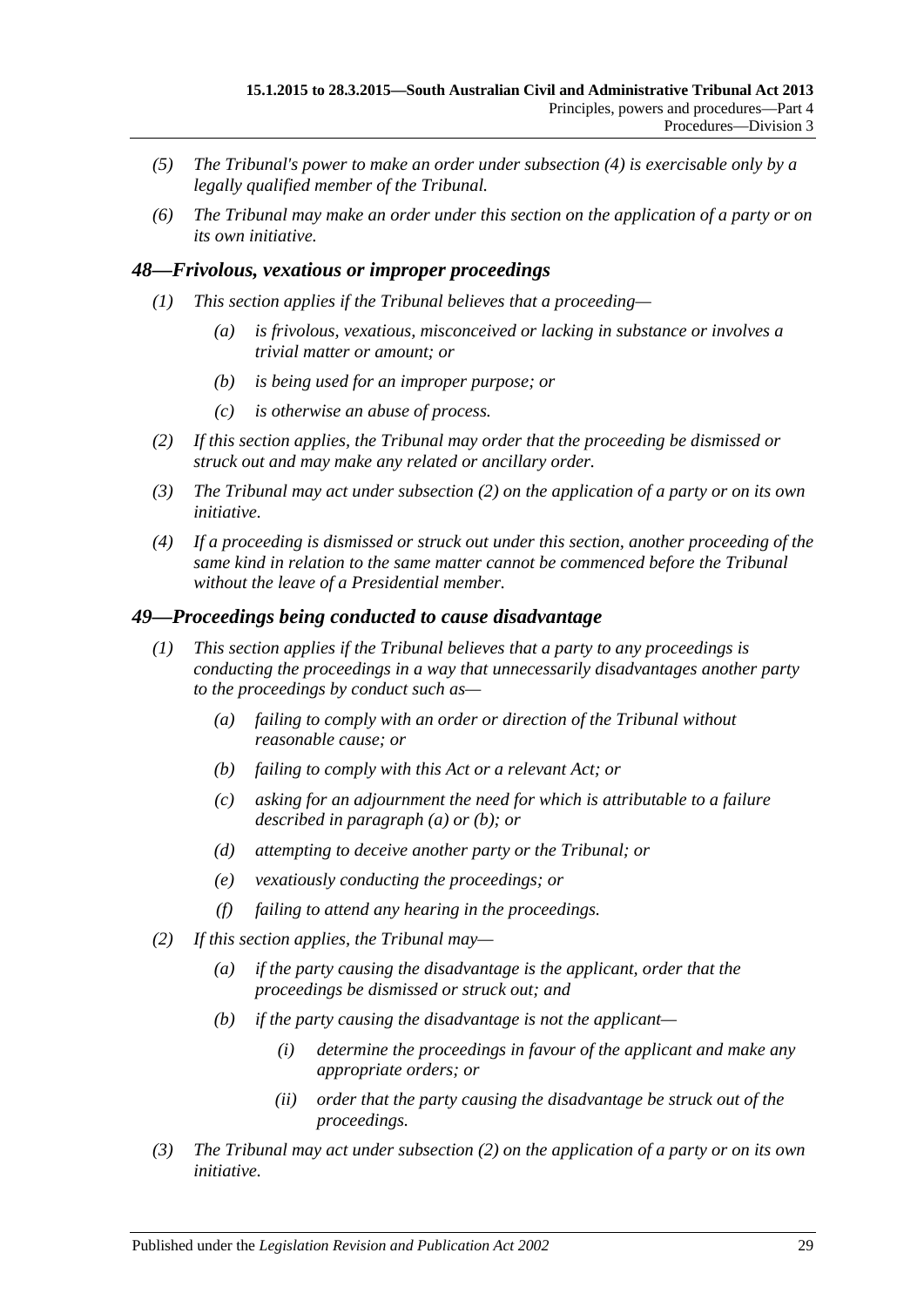*(5) The Tribunal's power to make an order under subsection (4) is exercisable only by a legally qualified member of the Tribunal.*

*(6) The Tribunal may make an order under this section on the application of a party or on its own initiative.*

### *48—Frivolous, vexatious or improper proceedings*

*(1) This section applies if the Tribunal believes that a proceeding—*

*(a) is frivolous, vexatious, misconceived or lacking in substance or involves a trivial matter or amount; or*

*(b) is being used for an improper purpose; or*

*(c) is otherwise an abuse of process.*

*(2) If this section applies, the Tribunal may order that the proceeding be dismissed or struck out and may make any related or ancillary order.*

*(3) The Tribunal may act under subsection (2) on the application of a party or on its own initiative.*

*(4) If a proceeding is dismissed or struck out under this section, another proceeding of the same kind in relation to the same matter cannot be commenced before the Tribunal without the leave of a Presidential member.*

### *49—Proceedings being conducted to cause disadvantage*

*(1) This section applies if the Tribunal believes that a party to any proceedings is conducting the proceedings in a way that unnecessarily disadvantages another party to the proceedings by conduct such as—*

*(a) failing to comply with an order or direction of the Tribunal without reasonable cause; or*

*(b) failing to comply with this Act or a relevant Act; or*

*(c) asking for an adjournment the need for which is attributable to a failure described in paragraph (a) or (b); or*

*(d) attempting to deceive another party or the Tribunal; or*

*(e) vexatiously conducting the proceedings; or*

*(f) failing to attend any hearing in the proceedings.*

*(2) If this section applies, the Tribunal may—*

*(a) if the party causing the disadvantage is the applicant, order that the proceedings be dismissed or struck out; and*

*(b) if the party causing the disadvantage is not the applicant—*

*(i) determine the proceedings in favour of the applicant and make any appropriate orders; or*

*(ii) order that the party causing the disadvantage be struck out of the proceedings.*

*(3) The Tribunal may act under subsection (2) on the application of a party or on its own initiative.*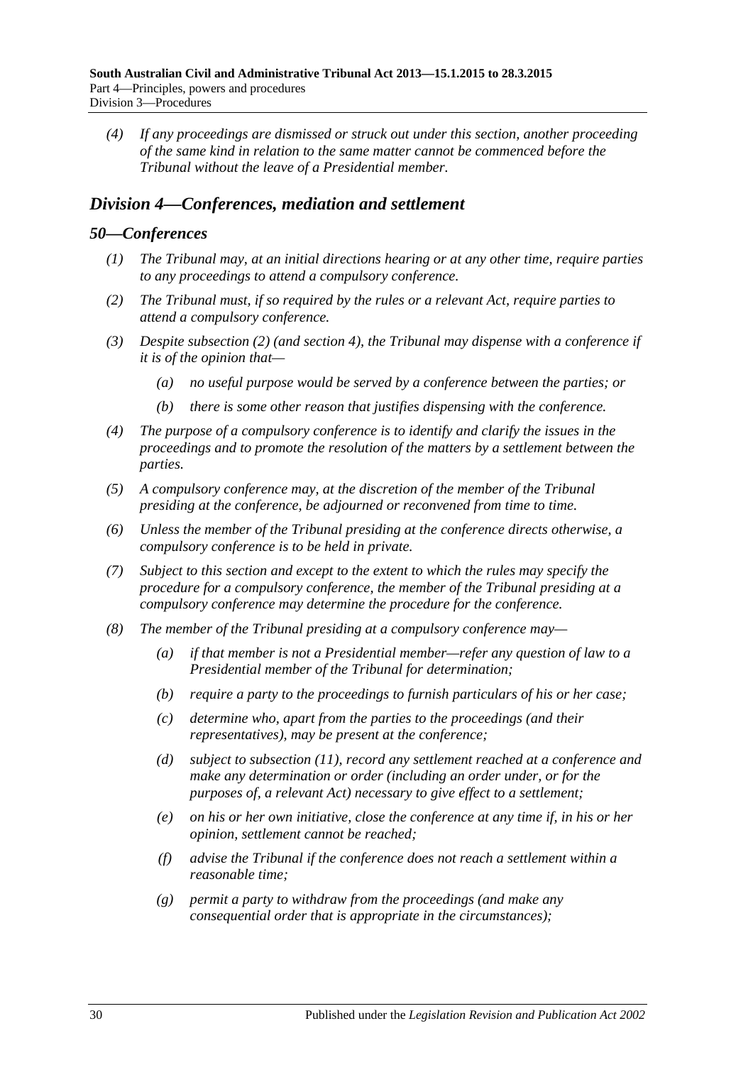*(4) If any proceedings are dismissed or struck out under this section, another proceeding of the same kind in relation to the same matter cannot be commenced before the Tribunal without the leave of a Presidential member.*

## *Division 4—Conferences, mediation and settlement*

### *50—Conferences*

*(1) The Tribunal may, at an initial directions hearing or at any other time, require parties to any proceedings to attend a compulsory conference.*

*(2) The Tribunal must, if so required by the rules or a relevant Act, require parties to attend a compulsory conference.*

*(3) Despite subsection (2) (and section 4), the Tribunal may dispense with a conference if it is of the opinion that—*

*(a) no useful purpose would be served by a conference between the parties; or*

*(b) there is some other reason that justifies dispensing with the conference.*

*(4) The purpose of a compulsory conference is to identify and clarify the issues in the proceedings and to promote the resolution of the matters by a settlement between the parties.*

*(5) A compulsory conference may, at the discretion of the member of the Tribunal presiding at the conference, be adjourned or reconvened from time to time.*

*(6) Unless the member of the Tribunal presiding at the conference directs otherwise, a compulsory conference is to be held in private.*

*(7) Subject to this section and except to the extent to which the rules may specify the procedure for a compulsory conference, the member of the Tribunal presiding at a compulsory conference may determine the procedure for the conference.*

*(8) The member of the Tribunal presiding at a compulsory conference may—*

*(a) if that member is not a Presidential member—refer any question of law to a Presidential member of the Tribunal for determination;*

*(b) require a party to the proceedings to furnish particulars of his or her case;*

*(c) determine who, apart from the parties to the proceedings (and their representatives), may be present at the conference;*

*(d) subject to subsection (11), record any settlement reached at a conference and make any determination or order (including an order under, or for the purposes of, a relevant Act) necessary to give effect to a settlement;*

*(e) on his or her own initiative, close the conference at any time if, in his or her opinion, settlement cannot be reached;*

*(f) advise the Tribunal if the conference does not reach a settlement within a reasonable time;*

*(g) permit a party to withdraw from the proceedings (and make any consequential order that is appropriate in the circumstances);*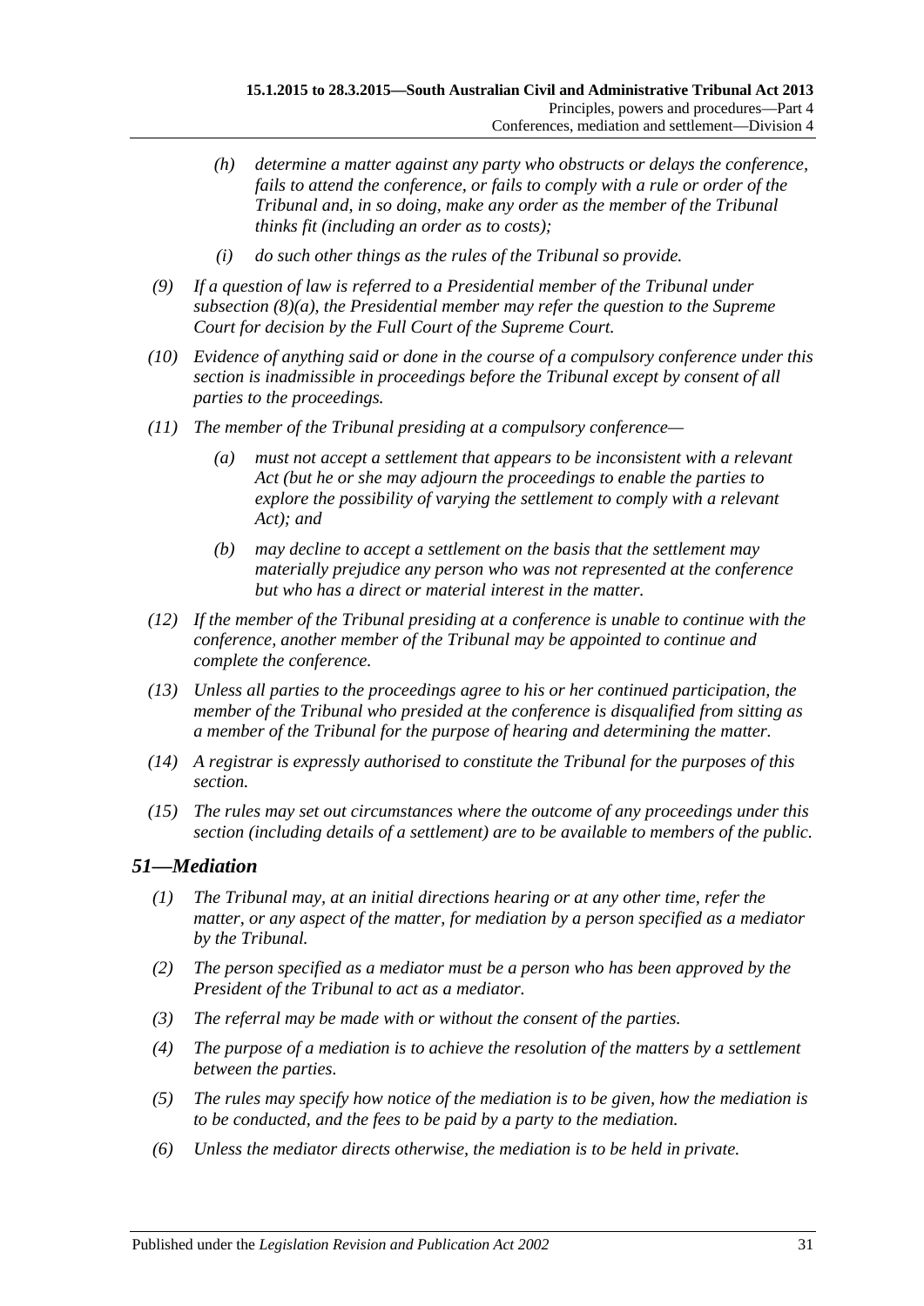*(h)* *determine a matter against any party who obstructs or delays the conference, fails to attend the conference, or fails to comply with a rule or order of the Tribunal and, in so doing, make any order as the member of the Tribunal thinks fit (including an order as to costs);*

*(i)* *do such other things as the rules of the Tribunal so provide.*

*(9)* *If a question of law is referred to a Presidential member of the Tribunal under subsection (8)(a), the Presidential member may refer the question to the Supreme Court for decision by the Full Court of the Supreme Court.*

*(10)* *Evidence of anything said or done in the course of a compulsory conference under this section is inadmissible in proceedings before the Tribunal except by consent of all parties to the proceedings.*

*(11)* *The member of the Tribunal presiding at a compulsory conference—*

*(a)* *must not accept a settlement that appears to be inconsistent with a relevant Act (but he or she may adjourn the proceedings to enable the parties to explore the possibility of varying the settlement to comply with a relevant Act); and*

*(b)* *may decline to accept a settlement on the basis that the settlement may materially prejudice any person who was not represented at the conference but who has a direct or material interest in the matter.*

*(12)* *If the member of the Tribunal presiding at a conference is unable to continue with the conference, another member of the Tribunal may be appointed to continue and complete the conference.*

*(13)* *Unless all parties to the proceedings agree to his or her continued participation, the member of the Tribunal who presided at the conference is disqualified from sitting as a member of the Tribunal for the purpose of hearing and determining the matter.*

*(14)* *A registrar is expressly authorised to constitute the Tribunal for the purposes of this section.*

*(15)* *The rules may set out circumstances where the outcome of any proceedings under this section (including details of a settlement) are to be available to members of the public.*

## *51—Mediation*

*(1)* *The Tribunal may, at an initial directions hearing or at any other time, refer the matter, or any aspect of the matter, for mediation by a person specified as a mediator by the Tribunal.*

*(2)* *The person specified as a mediator must be a person who has been approved by the President of the Tribunal to act as a mediator.*

*(3)* *The referral may be made with or without the consent of the parties.*

*(4)* *The purpose of a mediation is to achieve the resolution of the matters by a settlement between the parties.*

*(5)* *The rules may specify how notice of the mediation is to be given, how the mediation is to be conducted, and the fees to be paid by a party to the mediation.*

*(6)* *Unless the mediator directs otherwise, the mediation is to be held in private.*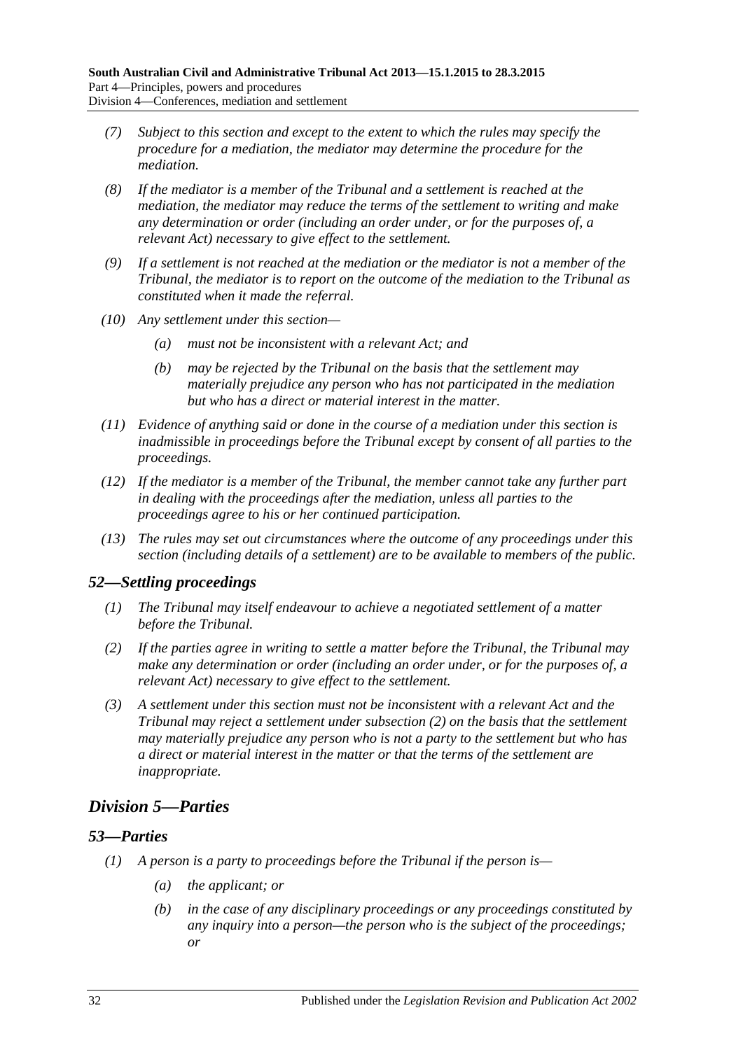*(7) Subject to this section and except to the extent to which the rules may specify the procedure for a mediation, the mediator may determine the procedure for the mediation.*

*(8) If the mediator is a member of the Tribunal and a settlement is reached at the mediation, the mediator may reduce the terms of the settlement to writing and make any determination or order (including an order under, or for the purposes of, a relevant Act) necessary to give effect to the settlement.*

*(9) If a settlement is not reached at the mediation or the mediator is not a member of the Tribunal, the mediator is to report on the outcome of the mediation to the Tribunal as constituted when it made the referral.*

*(10) Any settlement under this section—*

*(a) must not be inconsistent with a relevant Act; and*

*(b) may be rejected by the Tribunal on the basis that the settlement may materially prejudice any person who has not participated in the mediation but who has a direct or material interest in the matter.*

*(11) Evidence of anything said or done in the course of a mediation under this section is inadmissible in proceedings before the Tribunal except by consent of all parties to the proceedings.*

*(12) If the mediator is a member of the Tribunal, the member cannot take any further part in dealing with the proceedings after the mediation, unless all parties to the proceedings agree to his or her continued participation.*

*(13) The rules may set out circumstances where the outcome of any proceedings under this section (including details of a settlement) are to be available to members of the public.*

### *52—Settling proceedings*

*(1) The Tribunal may itself endeavour to achieve a negotiated settlement of a matter before the Tribunal.*

*(2) If the parties agree in writing to settle a matter before the Tribunal, the Tribunal may make any determination or order (including an order under, or for the purposes of, a relevant Act) necessary to give effect to the settlement.*

*(3) A settlement under this section must not be inconsistent with a relevant Act and the Tribunal may reject a settlement under subsection (2) on the basis that the settlement may materially prejudice any person who is not a party to the settlement but who has a direct or material interest in the matter or that the terms of the settlement are inappropriate.*

## *Division 5—Parties*

### *53—Parties*

*(1) A person is a party to proceedings before the Tribunal if the person is—*

*(a) the applicant; or*

*(b) in the case of any disciplinary proceedings or any proceedings constituted by any inquiry into a person—the person who is the subject of the proceedings; or*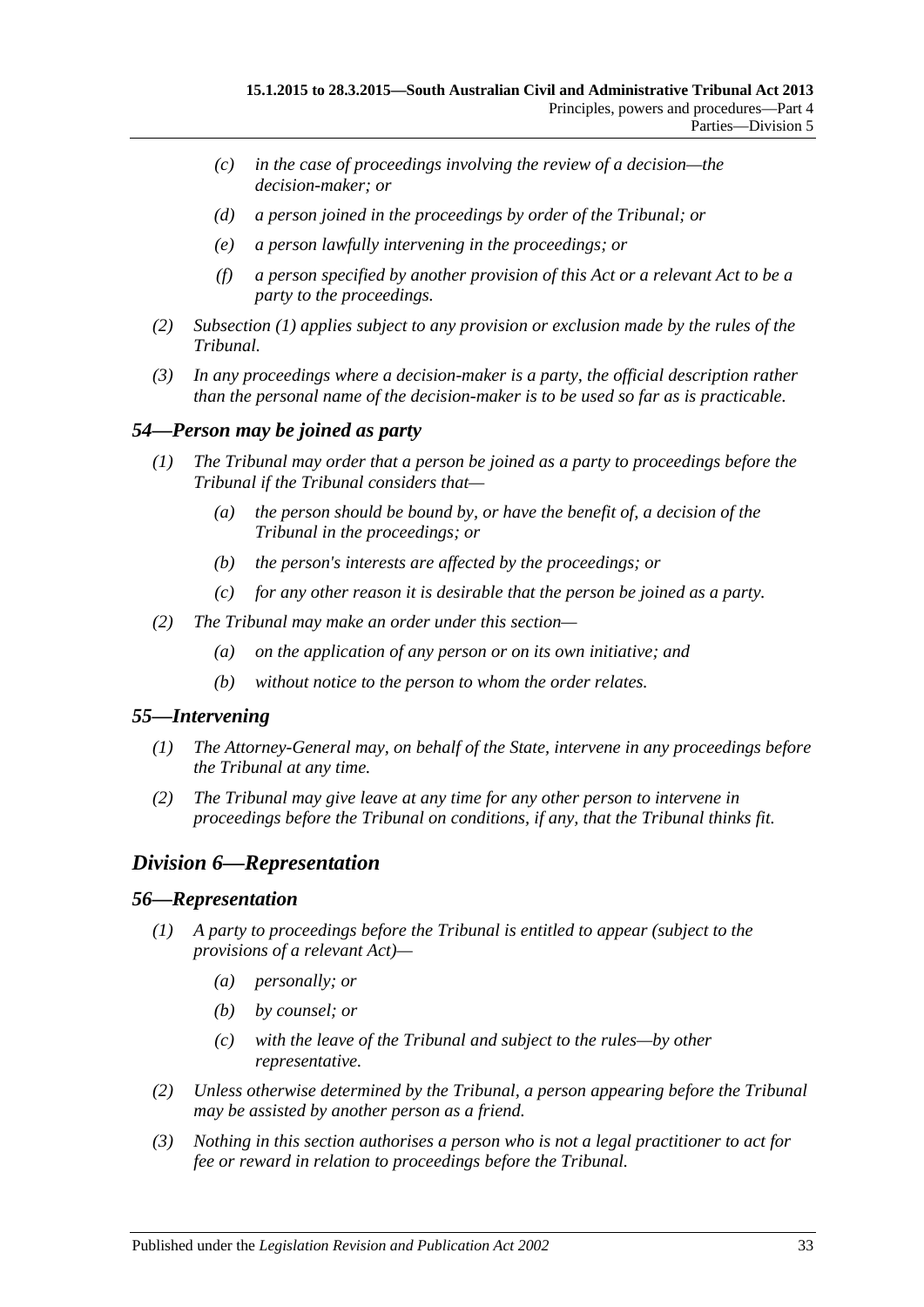- (c) in the case of proceedings involving the review of a decision—the decision-maker; or
- (d) a person joined in the proceedings by order of the Tribunal; or
- (e) a person lawfully intervening in the proceedings; or
- (f) a person specified by another provision of this Act or a relevant Act to be a party to the proceedings.

(2) Subsection (1) applies subject to any provision or exclusion made by the rules of the Tribunal.

(3) In any proceedings where a decision-maker is a party, the official description rather than the personal name of the decision-maker is to be used so far as is practicable.

### 54—Person may be joined as party

(1) The Tribunal may order that a person be joined as a party to proceedings before the Tribunal if the Tribunal considers that—

- (a) the person should be bound by, or have the benefit of, a decision of the Tribunal in the proceedings; or
- (b) the person's interests are affected by the proceedings; or
- (c) for any other reason it is desirable that the person be joined as a party.

(2) The Tribunal may make an order under this section—

- (a) on the application of any person or on its own initiative; and
- (b) without notice to the person to whom the order relates.

### 55—Intervening

(1) The Attorney-General may, on behalf of the State, intervene in any proceedings before the Tribunal at any time.

(2) The Tribunal may give leave at any time for any other person to intervene in proceedings before the Tribunal on conditions, if any, that the Tribunal thinks fit.

## Division 6—Representation

### 56—Representation

(1) A party to proceedings before the Tribunal is entitled to appear (subject to the provisions of a relevant Act)—

- (a) personally; or
- (b) by counsel; or
- (c) with the leave of the Tribunal and subject to the rules—by other representative.

(2) Unless otherwise determined by the Tribunal, a person appearing before the Tribunal may be assisted by another person as a friend.

(3) Nothing in this section authorises a person who is not a legal practitioner to act for fee or reward in relation to proceedings before the Tribunal.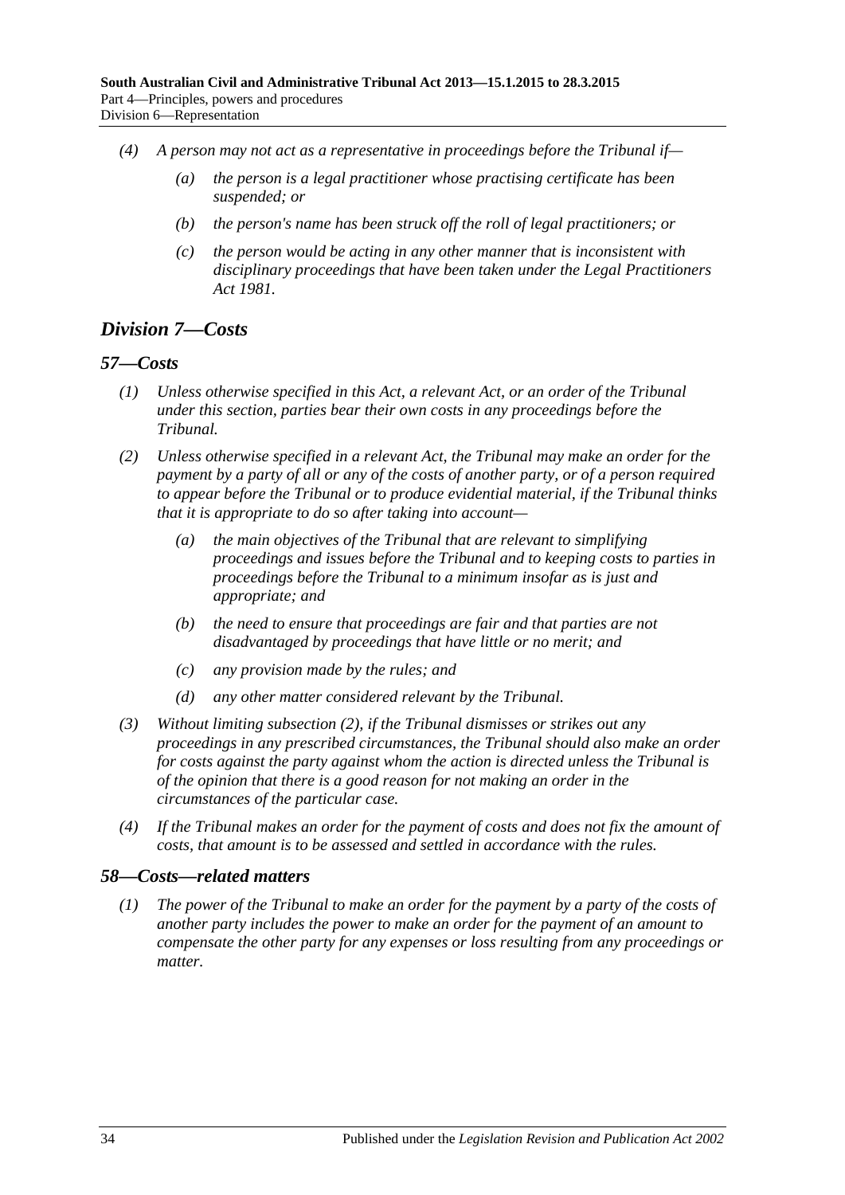(4) A person may not act as a representative in proceedings before the Tribunal if—

(a) the person is a legal practitioner whose practising certificate has been suspended; or

(b) the person's name has been struck off the roll of legal practitioners; or

(c) the person would be acting in any other manner that is inconsistent with disciplinary proceedings that have been taken under the *Legal Practitioners Act 1981*.

## Division 7—Costs

### 57—Costs

(1) Unless otherwise specified in this Act, a relevant Act, or an order of the Tribunal under this section, parties bear their own costs in any proceedings before the Tribunal.

(2) Unless otherwise specified in a relevant Act, the Tribunal may make an order for the payment by a party of all or any of the costs of another party, or of a person required to appear before the Tribunal or to produce evidential material, if the Tribunal thinks that it is appropriate to do so after taking into account—

(a) the main objectives of the Tribunal that are relevant to simplifying proceedings and issues before the Tribunal and to keeping costs to parties in proceedings before the Tribunal to a minimum insofar as is just and appropriate; and

(b) the need to ensure that proceedings are fair and that parties are not disadvantaged by proceedings that have little or no merit; and

(c) any provision made by the rules; and

(d) any other matter considered relevant by the Tribunal.

(3) Without limiting subsection (2), if the Tribunal dismisses or strikes out any proceedings in any prescribed circumstances, the Tribunal should also make an order for costs against the party against whom the action is directed unless the Tribunal is of the opinion that there is a good reason for not making an order in the circumstances of the particular case.

(4) If the Tribunal makes an order for the payment of costs and does not fix the amount of costs, that amount is to be assessed and settled in accordance with the rules.

### 58—Costs—related matters

(1) The power of the Tribunal to make an order for the payment by a party of the costs of another party includes the power to make an order for the payment of an amount to compensate the other party for any expenses or loss resulting from any proceedings or matter.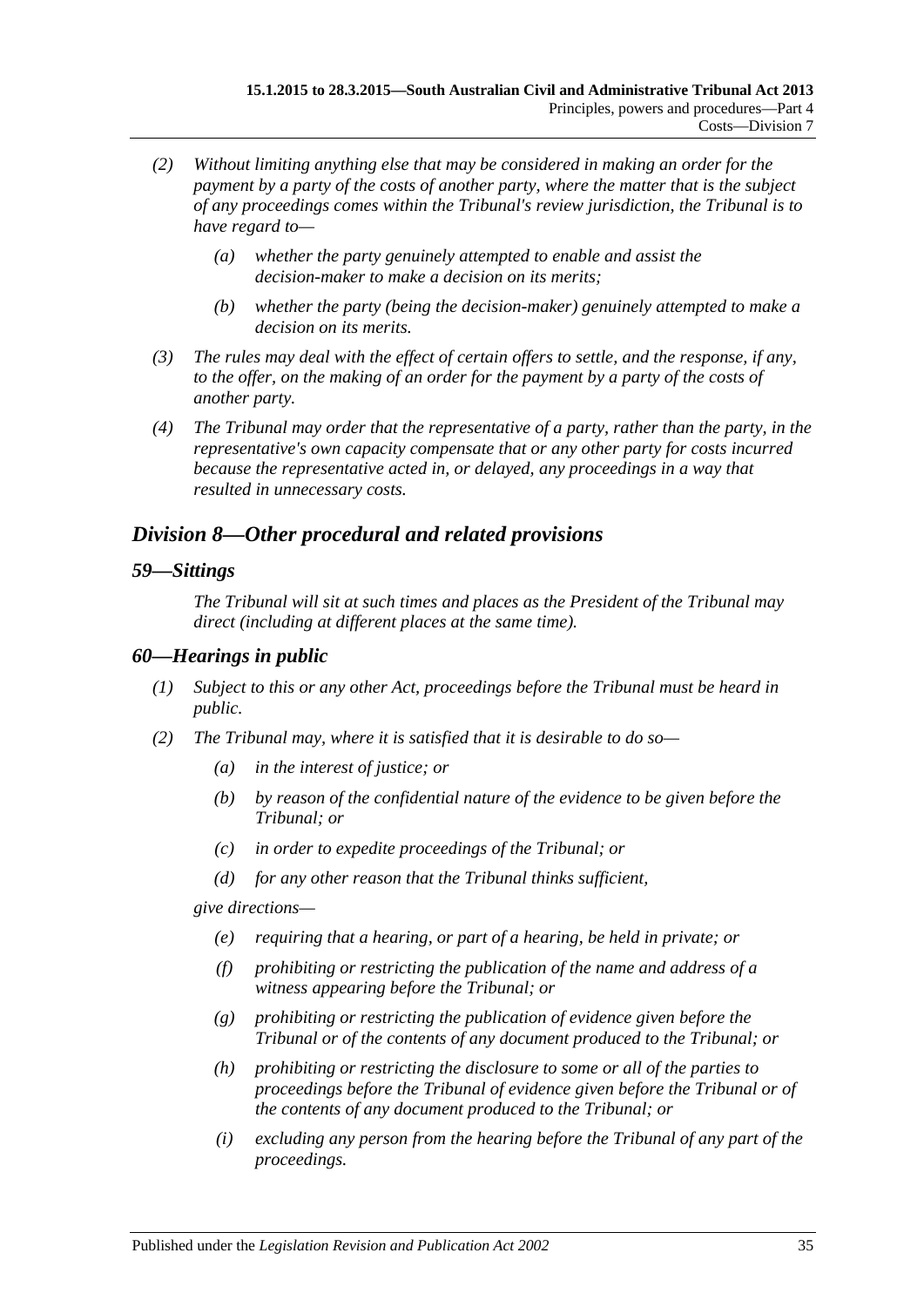(2) Without limiting anything else that may be considered in making an order for the payment by a party of the costs of another party, where the matter that is the subject of any proceedings comes within the Tribunal's review jurisdiction, the Tribunal is to have regard to—

(a) whether the party genuinely attempted to enable and assist the decision-maker to make a decision on its merits;

(b) whether the party (being the decision-maker) genuinely attempted to make a decision on its merits.

(3) The rules may deal with the effect of certain offers to settle, and the response, if any, to the offer, on the making of an order for the payment by a party of the costs of another party.

(4) The Tribunal may order that the representative of a party, rather than the party, in the representative's own capacity compensate that or any other party for costs incurred because the representative acted in, or delayed, any proceedings in a way that resulted in unnecessary costs.

## Division 8—Other procedural and related provisions

### 59—Sittings

The Tribunal will sit at such times and places as the President of the Tribunal may direct (including at different places at the same time).

### 60—Hearings in public

(1) Subject to this or any other Act, proceedings before the Tribunal must be heard in public.

(2) The Tribunal may, where it is satisfied that it is desirable to do so—

(a) in the interest of justice; or

(b) by reason of the confidential nature of the evidence to be given before the Tribunal; or

(c) in order to expedite proceedings of the Tribunal; or

(d) for any other reason that the Tribunal thinks sufficient,

give directions—

(e) requiring that a hearing, or part of a hearing, be held in private; or

(f) prohibiting or restricting the publication of the name and address of a witness appearing before the Tribunal; or

(g) prohibiting or restricting the publication of evidence given before the Tribunal or of the contents of any document produced to the Tribunal; or

(h) prohibiting or restricting the disclosure to some or all of the parties to proceedings before the Tribunal of evidence given before the Tribunal or of the contents of any document produced to the Tribunal; or

(i) excluding any person from the hearing before the Tribunal of any part of the proceedings.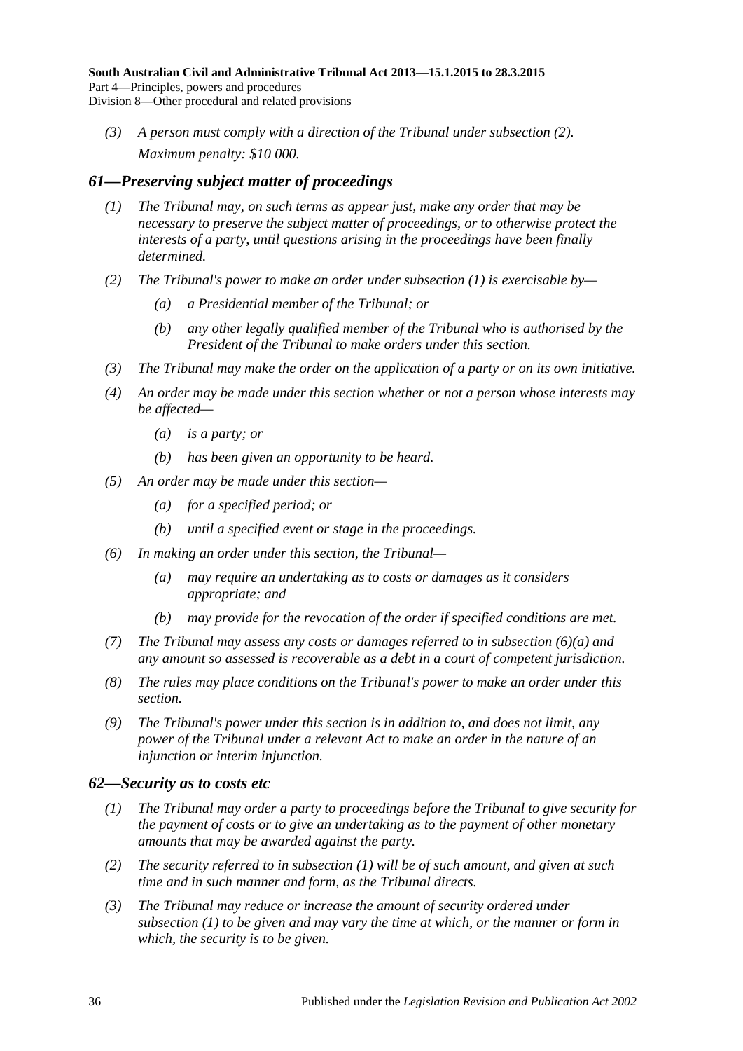*(3) A person must comply with a direction of the Tribunal under subsection (2).*

*Maximum penalty: $10 000.*

## *61—Preserving subject matter of proceedings*

*(1) The Tribunal may, on such terms as appear just, make any order that may be necessary to preserve the subject matter of proceedings, or to otherwise protect the interests of a party, until questions arising in the proceedings have been finally determined.*

*(2) The Tribunal's power to make an order under subsection (1) is exercisable by—*

*(a) a Presidential member of the Tribunal; or*

*(b) any other legally qualified member of the Tribunal who is authorised by the President of the Tribunal to make orders under this section.*

*(3) The Tribunal may make the order on the application of a party or on its own initiative.*

*(4) An order may be made under this section whether or not a person whose interests may be affected—*

*(a) is a party; or*

*(b) has been given an opportunity to be heard.*

*(5) An order may be made under this section—*

*(a) for a specified period; or*

*(b) until a specified event or stage in the proceedings.*

*(6) In making an order under this section, the Tribunal—*

*(a) may require an undertaking as to costs or damages as it considers appropriate; and*

*(b) may provide for the revocation of the order if specified conditions are met.*

*(7) The Tribunal may assess any costs or damages referred to in subsection (6)(a) and any amount so assessed is recoverable as a debt in a court of competent jurisdiction.*

*(8) The rules may place conditions on the Tribunal's power to make an order under this section.*

*(9) The Tribunal's power under this section is in addition to, and does not limit, any power of the Tribunal under a relevant Act to make an order in the nature of an injunction or interim injunction.*

## *62—Security as to costs etc*

*(1) The Tribunal may order a party to proceedings before the Tribunal to give security for the payment of costs or to give an undertaking as to the payment of other monetary amounts that may be awarded against the party.*

*(2) The security referred to in subsection (1) will be of such amount, and given at such time and in such manner and form, as the Tribunal directs.*

*(3) The Tribunal may reduce or increase the amount of security ordered under subsection (1) to be given and may vary the time at which, or the manner or form in which, the security is to be given.*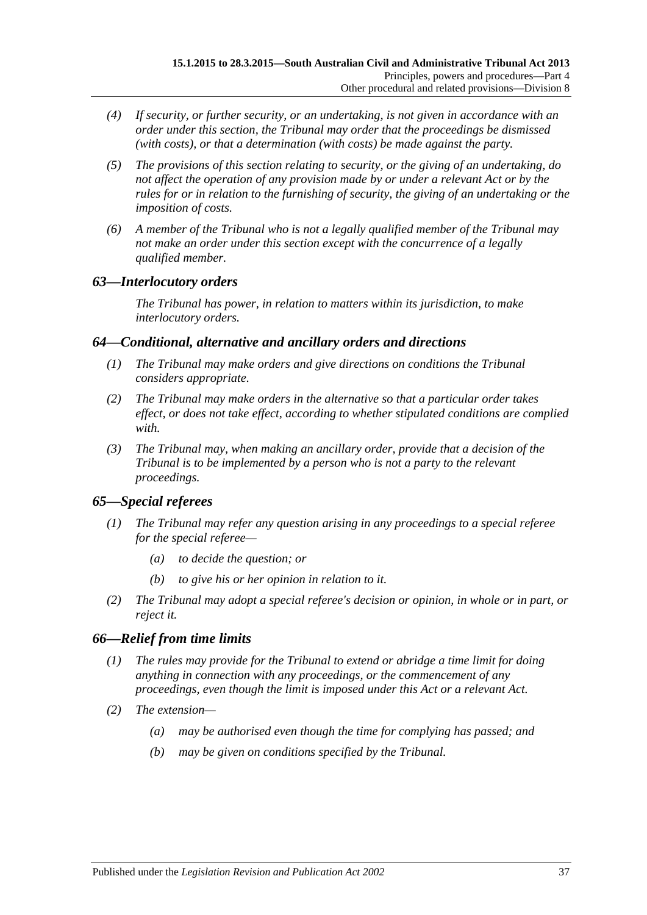*(4) If security, or further security, or an undertaking, is not given in accordance with an order under this section, the Tribunal may order that the proceedings be dismissed (with costs), or that a determination (with costs) be made against the party.*

*(5) The provisions of this section relating to security, or the giving of an undertaking, do not affect the operation of any provision made by or under a relevant Act or by the rules for or in relation to the furnishing of security, the giving of an undertaking or the imposition of costs.*

*(6) A member of the Tribunal who is not a legally qualified member of the Tribunal may not make an order under this section except with the concurrence of a legally qualified member.*

### *63—Interlocutory orders*

*The Tribunal has power, in relation to matters within its jurisdiction, to make interlocutory orders.*

### *64—Conditional, alternative and ancillary orders and directions*

*(1) The Tribunal may make orders and give directions on conditions the Tribunal considers appropriate.*

*(2) The Tribunal may make orders in the alternative so that a particular order takes effect, or does not take effect, according to whether stipulated conditions are complied with.*

*(3) The Tribunal may, when making an ancillary order, provide that a decision of the Tribunal is to be implemented by a person who is not a party to the relevant proceedings.*

### *65—Special referees*

*(1) The Tribunal may refer any question arising in any proceedings to a special referee for the special referee—*

*(a) to decide the question; or*

*(b) to give his or her opinion in relation to it.*

*(2) The Tribunal may adopt a special referee's decision or opinion, in whole or in part, or reject it.*

### *66—Relief from time limits*

*(1) The rules may provide for the Tribunal to extend or abridge a time limit for doing anything in connection with any proceedings, or the commencement of any proceedings, even though the limit is imposed under this Act or a relevant Act.*

*(2) The extension—*

*(a) may be authorised even though the time for complying has passed; and*

*(b) may be given on conditions specified by the Tribunal.*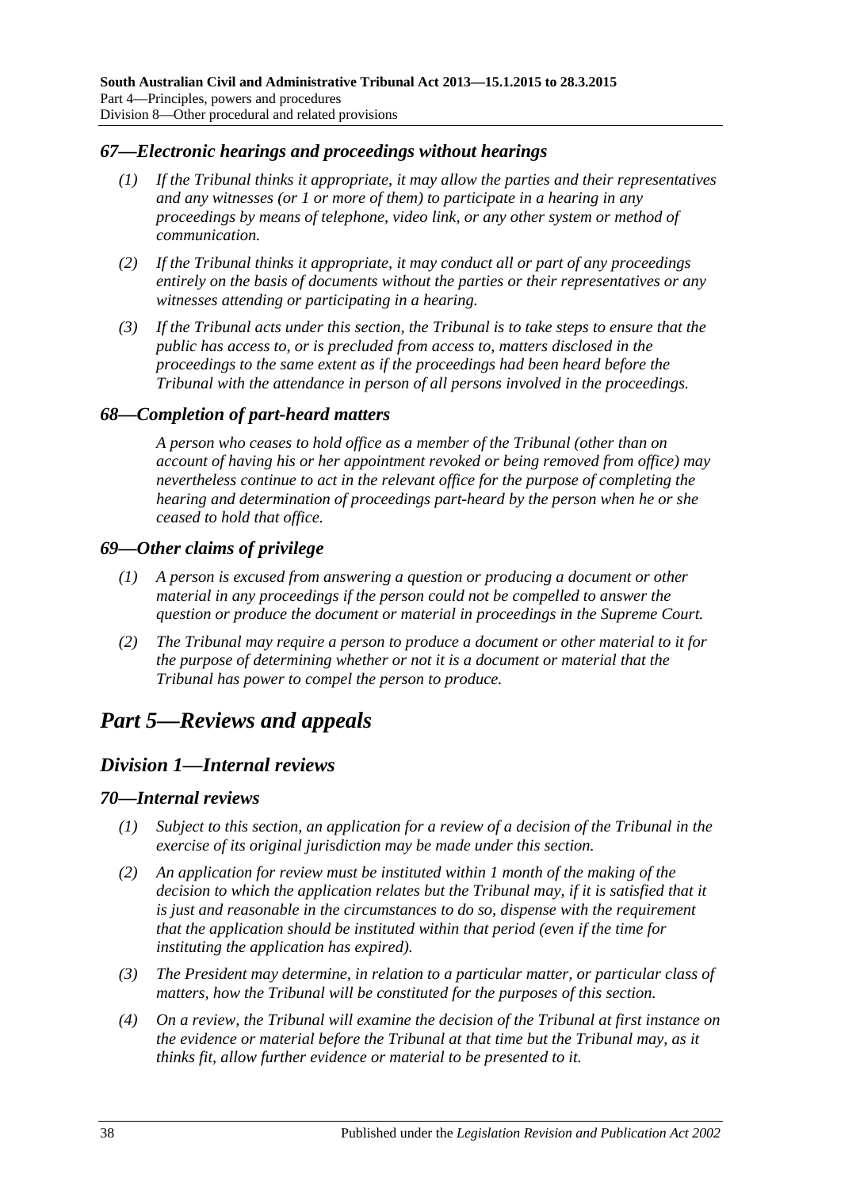## *67—Electronic hearings and proceedings without hearings*

*(1) If the Tribunal thinks it appropriate, it may allow the parties and their representatives and any witnesses (or 1 or more of them) to participate in a hearing in any proceedings by means of telephone, video link, or any other system or method of communication.*

*(2) If the Tribunal thinks it appropriate, it may conduct all or part of any proceedings entirely on the basis of documents without the parties or their representatives or any witnesses attending or participating in a hearing.*

*(3) If the Tribunal acts under this section, the Tribunal is to take steps to ensure that the public has access to, or is precluded from access to, matters disclosed in the proceedings to the same extent as if the proceedings had been heard before the Tribunal with the attendance in person of all persons involved in the proceedings.*

## *68—Completion of part-heard matters*

*A person who ceases to hold office as a member of the Tribunal (other than on account of having his or her appointment revoked or being removed from office) may nevertheless continue to act in the relevant office for the purpose of completing the hearing and determination of proceedings part-heard by the person when he or she ceased to hold that office.*

## *69—Other claims of privilege*

*(1) A person is excused from answering a question or producing a document or other material in any proceedings if the person could not be compelled to answer the question or produce the document or material in proceedings in the Supreme Court.*

*(2) The Tribunal may require a person to produce a document or other material to it for the purpose of determining whether or not it is a document or material that the Tribunal has power to compel the person to produce.*

# *Part 5—Reviews and appeals*

## *Division 1—Internal reviews*

## *70—Internal reviews*

*(1) Subject to this section, an application for a review of a decision of the Tribunal in the exercise of its original jurisdiction may be made under this section.*

*(2) An application for review must be instituted within 1 month of the making of the decision to which the application relates but the Tribunal may, if it is satisfied that it is just and reasonable in the circumstances to do so, dispense with the requirement that the application should be instituted within that period (even if the time for instituting the application has expired).*

*(3) The President may determine, in relation to a particular matter, or particular class of matters, how the Tribunal will be constituted for the purposes of this section.*

*(4) On a review, the Tribunal will examine the decision of the Tribunal at first instance on the evidence or material before the Tribunal at that time but the Tribunal may, as it thinks fit, allow further evidence or material to be presented to it.*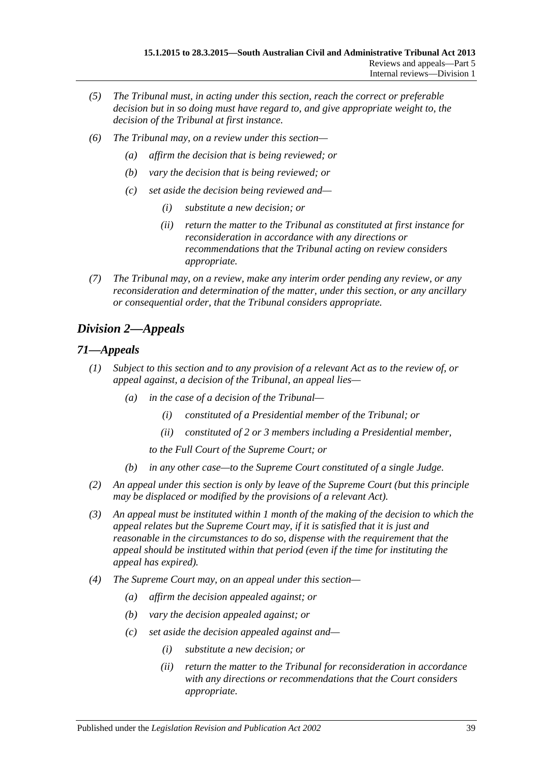*(5) The Tribunal must, in acting under this section, reach the correct or preferable decision but in so doing must have regard to, and give appropriate weight to, the decision of the Tribunal at first instance.*

*(6) The Tribunal may, on a review under this section—*

- *(a) affirm the decision that is being reviewed; or*
- *(b) vary the decision that is being reviewed; or*
- *(c) set aside the decision being reviewed and—*
  - *(i) substitute a new decision; or*
  - *(ii) return the matter to the Tribunal as constituted at first instance for reconsideration in accordance with any directions or recommendations that the Tribunal acting on review considers appropriate.*

*(7) The Tribunal may, on a review, make any interim order pending any review, or any reconsideration and determination of the matter, under this section, or any ancillary or consequential order, that the Tribunal considers appropriate.*

## *Division 2—Appeals*

### *71—Appeals*

*(1) Subject to this section and to any provision of a relevant Act as to the review of, or appeal against, a decision of the Tribunal, an appeal lies—*

- *(a) in the case of a decision of the Tribunal—*
  - *(i) constituted of a Presidential member of the Tribunal; or*
  - *(ii) constituted of 2 or 3 members including a Presidential member,*

  *to the Full Court of the Supreme Court; or*
- *(b) in any other case—to the Supreme Court constituted of a single Judge.*

*(2) An appeal under this section is only by leave of the Supreme Court (but this principle may be displaced or modified by the provisions of a relevant Act).*

*(3) An appeal must be instituted within 1 month of the making of the decision to which the appeal relates but the Supreme Court may, if it is satisfied that it is just and reasonable in the circumstances to do so, dispense with the requirement that the appeal should be instituted within that period (even if the time for instituting the appeal has expired).*

*(4) The Supreme Court may, on an appeal under this section—*

- *(a) affirm the decision appealed against; or*
- *(b) vary the decision appealed against; or*
- *(c) set aside the decision appealed against and—*
  - *(i) substitute a new decision; or*
  - *(ii) return the matter to the Tribunal for reconsideration in accordance with any directions or recommendations that the Court considers appropriate.*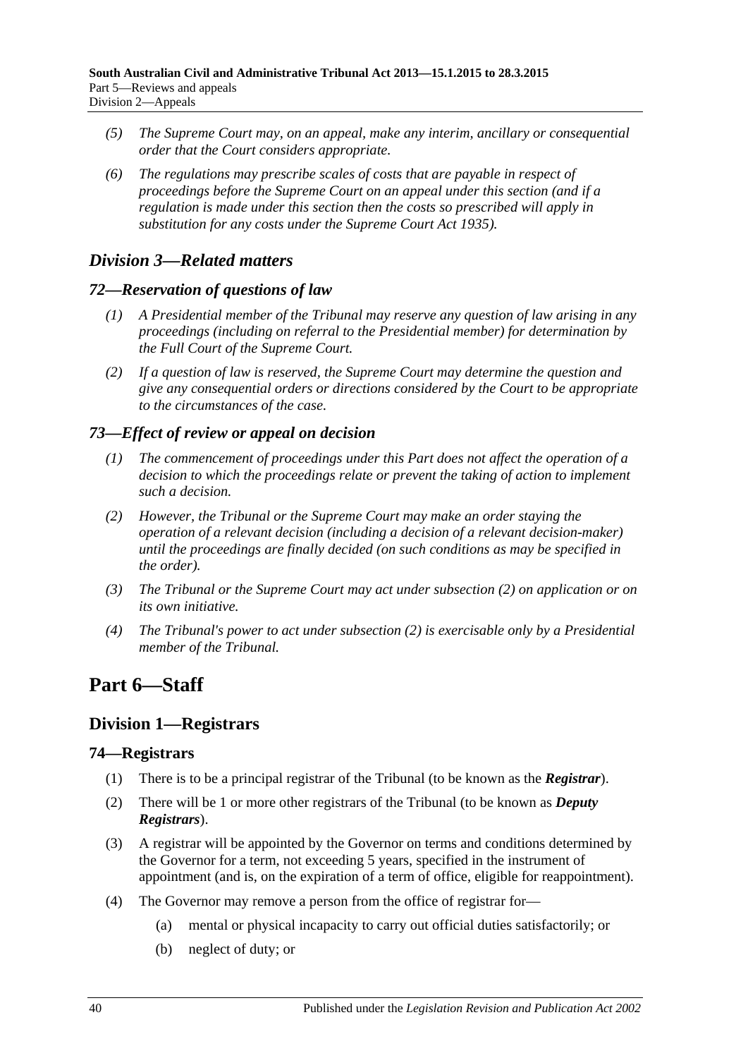*(5) The Supreme Court may, on an appeal, make any interim, ancillary or consequential order that the Court considers appropriate.*

*(6) The regulations may prescribe scales of costs that are payable in respect of proceedings before the Supreme Court on an appeal under this section (and if a regulation is made under this section then the costs so prescribed will apply in substitution for any costs under the Supreme Court Act 1935).*

## *Division 3—Related matters*

### *72—Reservation of questions of law*

*(1) A Presidential member of the Tribunal may reserve any question of law arising in any proceedings (including on referral to the Presidential member) for determination by the Full Court of the Supreme Court.*

*(2) If a question of law is reserved, the Supreme Court may determine the question and give any consequential orders or directions considered by the Court to be appropriate to the circumstances of the case.*

### *73—Effect of review or appeal on decision*

*(1) The commencement of proceedings under this Part does not affect the operation of a decision to which the proceedings relate or prevent the taking of action to implement such a decision.*

*(2) However, the Tribunal or the Supreme Court may make an order staying the operation of a relevant decision (including a decision of a relevant decision-maker) until the proceedings are finally decided (on such conditions as may be specified in the order).*

*(3) The Tribunal or the Supreme Court may act under subsection (2) on application or on its own initiative.*

*(4) The Tribunal's power to act under subsection (2) is exercisable only by a Presidential member of the Tribunal.*

# Part 6—Staff

## Division 1—Registrars

### 74—Registrars

(1) There is to be a principal registrar of the Tribunal (to be known as the ***Registrar***).

(2) There will be 1 or more other registrars of the Tribunal (to be known as ***Deputy Registrars***).

(3) A registrar will be appointed by the Governor on terms and conditions determined by the Governor for a term, not exceeding 5 years, specified in the instrument of appointment (and is, on the expiration of a term of office, eligible for reappointment).

(4) The Governor may remove a person from the office of registrar for—

(a) mental or physical incapacity to carry out official duties satisfactorily; or

(b) neglect of duty; or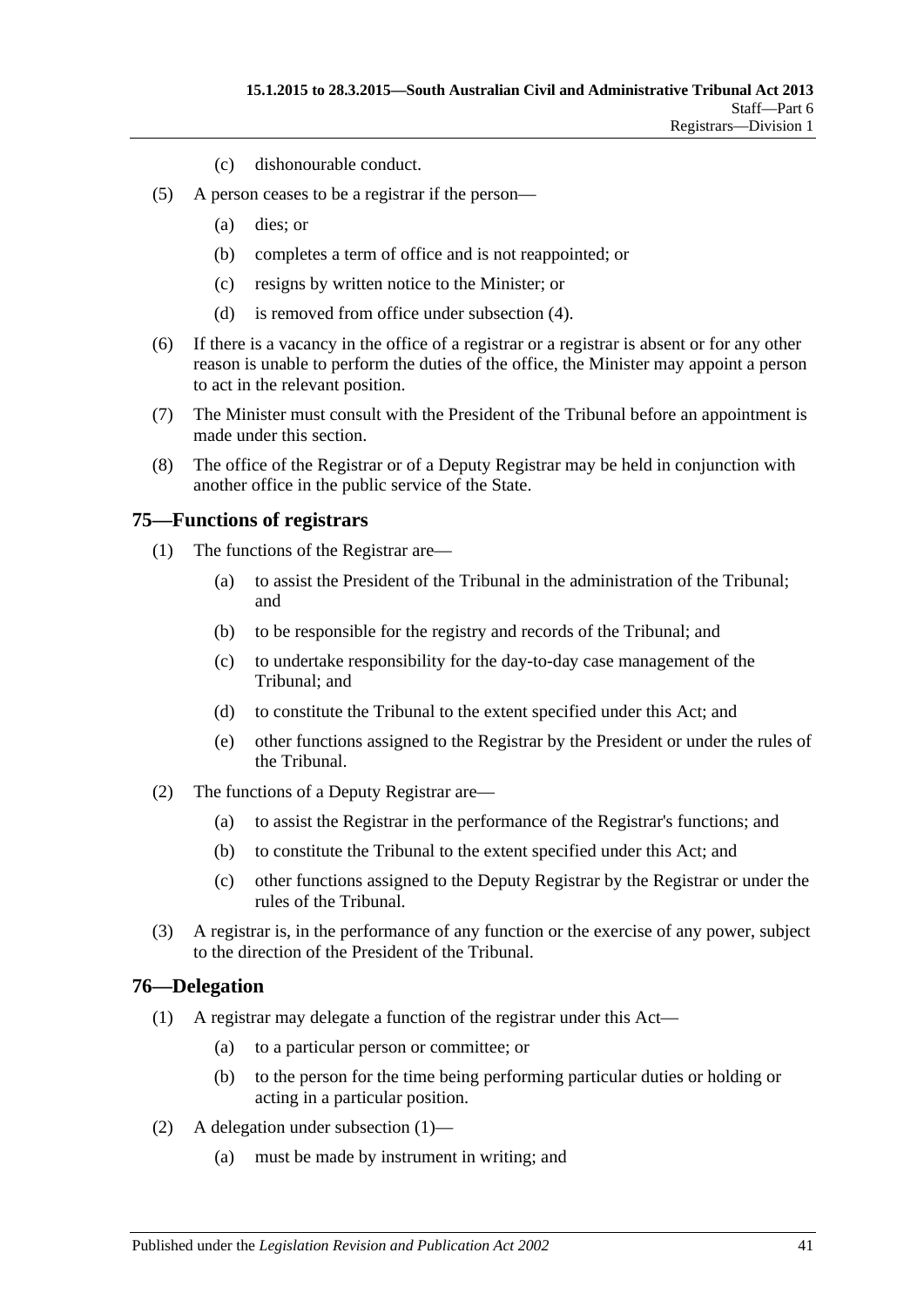(c) dishonourable conduct.

(5) A person ceases to be a registrar if the person—

(a) dies; or

(b) completes a term of office and is not reappointed; or

(c) resigns by written notice to the Minister; or

(d) is removed from office under subsection (4).

(6) If there is a vacancy in the office of a registrar or a registrar is absent or for any other reason is unable to perform the duties of the office, the Minister may appoint a person to act in the relevant position.

(7) The Minister must consult with the President of the Tribunal before an appointment is made under this section.

(8) The office of the Registrar or of a Deputy Registrar may be held in conjunction with another office in the public service of the State.

## 75—Functions of registrars

(1) The functions of the Registrar are—

(a) to assist the President of the Tribunal in the administration of the Tribunal; and

(b) to be responsible for the registry and records of the Tribunal; and

(c) to undertake responsibility for the day-to-day case management of the Tribunal; and

(d) to constitute the Tribunal to the extent specified under this Act; and

(e) other functions assigned to the Registrar by the President or under the rules of the Tribunal.

(2) The functions of a Deputy Registrar are—

(a) to assist the Registrar in the performance of the Registrar's functions; and

(b) to constitute the Tribunal to the extent specified under this Act; and

(c) other functions assigned to the Deputy Registrar by the Registrar or under the rules of the Tribunal.

(3) A registrar is, in the performance of any function or the exercise of any power, subject to the direction of the President of the Tribunal.

## 76—Delegation

(1) A registrar may delegate a function of the registrar under this Act—

(a) to a particular person or committee; or

(b) to the person for the time being performing particular duties or holding or acting in a particular position.

(2) A delegation under subsection (1)—

(a) must be made by instrument in writing; and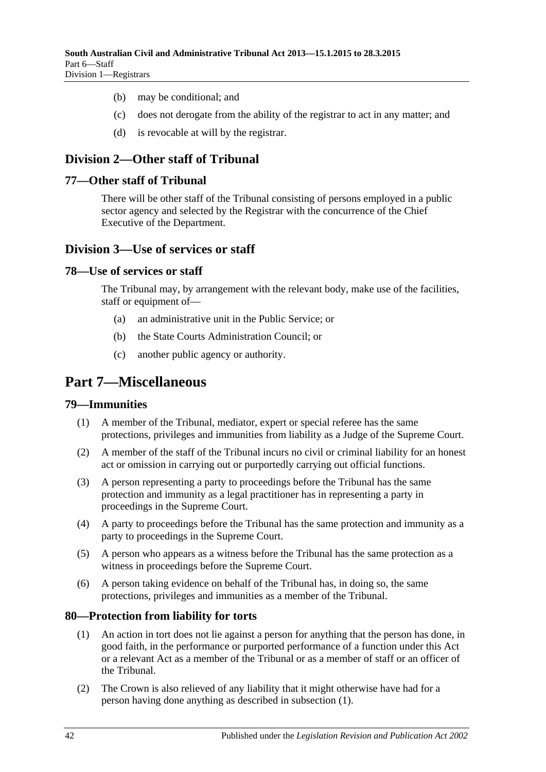(b) may be conditional; and

(c) does not derogate from the ability of the registrar to act in any matter; and

(d) is revocable at will by the registrar.

## Division 2—Other staff of Tribunal

### 77—Other staff of Tribunal

There will be other staff of the Tribunal consisting of persons employed in a public sector agency and selected by the Registrar with the concurrence of the Chief Executive of the Department.

## Division 3—Use of services or staff

### 78—Use of services or staff

The Tribunal may, by arrangement with the relevant body, make use of the facilities, staff or equipment of—

(a) an administrative unit in the Public Service; or

(b) the State Courts Administration Council; or

(c) another public agency or authority.

# Part 7—Miscellaneous

### 79—Immunities

(1) A member of the Tribunal, mediator, expert or special referee has the same protections, privileges and immunities from liability as a Judge of the Supreme Court.

(2) A member of the staff of the Tribunal incurs no civil or criminal liability for an honest act or omission in carrying out or purportedly carrying out official functions.

(3) A person representing a party to proceedings before the Tribunal has the same protection and immunity as a legal practitioner has in representing a party in proceedings in the Supreme Court.

(4) A party to proceedings before the Tribunal has the same protection and immunity as a party to proceedings in the Supreme Court.

(5) A person who appears as a witness before the Tribunal has the same protection as a witness in proceedings before the Supreme Court.

(6) A person taking evidence on behalf of the Tribunal has, in doing so, the same protections, privileges and immunities as a member of the Tribunal.

### 80—Protection from liability for torts

(1) An action in tort does not lie against a person for anything that the person has done, in good faith, in the performance or purported performance of a function under this Act or a relevant Act as a member of the Tribunal or as a member of staff or an officer of the Tribunal.

(2) The Crown is also relieved of any liability that it might otherwise have had for a person having done anything as described in subsection (1).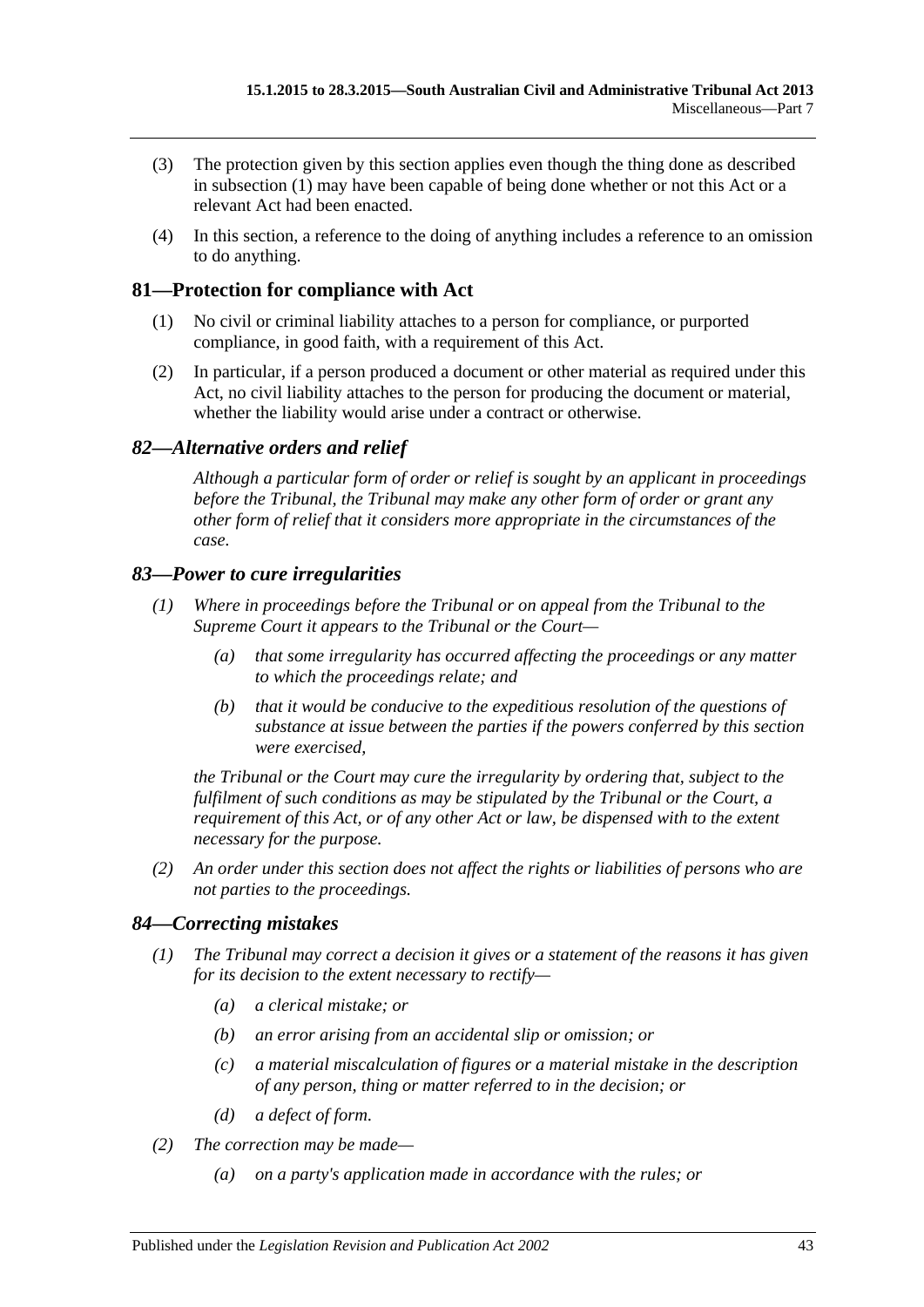(3) The protection given by this section applies even though the thing done as described in subsection (1) may have been capable of being done whether or not this Act or a relevant Act had been enacted.

(4) In this section, a reference to the doing of anything includes a reference to an omission to do anything.

## 81—Protection for compliance with Act

(1) No civil or criminal liability attaches to a person for compliance, or purported compliance, in good faith, with a requirement of this Act.

(2) In particular, if a person produced a document or other material as required under this Act, no civil liability attaches to the person for producing the document or material, whether the liability would arise under a contract or otherwise.

## *82—Alternative orders and relief*

*Although a particular form of order or relief is sought by an applicant in proceedings before the Tribunal, the Tribunal may make any other form of order or grant any other form of relief that it considers more appropriate in the circumstances of the case.*

## *83—Power to cure irregularities*

*(1) Where in proceedings before the Tribunal or on appeal from the Tribunal to the Supreme Court it appears to the Tribunal or the Court—*

*(a) that some irregularity has occurred affecting the proceedings or any matter to which the proceedings relate; and*

*(b) that it would be conducive to the expeditious resolution of the questions of substance at issue between the parties if the powers conferred by this section were exercised,*

*the Tribunal or the Court may cure the irregularity by ordering that, subject to the fulfilment of such conditions as may be stipulated by the Tribunal or the Court, a requirement of this Act, or of any other Act or law, be dispensed with to the extent necessary for the purpose.*

*(2) An order under this section does not affect the rights or liabilities of persons who are not parties to the proceedings.*

## *84—Correcting mistakes*

*(1) The Tribunal may correct a decision it gives or a statement of the reasons it has given for its decision to the extent necessary to rectify—*

*(a) a clerical mistake; or*

*(b) an error arising from an accidental slip or omission; or*

*(c) a material miscalculation of figures or a material mistake in the description of any person, thing or matter referred to in the decision; or*

*(d) a defect of form.*

*(2) The correction may be made—*

*(a) on a party's application made in accordance with the rules; or*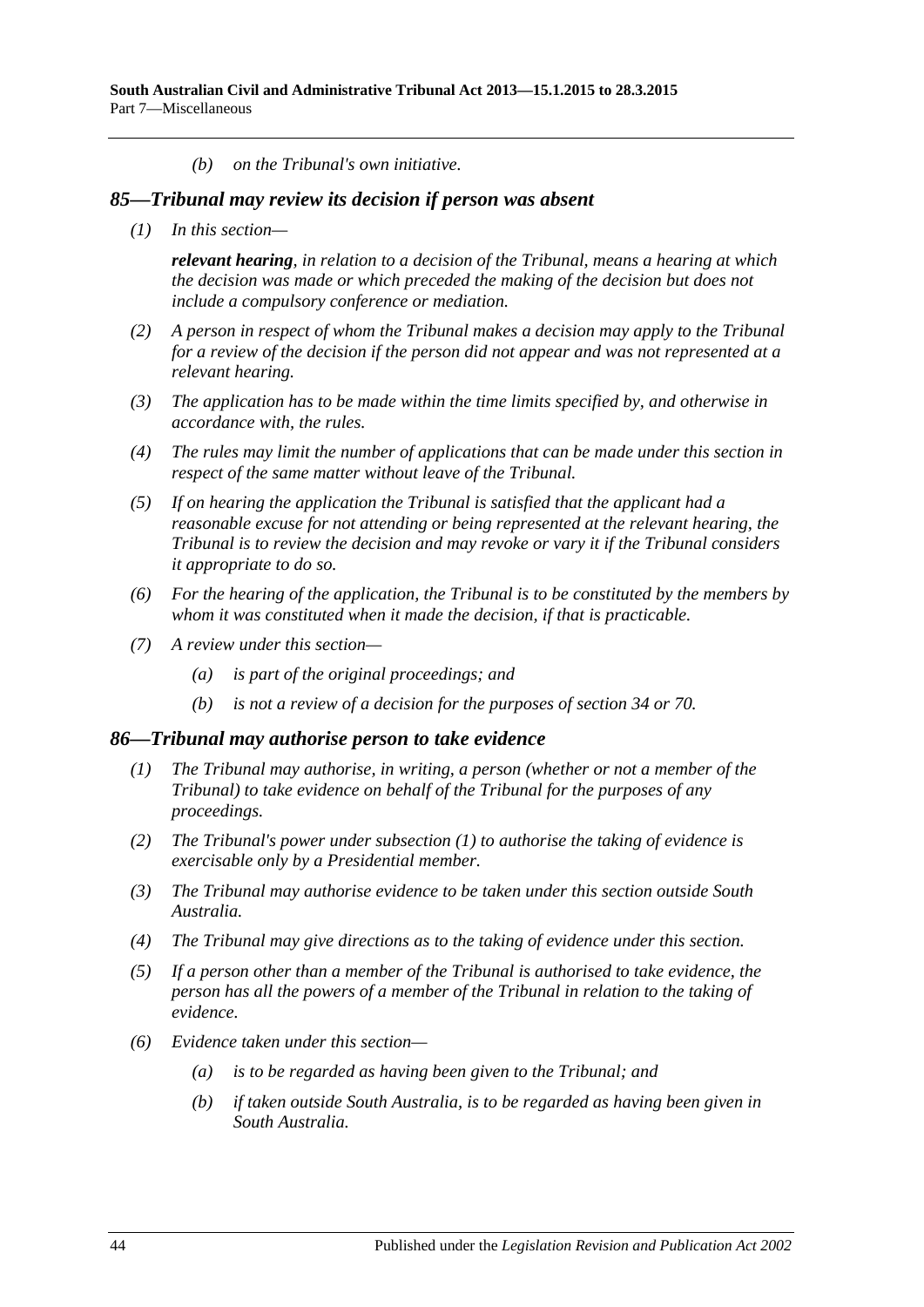*(b) on the Tribunal's own initiative.*

## *85—Tribunal may review its decision if person was absent*

*(1) In this section—*

*__relevant hearing__, in relation to a decision of the Tribunal, means a hearing at which the decision was made or which preceded the making of the decision but does not include a compulsory conference or mediation.*

*(2) A person in respect of whom the Tribunal makes a decision may apply to the Tribunal for a review of the decision if the person did not appear and was not represented at a relevant hearing.*

*(3) The application has to be made within the time limits specified by, and otherwise in accordance with, the rules.*

*(4) The rules may limit the number of applications that can be made under this section in respect of the same matter without leave of the Tribunal.*

*(5) If on hearing the application the Tribunal is satisfied that the applicant had a reasonable excuse for not attending or being represented at the relevant hearing, the Tribunal is to review the decision and may revoke or vary it if the Tribunal considers it appropriate to do so.*

*(6) For the hearing of the application, the Tribunal is to be constituted by the members by whom it was constituted when it made the decision, if that is practicable.*

*(7) A review under this section—*

*(a) is part of the original proceedings; and*

*(b) is not a review of a decision for the purposes of section 34 or 70.*

## *86—Tribunal may authorise person to take evidence*

*(1) The Tribunal may authorise, in writing, a person (whether or not a member of the Tribunal) to take evidence on behalf of the Tribunal for the purposes of any proceedings.*

*(2) The Tribunal's power under subsection (1) to authorise the taking of evidence is exercisable only by a Presidential member.*

*(3) The Tribunal may authorise evidence to be taken under this section outside South Australia.*

*(4) The Tribunal may give directions as to the taking of evidence under this section.*

*(5) If a person other than a member of the Tribunal is authorised to take evidence, the person has all the powers of a member of the Tribunal in relation to the taking of evidence.*

*(6) Evidence taken under this section—*

*(a) is to be regarded as having been given to the Tribunal; and*

*(b) if taken outside South Australia, is to be regarded as having been given in South Australia.*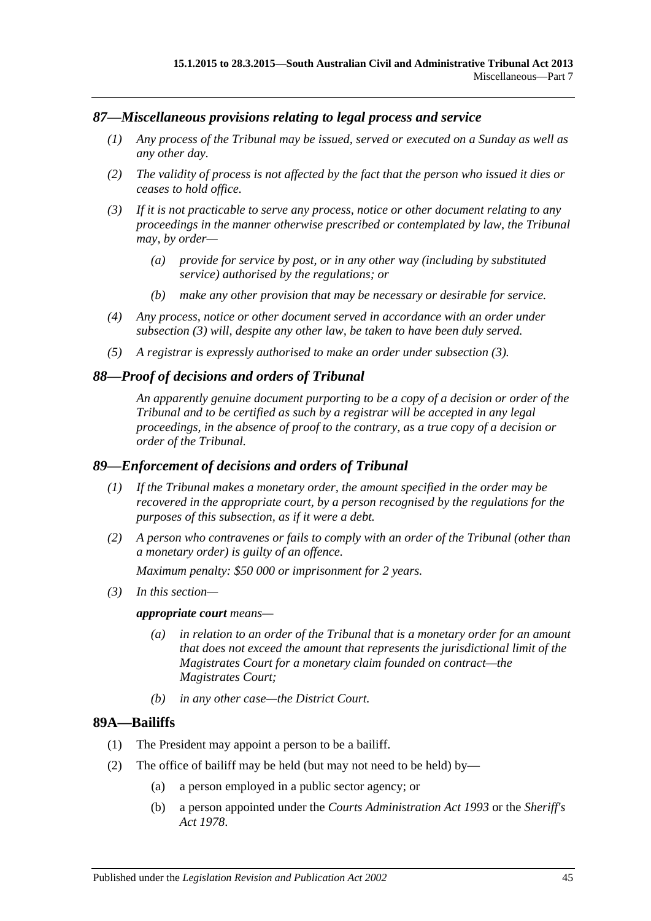### *87—Miscellaneous provisions relating to legal process and service*

*(1) Any process of the Tribunal may be issued, served or executed on a Sunday as well as any other day.*

*(2) The validity of process is not affected by the fact that the person who issued it dies or ceases to hold office.*

*(3) If it is not practicable to serve any process, notice or other document relating to any proceedings in the manner otherwise prescribed or contemplated by law, the Tribunal may, by order—*

*(a) provide for service by post, or in any other way (including by substituted service) authorised by the regulations; or*

*(b) make any other provision that may be necessary or desirable for service.*

*(4) Any process, notice or other document served in accordance with an order under subsection (3) will, despite any other law, be taken to have been duly served.*

*(5) A registrar is expressly authorised to make an order under subsection (3).*

### *88—Proof of decisions and orders of Tribunal*

*An apparently genuine document purporting to be a copy of a decision or order of the Tribunal and to be certified as such by a registrar will be accepted in any legal proceedings, in the absence of proof to the contrary, as a true copy of a decision or order of the Tribunal.*

### *89—Enforcement of decisions and orders of Tribunal*

*(1) If the Tribunal makes a monetary order, the amount specified in the order may be recovered in the appropriate court, by a person recognised by the regulations for the purposes of this subsection, as if it were a debt.*

*(2) A person who contravenes or fails to comply with an order of the Tribunal (other than a monetary order) is guilty of an offence.*

*Maximum penalty: $50 000 or imprisonment for 2 years.*

*(3) In this section—*

***appropriate court** means—*

*(a) in relation to an order of the Tribunal that is a monetary order for an amount that does not exceed the amount that represents the jurisdictional limit of the Magistrates Court for a monetary claim founded on contract—the Magistrates Court;*

*(b) in any other case—the District Court.*

### 89A—Bailiffs

(1) The President may appoint a person to be a bailiff.

(2) The office of bailiff may be held (but may not need to be held) by—

(a) a person employed in a public sector agency; or

(b) a person appointed under the *Courts Administration Act 1993* or the *Sheriff's Act 1978*.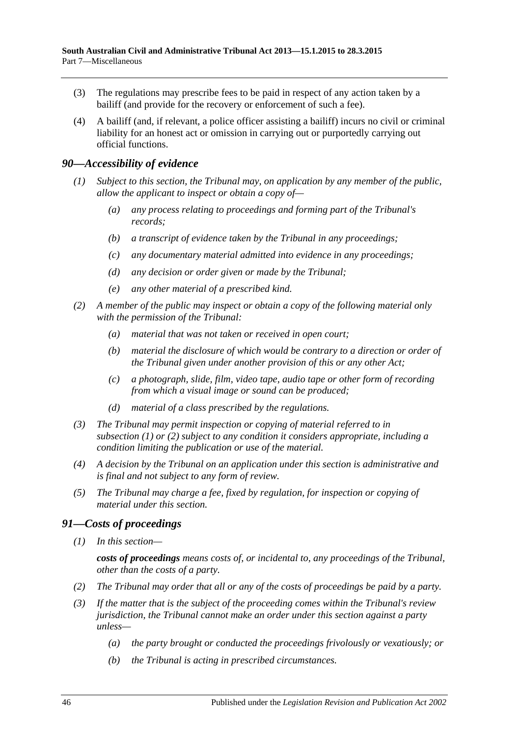(3) The regulations may prescribe fees to be paid in respect of any action taken by a bailiff (and provide for the recovery or enforcement of such a fee).

(4) A bailiff (and, if relevant, a police officer assisting a bailiff) incurs no civil or criminal liability for an honest act or omission in carrying out or purportedly carrying out official functions.

## *90—Accessibility of evidence*

*(1) Subject to this section, the Tribunal may, on application by any member of the public, allow the applicant to inspect or obtain a copy of—*

*(a) any process relating to proceedings and forming part of the Tribunal's records;*

*(b) a transcript of evidence taken by the Tribunal in any proceedings;*

*(c) any documentary material admitted into evidence in any proceedings;*

*(d) any decision or order given or made by the Tribunal;*

*(e) any other material of a prescribed kind.*

*(2) A member of the public may inspect or obtain a copy of the following material only with the permission of the Tribunal:*

*(a) material that was not taken or received in open court;*

*(b) material the disclosure of which would be contrary to a direction or order of the Tribunal given under another provision of this or any other Act;*

*(c) a photograph, slide, film, video tape, audio tape or other form of recording from which a visual image or sound can be produced;*

*(d) material of a class prescribed by the regulations.*

*(3) The Tribunal may permit inspection or copying of material referred to in subsection (1) or (2) subject to any condition it considers appropriate, including a condition limiting the publication or use of the material.*

*(4) A decision by the Tribunal on an application under this section is administrative and is final and not subject to any form of review.*

*(5) The Tribunal may charge a fee, fixed by regulation, for inspection or copying of material under this section.*

## *91—Costs of proceedings*

*(1) In this section—*

***costs of proceedings** means costs of, or incidental to, any proceedings of the Tribunal, other than the costs of a party.*

*(2) The Tribunal may order that all or any of the costs of proceedings be paid by a party.*

*(3) If the matter that is the subject of the proceeding comes within the Tribunal's review jurisdiction, the Tribunal cannot make an order under this section against a party unless—*

*(a) the party brought or conducted the proceedings frivolously or vexatiously; or*

*(b) the Tribunal is acting in prescribed circumstances.*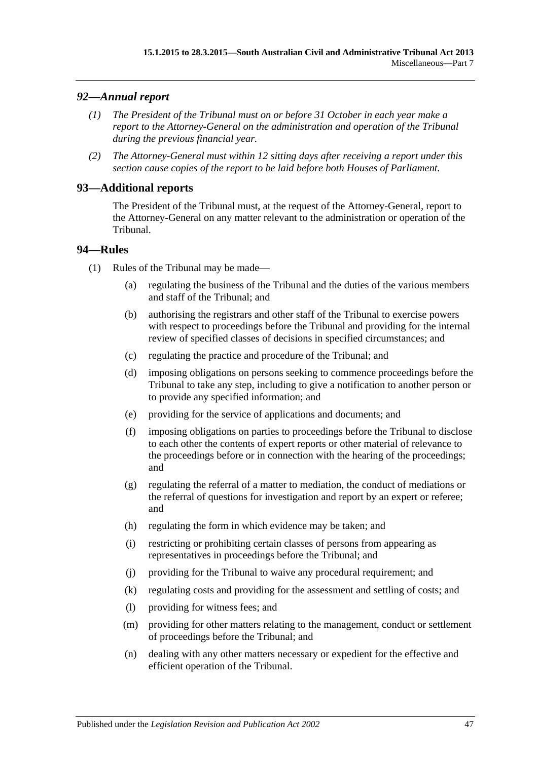## *92—Annual report*

*(1) The President of the Tribunal must on or before 31 October in each year make a report to the Attorney-General on the administration and operation of the Tribunal during the previous financial year.*

*(2) The Attorney-General must within 12 sitting days after receiving a report under this section cause copies of the report to be laid before both Houses of Parliament.*

## 93—Additional reports

The President of the Tribunal must, at the request of the Attorney-General, report to the Attorney-General on any matter relevant to the administration or operation of the Tribunal.

## 94—Rules

(1) Rules of the Tribunal may be made—

(a) regulating the business of the Tribunal and the duties of the various members and staff of the Tribunal; and

(b) authorising the registrars and other staff of the Tribunal to exercise powers with respect to proceedings before the Tribunal and providing for the internal review of specified classes of decisions in specified circumstances; and

(c) regulating the practice and procedure of the Tribunal; and

(d) imposing obligations on persons seeking to commence proceedings before the Tribunal to take any step, including to give a notification to another person or to provide any specified information; and

(e) providing for the service of applications and documents; and

(f) imposing obligations on parties to proceedings before the Tribunal to disclose to each other the contents of expert reports or other material of relevance to the proceedings before or in connection with the hearing of the proceedings; and

(g) regulating the referral of a matter to mediation, the conduct of mediations or the referral of questions for investigation and report by an expert or referee; and

(h) regulating the form in which evidence may be taken; and

(i) restricting or prohibiting certain classes of persons from appearing as representatives in proceedings before the Tribunal; and

(j) providing for the Tribunal to waive any procedural requirement; and

(k) regulating costs and providing for the assessment and settling of costs; and

(l) providing for witness fees; and

(m) providing for other matters relating to the management, conduct or settlement of proceedings before the Tribunal; and

(n) dealing with any other matters necessary or expedient for the effective and efficient operation of the Tribunal.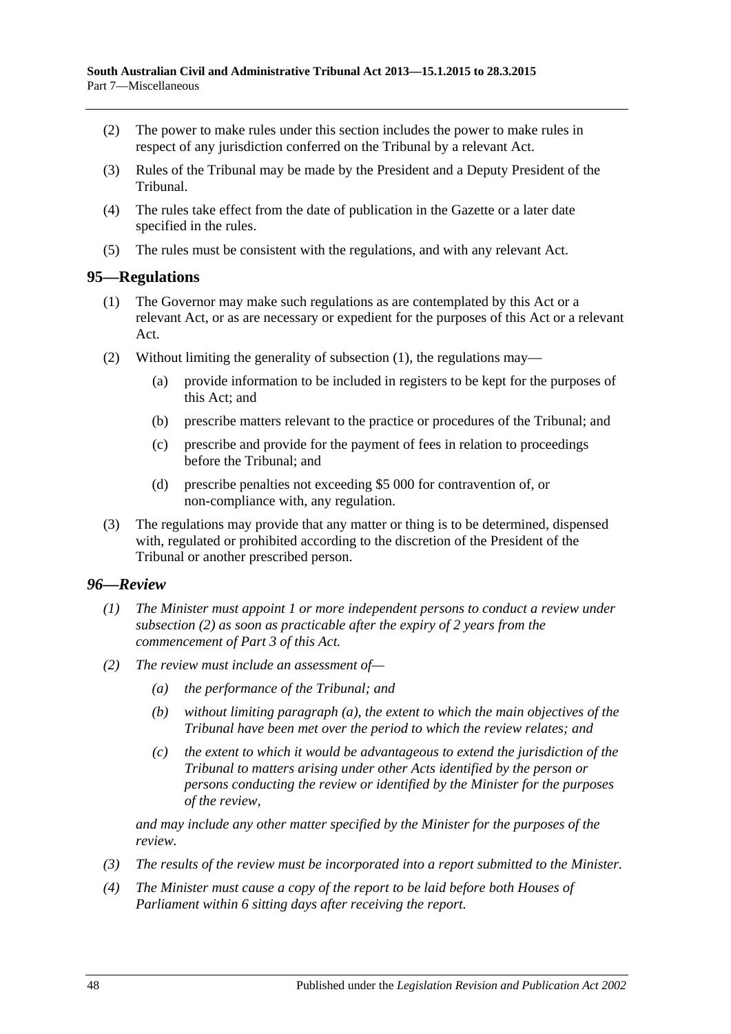(2) The power to make rules under this section includes the power to make rules in respect of any jurisdiction conferred on the Tribunal by a relevant Act.

(3) Rules of the Tribunal may be made by the President and a Deputy President of the Tribunal.

(4) The rules take effect from the date of publication in the Gazette or a later date specified in the rules.

(5) The rules must be consistent with the regulations, and with any relevant Act.

## 95—Regulations

(1) The Governor may make such regulations as are contemplated by this Act or a relevant Act, or as are necessary or expedient for the purposes of this Act or a relevant Act.

(2) Without limiting the generality of subsection (1), the regulations may—

- (a) provide information to be included in registers to be kept for the purposes of this Act; and
- (b) prescribe matters relevant to the practice or procedures of the Tribunal; and
- (c) prescribe and provide for the payment of fees in relation to proceedings before the Tribunal; and
- (d) prescribe penalties not exceeding $5 000 for contravention of, or non-compliance with, any regulation.

(3) The regulations may provide that any matter or thing is to be determined, dispensed with, regulated or prohibited according to the discretion of the President of the Tribunal or another prescribed person.

## *96—Review*

*(1) The Minister must appoint 1 or more independent persons to conduct a review under subsection (2) as soon as practicable after the expiry of 2 years from the commencement of Part 3 of this Act.*

*(2) The review must include an assessment of—*

- *(a) the performance of the Tribunal; and*
- *(b) without limiting paragraph (a), the extent to which the main objectives of the Tribunal have been met over the period to which the review relates; and*
- *(c) the extent to which it would be advantageous to extend the jurisdiction of the Tribunal to matters arising under other Acts identified by the person or persons conducting the review or identified by the Minister for the purposes of the review,*

*and may include any other matter specified by the Minister for the purposes of the review.*

*(3) The results of the review must be incorporated into a report submitted to the Minister.*

*(4) The Minister must cause a copy of the report to be laid before both Houses of Parliament within 6 sitting days after receiving the report.*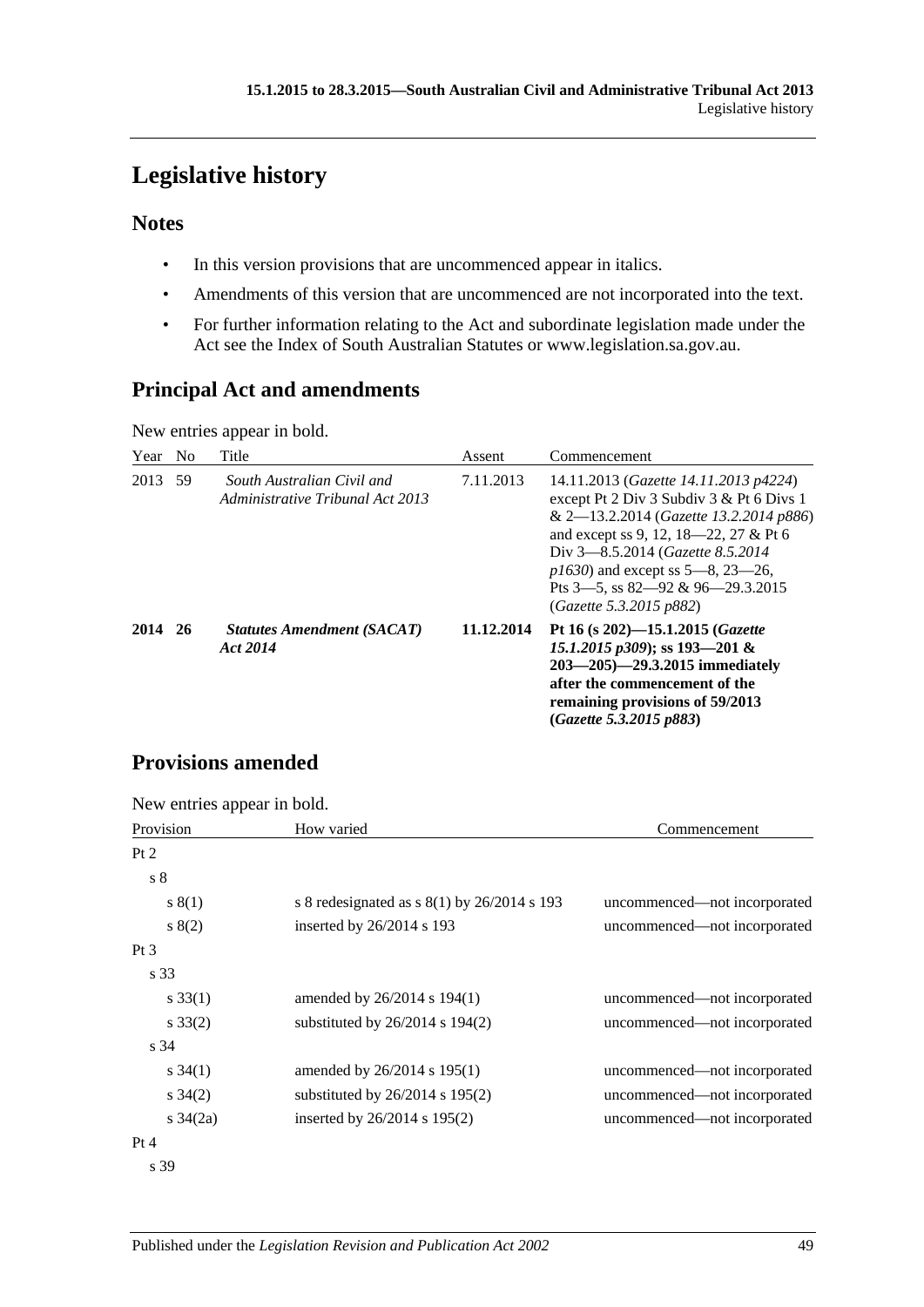# Legislative history

## Notes

- In this version provisions that are uncommenced appear in italics.
- Amendments of this version that are uncommenced are not incorporated into the text.
- For further information relating to the Act and subordinate legislation made under the Act see the Index of South Australian Statutes or www.legislation.sa.gov.au.

## Principal Act and amendments

New entries appear in bold.

| Year | No | Title | Assent | Commencement |
|---|---|---|---|---|
| 2013 | 59 | *South Australian Civil and Administrative Tribunal Act 2013* | 7.11.2013 | 14.11.2013 (*Gazette 14.11.2013 p4224*) except Pt 2 Div 3 Subdiv 3 & Pt 6 Divs 1 & 2—13.2.2014 (*Gazette 13.2.2014 p886*) and except ss 9, 12, 18—22, 27 & Pt 6 Div 3—8.5.2014 (*Gazette 8.5.2014 p1630*) and except ss 5—8, 23—26, Pts 3—5, ss 82—92 & 96—29.3.2015 (*Gazette 5.3.2015 p882*) |
| **2014** | **26** | ***Statutes Amendment (SACAT) Act 2014*** | **11.12.2014** | **Pt 16 (s 202)—15.1.2015 (*Gazette 15.1.2015 p309*); ss 193—201 & 203—205)—29.3.2015 immediately after the commencement of the remaining provisions of 59/2013 (*Gazette 5.3.2015 p883*)** |

## Provisions amended

New entries appear in bold.

| Provision | How varied | Commencement |
|---|---|---|
| Pt 2 | | |
| s 8 | | |
| s 8(1) | s 8 redesignated as s 8(1) by 26/2014 s 193 | uncommenced—not incorporated |
| s 8(2) | inserted by 26/2014 s 193 | uncommenced—not incorporated |
| Pt 3 | | |
| s 33 | | |
| s 33(1) | amended by 26/2014 s 194(1) | uncommenced—not incorporated |
| s 33(2) | substituted by 26/2014 s 194(2) | uncommenced—not incorporated |
| s 34 | | |
| s 34(1) | amended by 26/2014 s 195(1) | uncommenced—not incorporated |
| s 34(2) | substituted by 26/2014 s 195(2) | uncommenced—not incorporated |
| s 34(2a) | inserted by 26/2014 s 195(2) | uncommenced—not incorporated |
| Pt 4 | | |
| s 39 | | |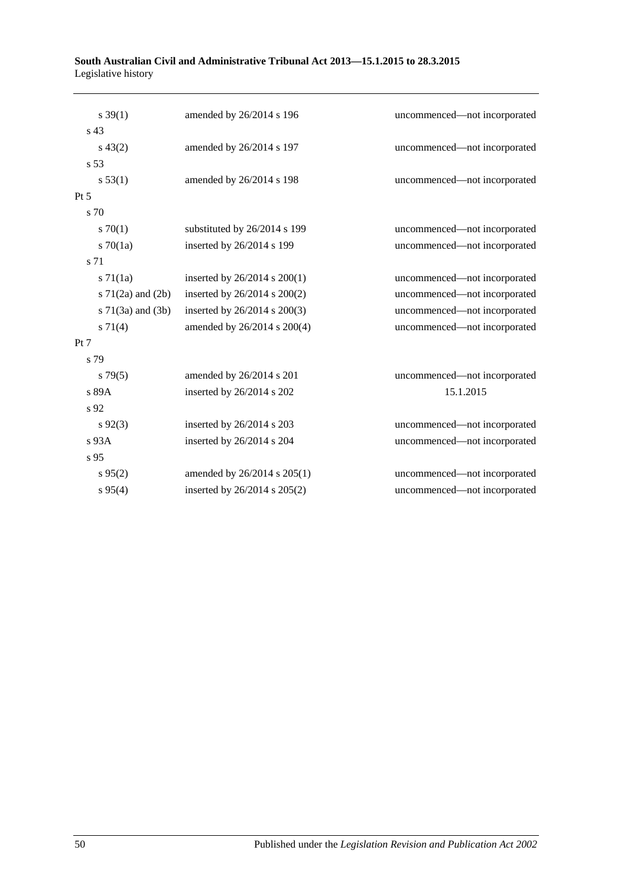| | | |
|---|---|---|
| s 39(1) | amended by 26/2014 s 196 | uncommenced—not incorporated |
| s 43 | | |
| s 43(2) | amended by 26/2014 s 197 | uncommenced—not incorporated |
| s 53 | | |
| s 53(1) | amended by 26/2014 s 198 | uncommenced—not incorporated |
| Pt 5 | | |
| s 70 | | |
| s 70(1) | substituted by 26/2014 s 199 | uncommenced—not incorporated |
| s 70(1a) | inserted by 26/2014 s 199 | uncommenced—not incorporated |
| s 71 | | |
| s 71(1a) | inserted by 26/2014 s 200(1) | uncommenced—not incorporated |
| s 71(2a) and (2b) | inserted by 26/2014 s 200(2) | uncommenced—not incorporated |
| s 71(3a) and (3b) | inserted by 26/2014 s 200(3) | uncommenced—not incorporated |
| s 71(4) | amended by 26/2014 s 200(4) | uncommenced—not incorporated |
| Pt 7 | | |
| s 79 | | |
| s 79(5) | amended by 26/2014 s 201 | uncommenced—not incorporated |
| s 89A | inserted by 26/2014 s 202 | 15.1.2015 |
| s 92 | | |
| s 92(3) | inserted by 26/2014 s 203 | uncommenced—not incorporated |
| s 93A | inserted by 26/2014 s 204 | uncommenced—not incorporated |
| s 95 | | |
| s 95(2) | amended by 26/2014 s 205(1) | uncommenced—not incorporated |
| s 95(4) | inserted by 26/2014 s 205(2) | uncommenced—not incorporated |